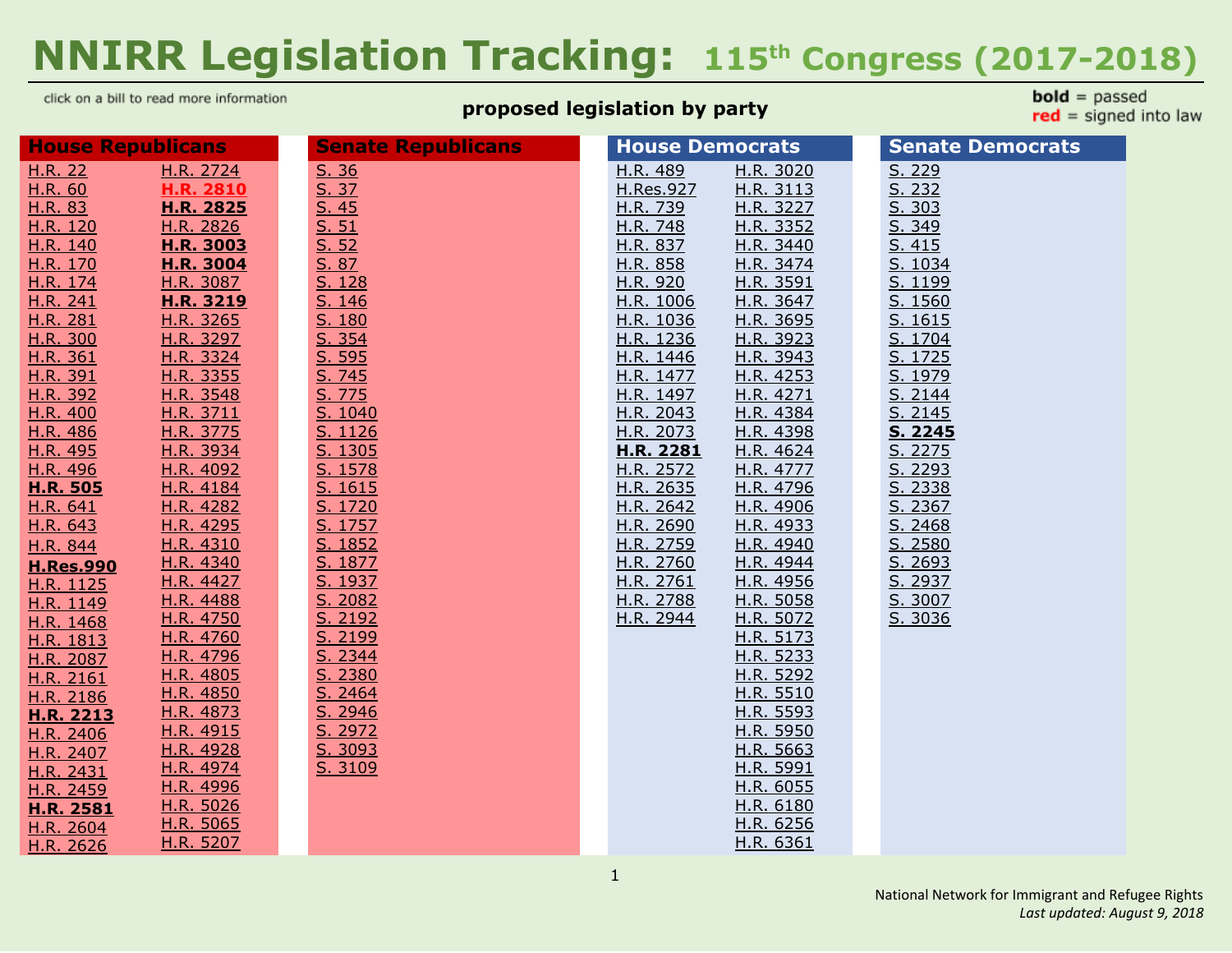# NNIRR Legislation Tracking: 115th Congress (2017-2018)

click on a bill to read more information

**proposed legislation by party**

**bold** = passed
red = signed into law

## House Republicans

H.R. 22
H.R. 60
H.R. 83
H.R. 120
H.R. 140
H.R. 170
H.R. 174
H.R. 241
H.R. 281
H.R. 300
H.R. 361
H.R. 391
H.R. 392
H.R. 400
H.R. 486
H.R. 495
H.R. 496
**H.R. 505**
H.R. 641
H.R. 643
H.R. 844
**H.Res.990**
H.R. 1125
H.R. 1149
H.R. 1468
H.R. 1813
H.R. 2087
H.R. 2161
H.R. 2186
**H.R. 2213**
H.R. 2406
H.R. 2407
H.R. 2431
H.R. 2459
**H.R. 2581**
H.R. 2604
H.R. 2626
H.R. 2724
**H.R. 2810** (signed into law)
**H.R. 2825**
H.R. 2826
**H.R. 3003**
**H.R. 3004**
H.R. 3087
**H.R. 3219**
H.R. 3265
H.R. 3297
H.R. 3324
H.R. 3355
H.R. 3548
H.R. 3711
H.R. 3775
H.R. 3934
H.R. 4092
H.R. 4184
H.R. 4282
H.R. 4295
H.R. 4310
H.R. 4340
H.R. 4427
H.R. 4488
H.R. 4750
H.R. 4760
H.R. 4796
H.R. 4805
H.R. 4850
H.R. 4873
H.R. 4915
H.R. 4928
H.R. 4974
H.R. 4996
H.R. 5026
H.R. 5065
H.R. 5207

## Senate Republicans

S. 36
S. 37
S. 45
S. 51
S. 52
S. 87
S. 128
S. 146
S. 180
S. 354
S. 595
S. 745
S. 775
S. 1040
S. 1126
S. 1305
S. 1578
S. 1615
S. 1720
S. 1757
S. 1852
S. 1877
S. 1937
S. 2082
S. 2192
S. 2199
S. 2344
S. 2380
S. 2464
S. 2946
S. 2972
S. 3093
S. 3109

## House Democrats

H.R. 489
H.Res.927
H.R. 739
H.R. 748
H.R. 837
H.R. 858
H.R. 920
H.R. 1006
H.R. 1036
H.R. 1236
H.R. 1446
H.R. 1477
H.R. 1497
H.R. 2043
H.R. 2073
**H.R. 2281**
H.R. 2572
H.R. 2635
H.R. 2642
H.R. 2690
H.R. 2759
H.R. 2760
H.R. 2761
H.R. 2788
H.R. 2944
H.R. 3020
H.R. 3113
H.R. 3227
H.R. 3352
H.R. 3440
H.R. 3474
H.R. 3591
H.R. 3647
H.R. 3695
H.R. 3923
H.R. 3943
H.R. 4253
H.R. 4271
H.R. 4384
H.R. 4398
H.R. 4624
H.R. 4777
H.R. 4796
H.R. 4906
H.R. 4933
H.R. 4940
H.R. 4944
H.R. 4956
H.R. 5058
H.R. 5072
H.R. 5173
H.R. 5233
H.R. 5292
H.R. 5510
H.R. 5593
H.R. 5950
H.R. 5663
H.R. 5991
H.R. 6055
H.R. 6180
H.R. 6256
H.R. 6361

## Senate Democrats

S. 229
S. 232
S. 303
S. 349
S. 415
S. 1034
S. 1199
S. 1560
S. 1615
S. 1704
S. 1725
S. 1979
S. 2144
S. 2145
**S. 2245**
S. 2275
S. 2293
S. 2338
S. 2367
S. 2468
S. 2580
S. 2693
S. 2937
S. 3007
S. 3036

National Network for Immigrant and Refugee Rights
*Last updated: August 9, 2018*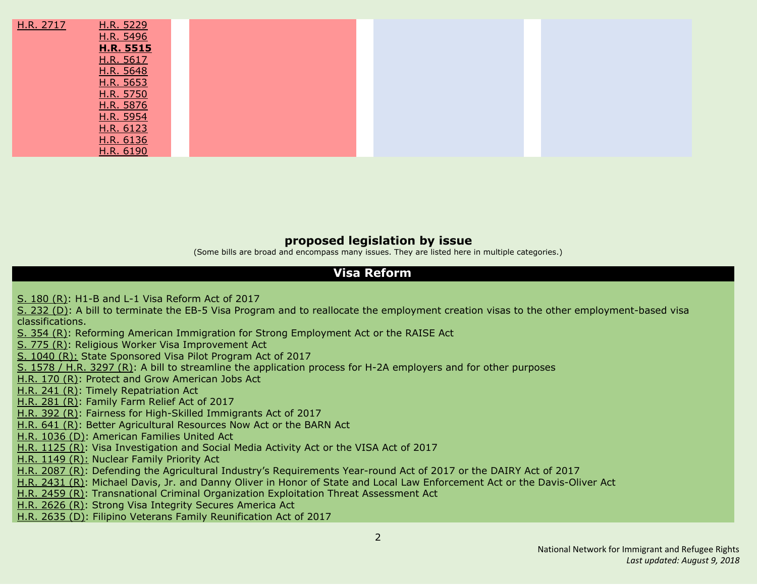| | | | | |
|---|---|---|---|---|
| H.R. 2717 | H.R. 5229<br>H.R. 5496<br>**H.R. 5515**<br>H.R. 5617<br>H.R. 5648<br>H.R. 5653<br>H.R. 5750<br>H.R. 5876<br>H.R. 5954<br>H.R. 6123<br>H.R. 6136<br>H.R. 6190 | | | |

## proposed legislation by issue

(Some bills are broad and encompass many issues. They are listed here in multiple categories.)

### Visa Reform

S. 180 (R): H1-B and L-1 Visa Reform Act of 2017
S. 232 (D): A bill to terminate the EB-5 Visa Program and to reallocate the employment creation visas to the other employment-based visa classifications.
S. 354 (R): Reforming American Immigration for Strong Employment Act or the RAISE Act
S. 775 (R): Religious Worker Visa Improvement Act
S. 1040 (R): State Sponsored Visa Pilot Program Act of 2017
S. 1578 / H.R. 3297 (R): A bill to streamline the application process for H-2A employers and for other purposes
H.R. 170 (R): Protect and Grow American Jobs Act
H.R. 241 (R): Timely Repatriation Act
H.R. 281 (R): Family Farm Relief Act of 2017
H.R. 392 (R): Fairness for High-Skilled Immigrants Act of 2017
H.R. 641 (R): Better Agricultural Resources Now Act or the BARN Act
H.R. 1036 (D): American Families United Act
H.R. 1125 (R): Visa Investigation and Social Media Activity Act or the VISA Act of 2017
H.R. 1149 (R): Nuclear Family Priority Act
H.R. 2087 (R): Defending the Agricultural Industry's Requirements Year-round Act of 2017 or the DAIRY Act of 2017
H.R. 2431 (R): Michael Davis, Jr. and Danny Oliver in Honor of State and Local Law Enforcement Act or the Davis-Oliver Act
H.R. 2459 (R): Transnational Criminal Organization Exploitation Threat Assessment Act
H.R. 2626 (R): Strong Visa Integrity Secures America Act
H.R. 2635 (D): Filipino Veterans Family Reunification Act of 2017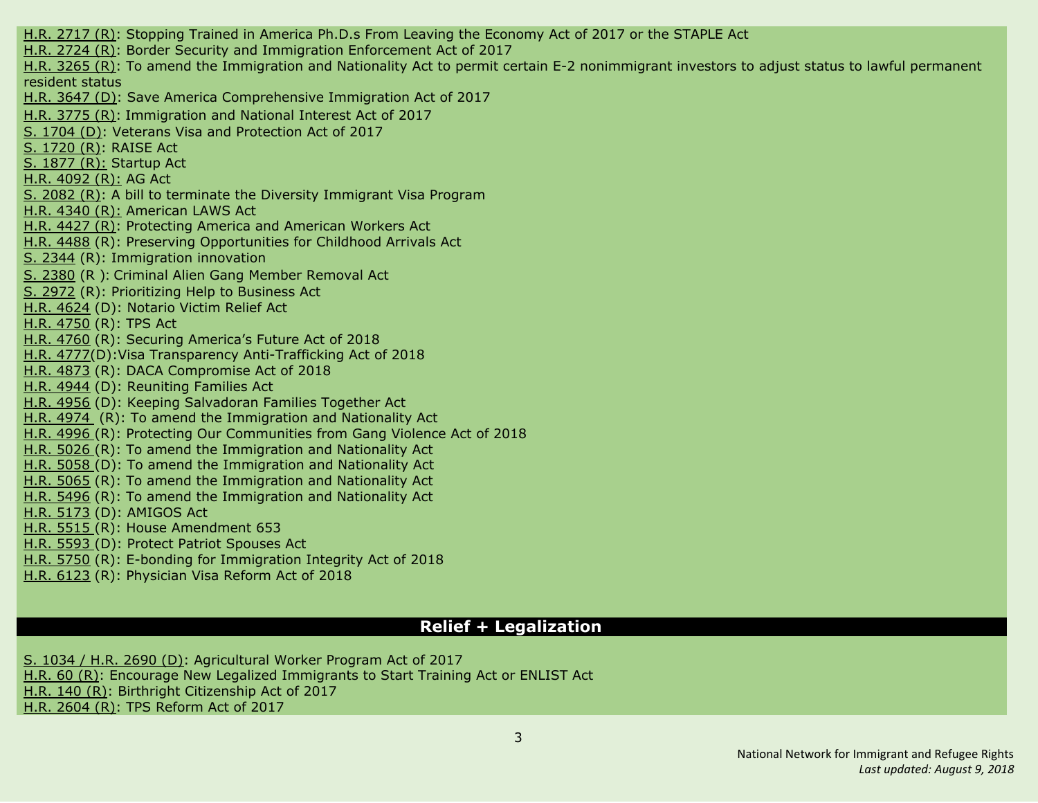H.R. 2717 (R): Stopping Trained in America Ph.D.s From Leaving the Economy Act of 2017 or the STAPLE Act
H.R. 2724 (R): Border Security and Immigration Enforcement Act of 2017
H.R. 3265 (R): To amend the Immigration and Nationality Act to permit certain E-2 nonimmigrant investors to adjust status to lawful permanent resident status
H.R. 3647 (D): Save America Comprehensive Immigration Act of 2017
H.R. 3775 (R): Immigration and National Interest Act of 2017
S. 1704 (D): Veterans Visa and Protection Act of 2017
S. 1720 (R): RAISE Act
S. 1877 (R): Startup Act
H.R. 4092 (R): AG Act
S. 2082 (R): A bill to terminate the Diversity Immigrant Visa Program
H.R. 4340 (R): American LAWS Act
H.R. 4427 (R): Protecting America and American Workers Act
H.R. 4488 (R): Preserving Opportunities for Childhood Arrivals Act
S. 2344 (R): Immigration innovation
S. 2380 (R ): Criminal Alien Gang Member Removal Act
S. 2972 (R): Prioritizing Help to Business Act
H.R. 4624 (D): Notario Victim Relief Act
H.R. 4750 (R): TPS Act
H.R. 4760 (R): Securing America's Future Act of 2018
H.R. 4777(D):Visa Transparency Anti-Trafficking Act of 2018
H.R. 4873 (R): DACA Compromise Act of 2018
H.R. 4944 (D): Reuniting Families Act
H.R. 4956 (D): Keeping Salvadoran Families Together Act
H.R. 4974 (R): To amend the Immigration and Nationality Act
H.R. 4996 (R): Protecting Our Communities from Gang Violence Act of 2018
H.R. 5026 (R): To amend the Immigration and Nationality Act
H.R. 5058 (D): To amend the Immigration and Nationality Act
H.R. 5065 (R): To amend the Immigration and Nationality Act
H.R. 5496 (R): To amend the Immigration and Nationality Act
H.R. 5173 (D): AMIGOS Act
H.R. 5515 (R): House Amendment 653
H.R. 5593 (D): Protect Patriot Spouses Act
H.R. 5750 (R): E-bonding for Immigration Integrity Act of 2018
H.R. 6123 (R): Physician Visa Reform Act of 2018

## Relief + Legalization

S. 1034 / H.R. 2690 (D): Agricultural Worker Program Act of 2017
H.R. 60 (R): Encourage New Legalized Immigrants to Start Training Act or ENLIST Act
H.R. 140 (R): Birthright Citizenship Act of 2017
H.R. 2604 (R): TPS Reform Act of 2017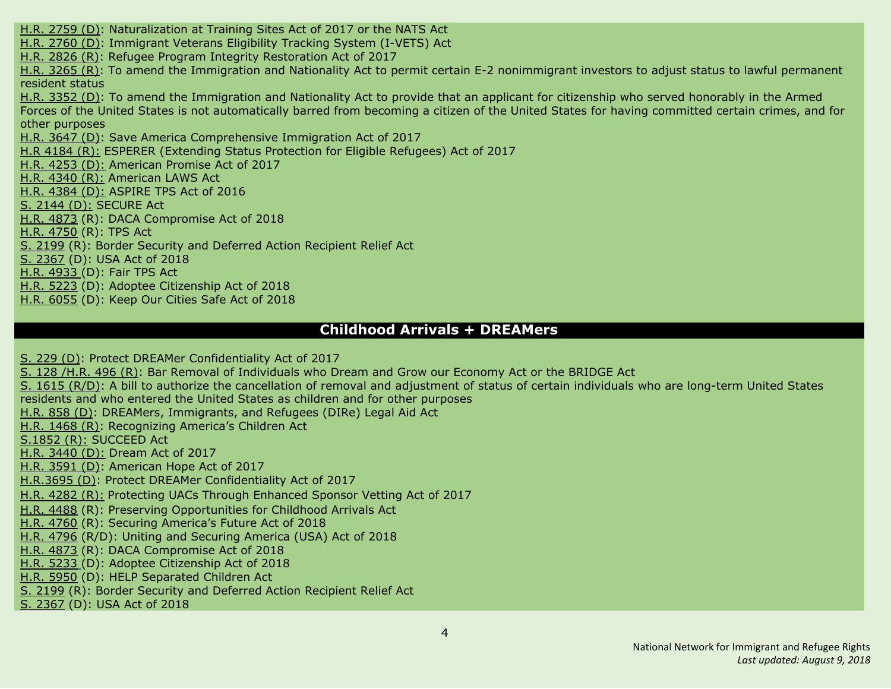H.R. 2759 (D): Naturalization at Training Sites Act of 2017 or the NATS Act
H.R. 2760 (D): Immigrant Veterans Eligibility Tracking System (I-VETS) Act
H.R. 2826 (R): Refugee Program Integrity Restoration Act of 2017
H.R. 3265 (R): To amend the Immigration and Nationality Act to permit certain E-2 nonimmigrant investors to adjust status to lawful permanent resident status
H.R. 3352 (D): To amend the Immigration and Nationality Act to provide that an applicant for citizenship who served honorably in the Armed Forces of the United States is not automatically barred from becoming a citizen of the United States for having committed certain crimes, and for other purposes
H.R. 3647 (D): Save America Comprehensive Immigration Act of 2017
H.R 4184 (R): ESPERER (Extending Status Protection for Eligible Refugees) Act of 2017
H.R. 4253 (D): American Promise Act of 2017
H.R. 4340 (R): American LAWS Act
H.R. 4384 (D): ASPIRE TPS Act of 2016
S. 2144 (D): SECURE Act
H.R. 4873 (R): DACA Compromise Act of 2018
H.R. 4750 (R): TPS Act
S. 2199 (R): Border Security and Deferred Action Recipient Relief Act
S. 2367 (D): USA Act of 2018
H.R. 4933 (D): Fair TPS Act
H.R. 5223 (D): Adoptee Citizenship Act of 2018
H.R. 6055 (D): Keep Our Cities Safe Act of 2018

## Childhood Arrivals + DREAMers

S. 229 (D): Protect DREAMer Confidentiality Act of 2017
S. 128 /H.R. 496 (R): Bar Removal of Individuals who Dream and Grow our Economy Act or the BRIDGE Act
S. 1615 (R/D): A bill to authorize the cancellation of removal and adjustment of status of certain individuals who are long-term United States residents and who entered the United States as children and for other purposes
H.R. 858 (D): DREAMers, Immigrants, and Refugees (DIRe) Legal Aid Act
H.R. 1468 (R): Recognizing America's Children Act
S.1852 (R): SUCCEED Act
H.R. 3440 (D): Dream Act of 2017
H.R. 3591 (D): American Hope Act of 2017
H.R.3695 (D): Protect DREAMer Confidentiality Act of 2017
H.R. 4282 (R): Protecting UACs Through Enhanced Sponsor Vetting Act of 2017
H.R. 4488 (R): Preserving Opportunities for Childhood Arrivals Act
H.R. 4760 (R): Securing America's Future Act of 2018
H.R. 4796 (R/D): Uniting and Securing America (USA) Act of 2018
H.R. 4873 (R): DACA Compromise Act of 2018
H.R. 5233 (D): Adoptee Citizenship Act of 2018
H.R. 5950 (D): HELP Separated Children Act
S. 2199 (R): Border Security and Deferred Action Recipient Relief Act
S. 2367 (D): USA Act of 2018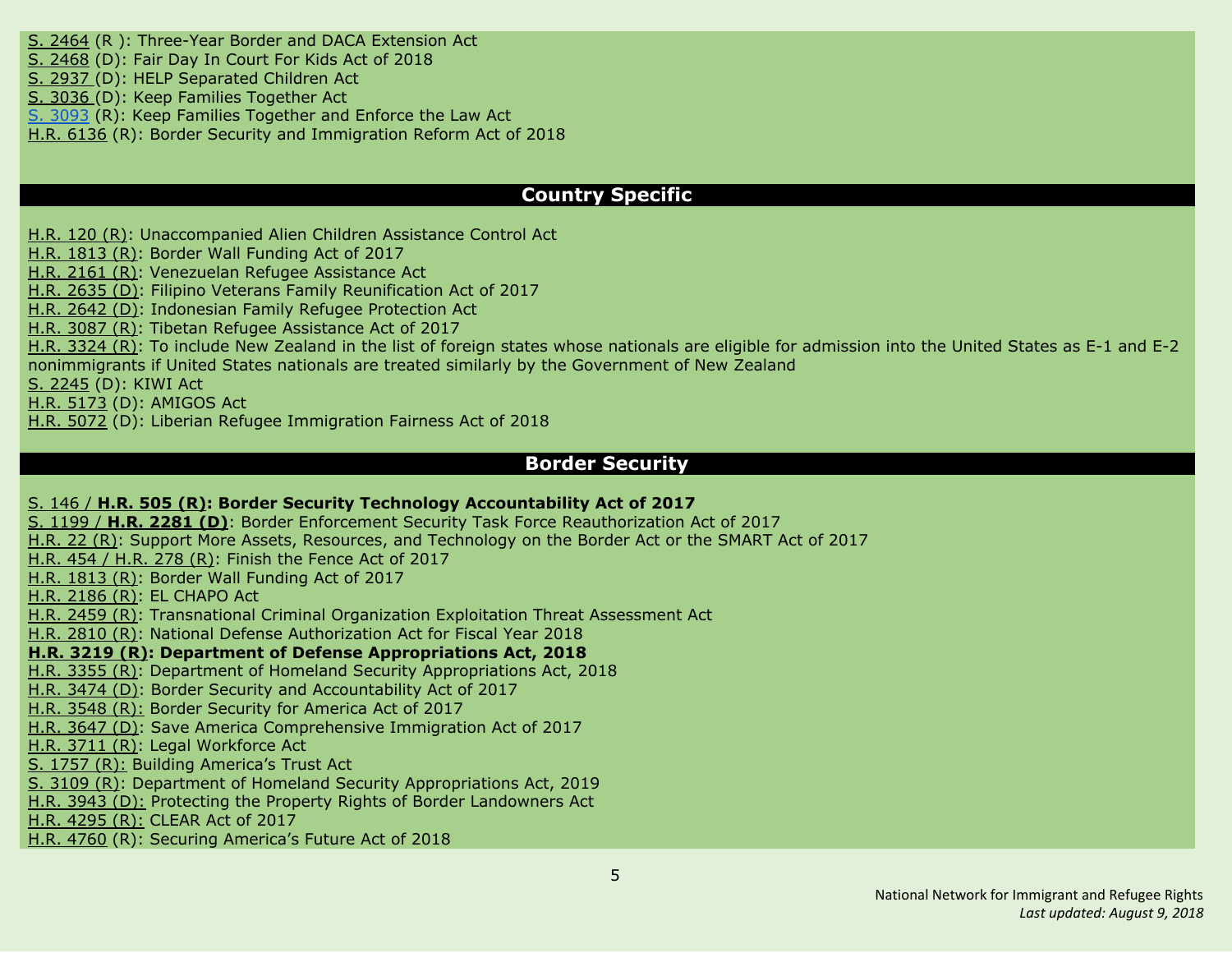S. 2464 (R ): Three-Year Border and DACA Extension Act
S. 2468 (D): Fair Day In Court For Kids Act of 2018
S. 2937 (D): HELP Separated Children Act
S. 3036 (D): Keep Families Together Act
S. 3093 (R): Keep Families Together and Enforce the Law Act
H.R. 6136 (R): Border Security and Immigration Reform Act of 2018

## Country Specific

H.R. 120 (R): Unaccompanied Alien Children Assistance Control Act
H.R. 1813 (R): Border Wall Funding Act of 2017
H.R. 2161 (R): Venezuelan Refugee Assistance Act
H.R. 2635 (D): Filipino Veterans Family Reunification Act of 2017
H.R. 2642 (D): Indonesian Family Refugee Protection Act
H.R. 3087 (R): Tibetan Refugee Assistance Act of 2017
H.R. 3324 (R): To include New Zealand in the list of foreign states whose nationals are eligible for admission into the United States as E-1 and E-2 nonimmigrants if United States nationals are treated similarly by the Government of New Zealand
S. 2245 (D): KIWI Act
H.R. 5173 (D): AMIGOS Act
H.R. 5072 (D): Liberian Refugee Immigration Fairness Act of 2018

## Border Security

S. 146 / **H.R. 505 (R): Border Security Technology Accountability Act of 2017**
S. 1199 / **H.R. 2281 (D)**: Border Enforcement Security Task Force Reauthorization Act of 2017
H.R. 22 (R): Support More Assets, Resources, and Technology on the Border Act or the SMART Act of 2017
H.R. 454 / H.R. 278 (R): Finish the Fence Act of 2017
H.R. 1813 (R): Border Wall Funding Act of 2017
H.R. 2186 (R): EL CHAPO Act
H.R. 2459 (R): Transnational Criminal Organization Exploitation Threat Assessment Act
H.R. 2810 (R): National Defense Authorization Act for Fiscal Year 2018
**H.R. 3219 (R): Department of Defense Appropriations Act, 2018**
H.R. 3355 (R): Department of Homeland Security Appropriations Act, 2018
H.R. 3474 (D): Border Security and Accountability Act of 2017
H.R. 3548 (R): Border Security for America Act of 2017
H.R. 3647 (D): Save America Comprehensive Immigration Act of 2017
H.R. 3711 (R): Legal Workforce Act
S. 1757 (R): Building America's Trust Act
S. 3109 (R): Department of Homeland Security Appropriations Act, 2019
H.R. 3943 (D): Protecting the Property Rights of Border Landowners Act
H.R. 4295 (R): CLEAR Act of 2017
H.R. 4760 (R): Securing America's Future Act of 2018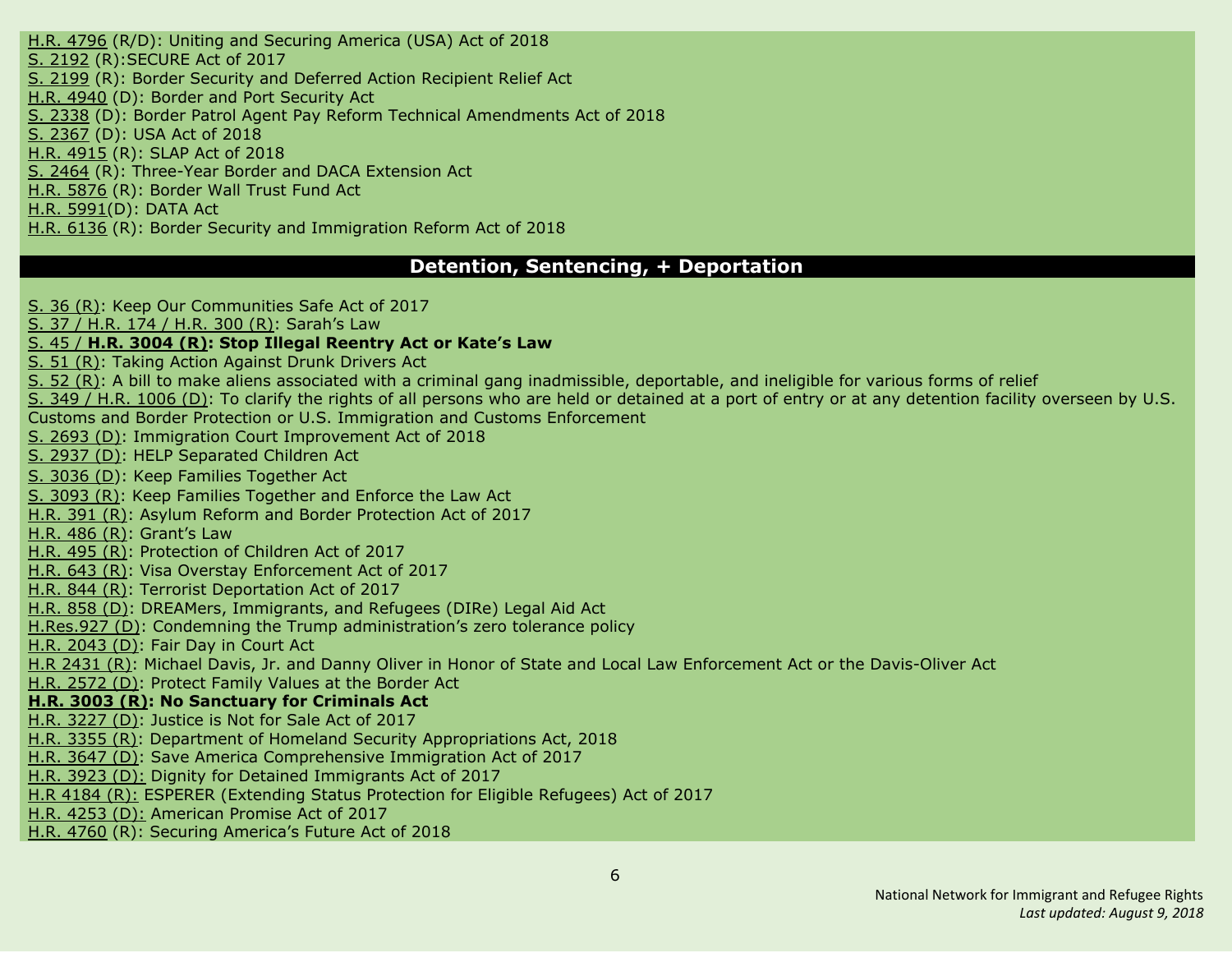H.R. 4796 (R/D): Uniting and Securing America (USA) Act of 2018
S. 2192 (R):SECURE Act of 2017
S. 2199 (R): Border Security and Deferred Action Recipient Relief Act
H.R. 4940 (D): Border and Port Security Act
S. 2338 (D): Border Patrol Agent Pay Reform Technical Amendments Act of 2018
S. 2367 (D): USA Act of 2018
H.R. 4915 (R): SLAP Act of 2018
S. 2464 (R): Three-Year Border and DACA Extension Act
H.R. 5876 (R): Border Wall Trust Fund Act
H.R. 5991(D): DATA Act
H.R. 6136 (R): Border Security and Immigration Reform Act of 2018

## Detention, Sentencing, + Deportation

S. 36 (R): Keep Our Communities Safe Act of 2017
S. 37 / H.R. 174 / H.R. 300 (R): Sarah's Law
S. 45 / **H.R. 3004 (R): Stop Illegal Reentry Act or Kate's Law**
S. 51 (R): Taking Action Against Drunk Drivers Act
S. 52 (R): A bill to make aliens associated with a criminal gang inadmissible, deportable, and ineligible for various forms of relief
S. 349 / H.R. 1006 (D): To clarify the rights of all persons who are held or detained at a port of entry or at any detention facility overseen by U.S. Customs and Border Protection or U.S. Immigration and Customs Enforcement
S. 2693 (D): Immigration Court Improvement Act of 2018
S. 2937 (D): HELP Separated Children Act
S. 3036 (D): Keep Families Together Act
S. 3093 (R): Keep Families Together and Enforce the Law Act
H.R. 391 (R): Asylum Reform and Border Protection Act of 2017
H.R. 486 (R): Grant's Law
H.R. 495 (R): Protection of Children Act of 2017
H.R. 643 (R): Visa Overstay Enforcement Act of 2017
H.R. 844 (R): Terrorist Deportation Act of 2017
H.R. 858 (D): DREAMers, Immigrants, and Refugees (DIRe) Legal Aid Act
H.Res.927 (D): Condemning the Trump administration's zero tolerance policy
H.R. 2043 (D): Fair Day in Court Act
H.R 2431 (R): Michael Davis, Jr. and Danny Oliver in Honor of State and Local Law Enforcement Act or the Davis-Oliver Act
H.R. 2572 (D): Protect Family Values at the Border Act
**H.R. 3003 (R): No Sanctuary for Criminals Act**
H.R. 3227 (D): Justice is Not for Sale Act of 2017
H.R. 3355 (R): Department of Homeland Security Appropriations Act, 2018
H.R. 3647 (D): Save America Comprehensive Immigration Act of 2017
H.R. 3923 (D): Dignity for Detained Immigrants Act of 2017
H.R 4184 (R): ESPERER (Extending Status Protection for Eligible Refugees) Act of 2017
H.R. 4253 (D): American Promise Act of 2017
H.R. 4760 (R): Securing America's Future Act of 2018

National Network for Immigrant and Refugee Rights
*Last updated: August 9, 2018*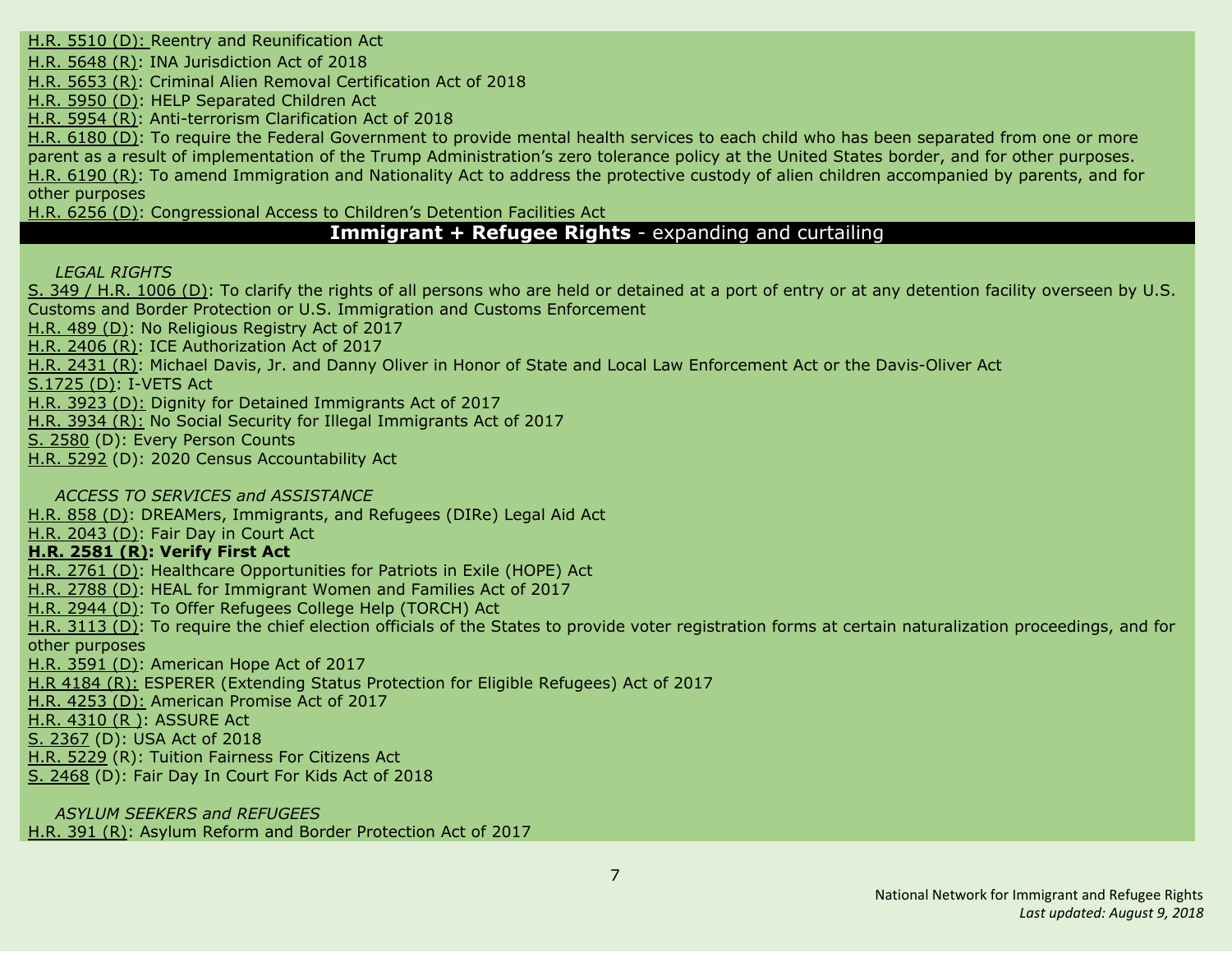H.R. 5510 (D): Reentry and Reunification Act
H.R. 5648 (R): INA Jurisdiction Act of 2018
H.R. 5653 (R): Criminal Alien Removal Certification Act of 2018
H.R. 5950 (D): HELP Separated Children Act
H.R. 5954 (R): Anti-terrorism Clarification Act of 2018
H.R. 6180 (D): To require the Federal Government to provide mental health services to each child who has been separated from one or more parent as a result of implementation of the Trump Administration's zero tolerance policy at the United States border, and for other purposes.
H.R. 6190 (R): To amend Immigration and Nationality Act to address the protective custody of alien children accompanied by parents, and for other purposes
H.R. 6256 (D): Congressional Access to Children's Detention Facilities Act

## **Immigrant + Refugee Rights** - expanding and curtailing

*LEGAL RIGHTS*

S. 349 / H.R. 1006 (D): To clarify the rights of all persons who are held or detained at a port of entry or at any detention facility overseen by U.S. Customs and Border Protection or U.S. Immigration and Customs Enforcement
H.R. 489 (D): No Religious Registry Act of 2017
H.R. 2406 (R): ICE Authorization Act of 2017
H.R. 2431 (R): Michael Davis, Jr. and Danny Oliver in Honor of State and Local Law Enforcement Act or the Davis-Oliver Act
S.1725 (D): I-VETS Act
H.R. 3923 (D): Dignity for Detained Immigrants Act of 2017
H.R. 3934 (R): No Social Security for Illegal Immigrants Act of 2017
S. 2580 (D): Every Person Counts
H.R. 5292 (D): 2020 Census Accountability Act

*ACCESS TO SERVICES and ASSISTANCE*

H.R. 858 (D): DREAMers, Immigrants, and Refugees (DIRe) Legal Aid Act
H.R. 2043 (D): Fair Day in Court Act
**H.R. 2581 (R): Verify First Act**
H.R. 2761 (D): Healthcare Opportunities for Patriots in Exile (HOPE) Act
H.R. 2788 (D): HEAL for Immigrant Women and Families Act of 2017
H.R. 2944 (D): To Offer Refugees College Help (TORCH) Act
H.R. 3113 (D): To require the chief election officials of the States to provide voter registration forms at certain naturalization proceedings, and for other purposes
H.R. 3591 (D): American Hope Act of 2017
H.R 4184 (R): ESPERER (Extending Status Protection for Eligible Refugees) Act of 2017
H.R. 4253 (D): American Promise Act of 2017
H.R. 4310 (R ): ASSURE Act
S. 2367 (D): USA Act of 2018
H.R. 5229 (R): Tuition Fairness For Citizens Act
S. 2468 (D): Fair Day In Court For Kids Act of 2018

*ASYLUM SEEKERS and REFUGEES*

H.R. 391 (R): Asylum Reform and Border Protection Act of 2017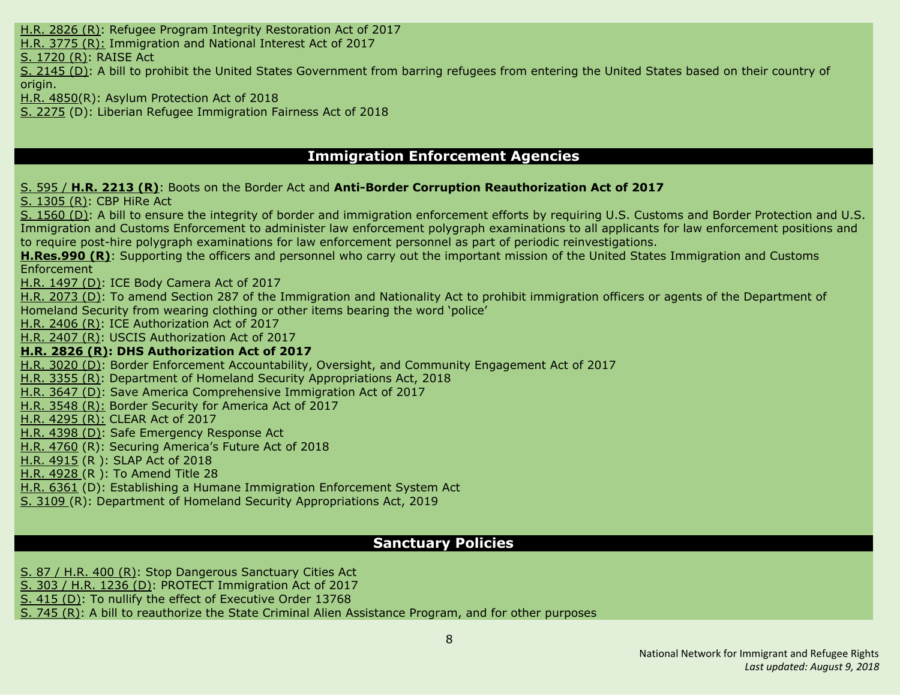H.R. 2826 (R): Refugee Program Integrity Restoration Act of 2017
H.R. 3775 (R): Immigration and National Interest Act of 2017
S. 1720 (R): RAISE Act
S. 2145 (D): A bill to prohibit the United States Government from barring refugees from entering the United States based on their country of origin.
H.R. 4850(R): Asylum Protection Act of 2018
S. 2275 (D): Liberian Refugee Immigration Fairness Act of 2018

## Immigration Enforcement Agencies

S. 595 / **H.R. 2213 (R)**: Boots on the Border Act and **Anti-Border Corruption Reauthorization Act of 2017**
S. 1305 (R): CBP HiRe Act
S. 1560 (D): A bill to ensure the integrity of border and immigration enforcement efforts by requiring U.S. Customs and Border Protection and U.S. Immigration and Customs Enforcement to administer law enforcement polygraph examinations to all applicants for law enforcement positions and to require post-hire polygraph examinations for law enforcement personnel as part of periodic reinvestigations.
**H.Res.990 (R)**: Supporting the officers and personnel who carry out the important mission of the United States Immigration and Customs Enforcement
H.R. 1497 (D): ICE Body Camera Act of 2017
H.R. 2073 (D): To amend Section 287 of the Immigration and Nationality Act to prohibit immigration officers or agents of the Department of Homeland Security from wearing clothing or other items bearing the word 'police'
H.R. 2406 (R): ICE Authorization Act of 2017
H.R. 2407 (R): USCIS Authorization Act of 2017
**H.R. 2826 (R): DHS Authorization Act of 2017**
H.R. 3020 (D): Border Enforcement Accountability, Oversight, and Community Engagement Act of 2017
H.R. 3355 (R): Department of Homeland Security Appropriations Act, 2018
H.R. 3647 (D): Save America Comprehensive Immigration Act of 2017
H.R. 3548 (R): Border Security for America Act of 2017
H.R. 4295 (R): CLEAR Act of 2017
H.R. 4398 (D): Safe Emergency Response Act
H.R. 4760 (R): Securing America's Future Act of 2018
H.R. 4915 (R ): SLAP Act of 2018
H.R. 4928 (R ): To Amend Title 28
H.R. 6361 (D): Establishing a Humane Immigration Enforcement System Act
S. 3109 (R): Department of Homeland Security Appropriations Act, 2019

## Sanctuary Policies

S. 87 / H.R. 400 (R): Stop Dangerous Sanctuary Cities Act
S. 303 / H.R. 1236 (D): PROTECT Immigration Act of 2017
S. 415 (D): To nullify the effect of Executive Order 13768
S. 745 (R): A bill to reauthorize the State Criminal Alien Assistance Program, and for other purposes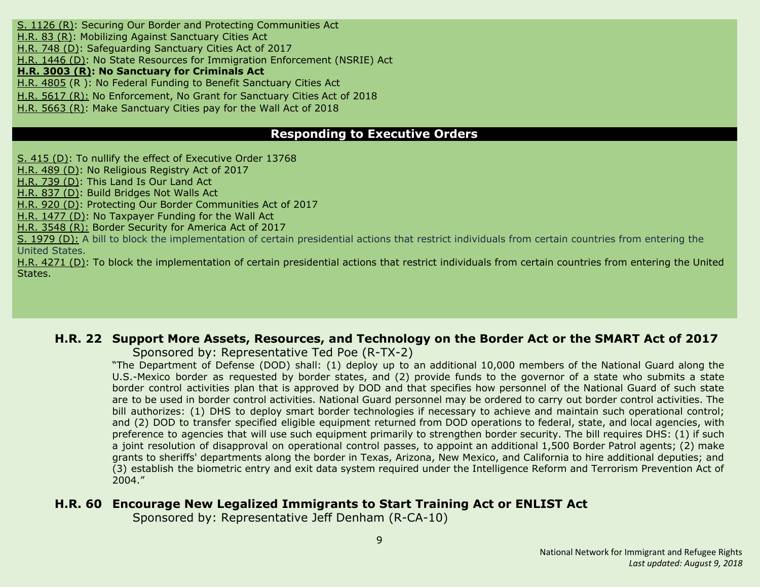S. 1126 (R): Securing Our Border and Protecting Communities Act
H.R. 83 (R): Mobilizing Against Sanctuary Cities Act
H.R. 748 (D): Safeguarding Sanctuary Cities Act of 2017
H.R. 1446 (D): No State Resources for Immigration Enforcement (NSRIE) Act
**H.R. 3003 (R): No Sanctuary for Criminals Act**
H.R. 4805 (R ): No Federal Funding to Benefit Sanctuary Cities Act
H.R. 5617 (R): No Enforcement, No Grant for Sanctuary Cities Act of 2018
H.R. 5663 (R): Make Sanctuary Cities pay for the Wall Act of 2018

## Responding to Executive Orders

S. 415 (D): To nullify the effect of Executive Order 13768
H.R. 489 (D): No Religious Registry Act of 2017
H.R. 739 (D): This Land Is Our Land Act
H.R. 837 (D): Build Bridges Not Walls Act
H.R. 920 (D): Protecting Our Border Communities Act of 2017
H.R. 1477 (D): No Taxpayer Funding for the Wall Act
H.R. 3548 (R): Border Security for America Act of 2017
S. 1979 (D): A bill to block the implementation of certain presidential actions that restrict individuals from certain countries from entering the United States.
H.R. 4271 (D): To block the implementation of certain presidential actions that restrict individuals from certain countries from entering the United States.

### H.R. 22 Support More Assets, Resources, and Technology on the Border Act or the SMART Act of 2017

Sponsored by: Representative Ted Poe (R-TX-2)

"The Department of Defense (DOD) shall: (1) deploy up to an additional 10,000 members of the National Guard along the U.S.-Mexico border as requested by border states, and (2) provide funds to the governor of a state who submits a state border control activities plan that is approved by DOD and that specifies how personnel of the National Guard of such state are to be used in border control activities. National Guard personnel may be ordered to carry out border control activities. The bill authorizes: (1) DHS to deploy smart border technologies if necessary to achieve and maintain such operational control; and (2) DOD to transfer specified eligible equipment returned from DOD operations to federal, state, and local agencies, with preference to agencies that will use such equipment primarily to strengthen border security. The bill requires DHS: (1) if such a joint resolution of disapproval on operational control passes, to appoint an additional 1,500 Border Patrol agents; (2) make grants to sheriffs' departments along the border in Texas, Arizona, New Mexico, and California to hire additional deputies; and (3) establish the biometric entry and exit data system required under the Intelligence Reform and Terrorism Prevention Act of 2004."

### H.R. 60 Encourage New Legalized Immigrants to Start Training Act or ENLIST Act

Sponsored by: Representative Jeff Denham (R-CA-10)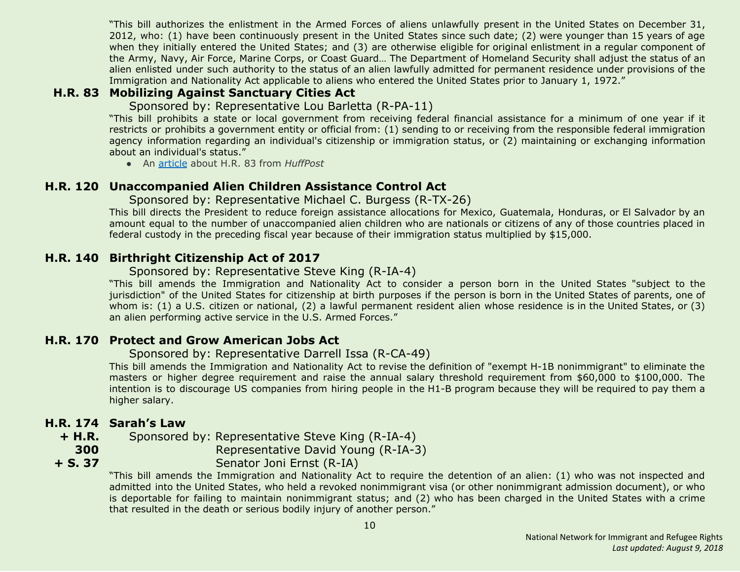"This bill authorizes the enlistment in the Armed Forces of aliens unlawfully present in the United States on December 31, 2012, who: (1) have been continuously present in the United States since such date; (2) were younger than 15 years of age when they initially entered the United States; and (3) are otherwise eligible for original enlistment in a regular component of the Army, Navy, Air Force, Marine Corps, or Coast Guard… The Department of Homeland Security shall adjust the status of an alien enlisted under such authority to the status of an alien lawfully admitted for permanent residence under provisions of the Immigration and Nationality Act applicable to aliens who entered the United States prior to January 1, 1972."

### H.R. 83 Mobilizing Against Sanctuary Cities Act

Sponsored by: Representative Lou Barletta (R-PA-11)

"This bill prohibits a state or local government from receiving federal financial assistance for a minimum of one year if it restricts or prohibits a government entity or official from: (1) sending to or receiving from the responsible federal immigration agency information regarding an individual's citizenship or immigration status, or (2) maintaining or exchanging information about an individual's status."

- An article about H.R. 83 from *HuffPost*

### H.R. 120 Unaccompanied Alien Children Assistance Control Act

Sponsored by: Representative Michael C. Burgess (R-TX-26)

This bill directs the President to reduce foreign assistance allocations for Mexico, Guatemala, Honduras, or El Salvador by an amount equal to the number of unaccompanied alien children who are nationals or citizens of any of those countries placed in federal custody in the preceding fiscal year because of their immigration status multiplied by $15,000.

### H.R. 140 Birthright Citizenship Act of 2017

Sponsored by: Representative Steve King (R-IA-4)

"This bill amends the Immigration and Nationality Act to consider a person born in the United States "subject to the jurisdiction" of the United States for citizenship at birth purposes if the person is born in the United States of parents, one of whom is: (1) a U.S. citizen or national, (2) a lawful permanent resident alien whose residence is in the United States, or (3) an alien performing active service in the U.S. Armed Forces."

### H.R. 170 Protect and Grow American Jobs Act

Sponsored by: Representative Darrell Issa (R-CA-49)

This bill amends the Immigration and Nationality Act to revise the definition of "exempt H-1B nonimmigrant" to eliminate the masters or higher degree requirement and raise the annual salary threshold requirement from $60,000 to $100,000. The intention is to discourage US companies from hiring people in the H1-B program because they will be required to pay them a higher salary.

### H.R. 174 + H.R. 300 + S. 37 Sarah's Law

Sponsored by: Representative Steve King (R-IA-4)
Representative David Young (R-IA-3)
Senator Joni Ernst (R-IA)

"This bill amends the Immigration and Nationality Act to require the detention of an alien: (1) who was not inspected and admitted into the United States, who held a revoked nonimmigrant visa (or other nonimmigrant admission document), or who is deportable for failing to maintain nonimmigrant status; and (2) who has been charged in the United States with a crime that resulted in the death or serious bodily injury of another person."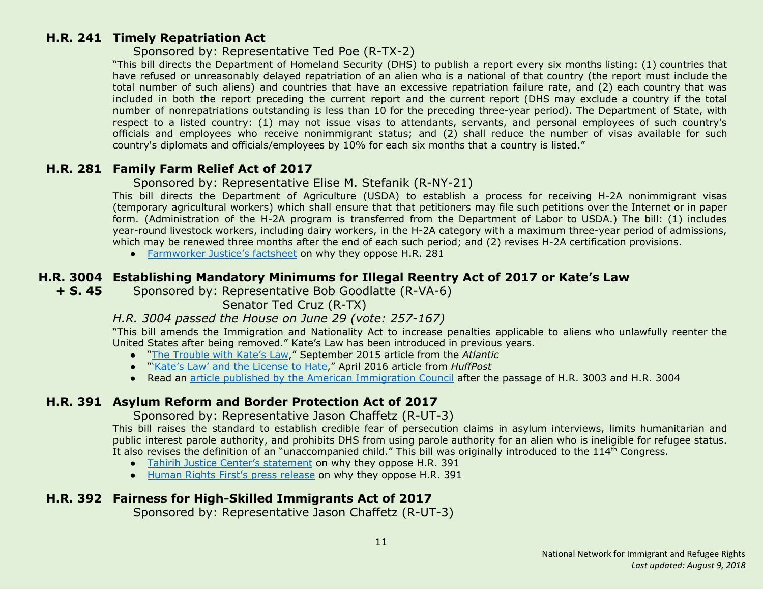## H.R. 241 Timely Repatriation Act

Sponsored by: Representative Ted Poe (R-TX-2)

"This bill directs the Department of Homeland Security (DHS) to publish a report every six months listing: (1) countries that have refused or unreasonably delayed repatriation of an alien who is a national of that country (the report must include the total number of such aliens) and countries that have an excessive repatriation failure rate, and (2) each country that was included in both the report preceding the current report and the current report (DHS may exclude a country if the total number of nonrepatriations outstanding is less than 10 for the preceding three-year period). The Department of State, with respect to a listed country: (1) may not issue visas to attendants, servants, and personal employees of such country's officials and employees who receive nonimmigrant status; and (2) shall reduce the number of visas available for such country's diplomats and officials/employees by 10% for each six months that a country is listed."

## H.R. 281 Family Farm Relief Act of 2017

Sponsored by: Representative Elise M. Stefanik (R-NY-21)

This bill directs the Department of Agriculture (USDA) to establish a process for receiving H-2A nonimmigrant visas (temporary agricultural workers) which shall ensure that that petitioners may file such petitions over the Internet or in paper form. (Administration of the H-2A program is transferred from the Department of Labor to USDA.) The bill: (1) includes year-round livestock workers, including dairy workers, in the H-2A category with a maximum three-year period of admissions, which may be renewed three months after the end of each such period; and (2) revises H-2A certification provisions.

- Farmworker Justice's factsheet on why they oppose H.R. 281

## H.R. 3004 + S. 45 Establishing Mandatory Minimums for Illegal Reentry Act of 2017 or Kate's Law

Sponsored by: Representative Bob Goodlatte (R-VA-6)
Senator Ted Cruz (R-TX)

*H.R. 3004 passed the House on June 29 (vote: 257-167)*

"This bill amends the Immigration and Nationality Act to increase penalties applicable to aliens who unlawfully reenter the United States after being removed." Kate's Law has been introduced in previous years.

- "The Trouble with Kate's Law," September 2015 article from the *Atlantic*
- "'Kate's Law' and the License to Hate," April 2016 article from *HuffPost*
- Read an article published by the American Immigration Council after the passage of H.R. 3003 and H.R. 3004

## H.R. 391 Asylum Reform and Border Protection Act of 2017

Sponsored by: Representative Jason Chaffetz (R-UT-3)

This bill raises the standard to establish credible fear of persecution claims in asylum interviews, limits humanitarian and public interest parole authority, and prohibits DHS from using parole authority for an alien who is ineligible for refugee status. It also revises the definition of an "unaccompanied child." This bill was originally introduced to the 114th Congress.

- Tahirih Justice Center's statement on why they oppose H.R. 391
- Human Rights First's press release on why they oppose H.R. 391

## H.R. 392 Fairness for High-Skilled Immigrants Act of 2017

Sponsored by: Representative Jason Chaffetz (R-UT-3)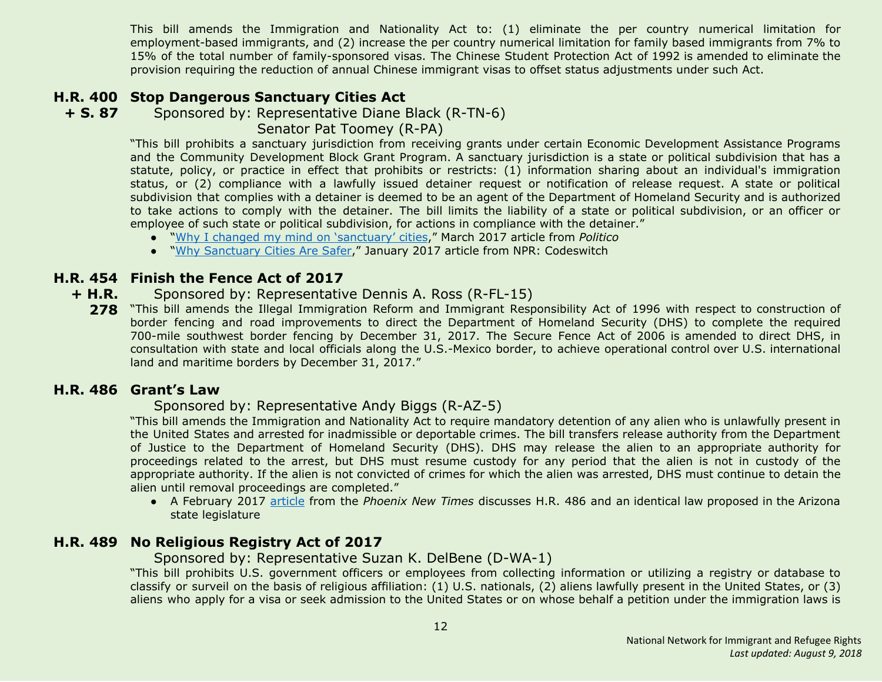This bill amends the Immigration and Nationality Act to: (1) eliminate the per country numerical limitation for employment-based immigrants, and (2) increase the per country numerical limitation for family based immigrants from 7% to 15% of the total number of family-sponsored visas. The Chinese Student Protection Act of 1992 is amended to eliminate the provision requiring the reduction of annual Chinese immigrant visas to offset status adjustments under such Act.

### H.R. 400 + S. 87 Stop Dangerous Sanctuary Cities Act

Sponsored by: Representative Diane Black (R-TN-6)
Senator Pat Toomey (R-PA)

"This bill prohibits a sanctuary jurisdiction from receiving grants under certain Economic Development Assistance Programs and the Community Development Block Grant Program. A sanctuary jurisdiction is a state or political subdivision that has a statute, policy, or practice in effect that prohibits or restricts: (1) information sharing about an individual's immigration status, or (2) compliance with a lawfully issued detainer request or notification of release request. A state or political subdivision that complies with a detainer is deemed to be an agent of the Department of Homeland Security and is authorized to take actions to comply with the detainer. The bill limits the liability of a state or political subdivision, or an officer or employee of such state or political subdivision, for actions in compliance with the detainer."

- "Why I changed my mind on 'sanctuary' cities," March 2017 article from *Politico*
- "Why Sanctuary Cities Are Safer," January 2017 article from NPR: Codeswitch

### H.R. 454 + H.R. 278 Finish the Fence Act of 2017

Sponsored by: Representative Dennis A. Ross (R-FL-15)

"This bill amends the Illegal Immigration Reform and Immigrant Responsibility Act of 1996 with respect to construction of border fencing and road improvements to direct the Department of Homeland Security (DHS) to complete the required 700-mile southwest border fencing by December 31, 2017. The Secure Fence Act of 2006 is amended to direct DHS, in consultation with state and local officials along the U.S.-Mexico border, to achieve operational control over U.S. international land and maritime borders by December 31, 2017."

### H.R. 486 Grant's Law

Sponsored by: Representative Andy Biggs (R-AZ-5)

"This bill amends the Immigration and Nationality Act to require mandatory detention of any alien who is unlawfully present in the United States and arrested for inadmissible or deportable crimes. The bill transfers release authority from the Department of Justice to the Department of Homeland Security (DHS). DHS may release the alien to an appropriate authority for proceedings related to the arrest, but DHS must resume custody for any period that the alien is not in custody of the appropriate authority. If the alien is not convicted of crimes for which the alien was arrested, DHS must continue to detain the alien until removal proceedings are completed."

- A February 2017 article from the *Phoenix New Times* discusses H.R. 486 and an identical law proposed in the Arizona state legislature

### H.R. 489 No Religious Registry Act of 2017

Sponsored by: Representative Suzan K. DelBene (D-WA-1)

"This bill prohibits U.S. government officers or employees from collecting information or utilizing a registry or database to classify or surveil on the basis of religious affiliation: (1) U.S. nationals, (2) aliens lawfully present in the United States, or (3) aliens who apply for a visa or seek admission to the United States or on whose behalf a petition under the immigration laws is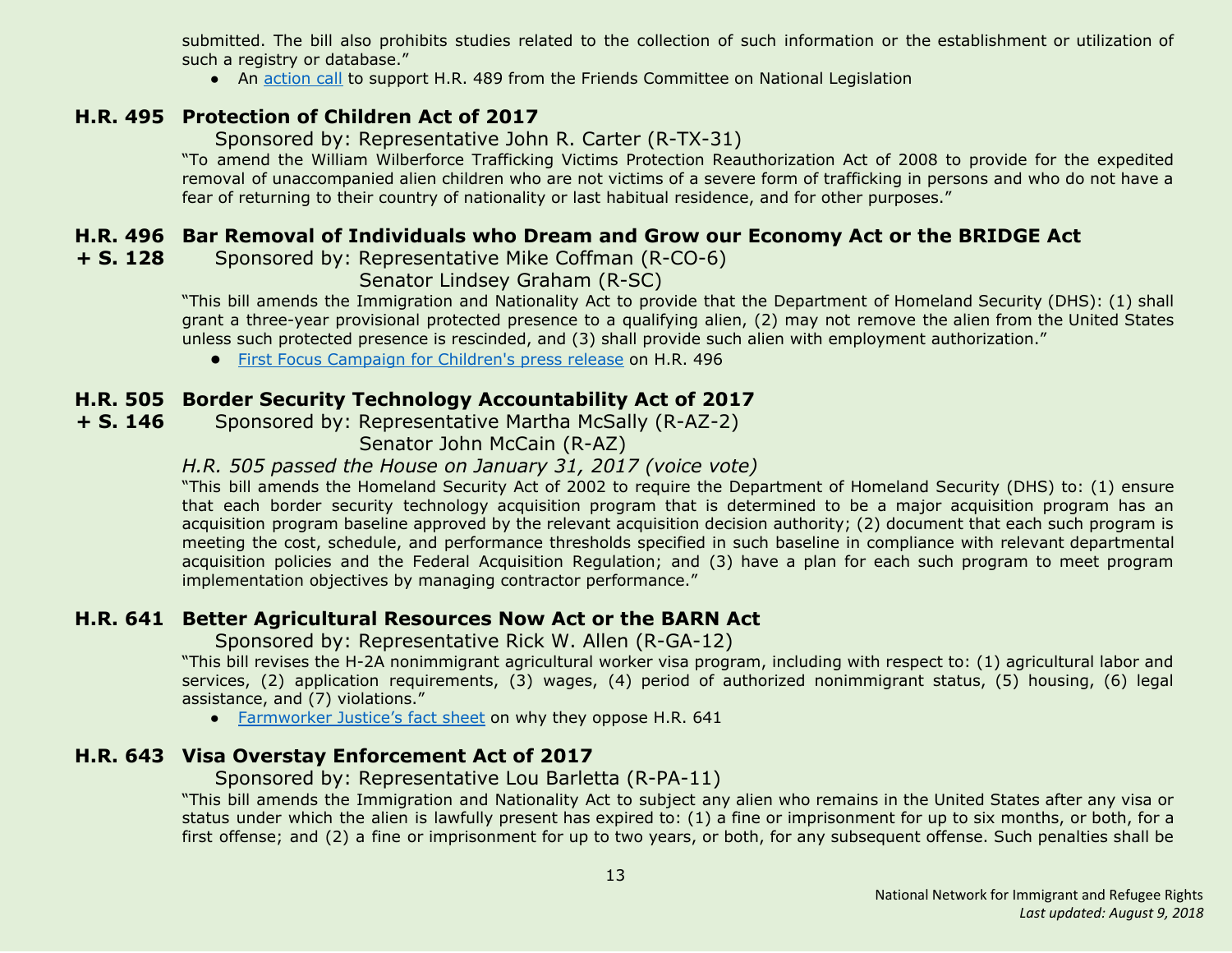submitted. The bill also prohibits studies related to the collection of such information or the establishment or utilization of such a registry or database."

- An action call to support H.R. 489 from the Friends Committee on National Legislation

### H.R. 495 Protection of Children Act of 2017

Sponsored by: Representative John R. Carter (R-TX-31)

"To amend the William Wilberforce Trafficking Victims Protection Reauthorization Act of 2008 to provide for the expedited removal of unaccompanied alien children who are not victims of a severe form of trafficking in persons and who do not have a fear of returning to their country of nationality or last habitual residence, and for other purposes."

### H.R. 496 + S. 128 Bar Removal of Individuals who Dream and Grow our Economy Act or the BRIDGE Act

Sponsored by: Representative Mike Coffman (R-CO-6)
Senator Lindsey Graham (R-SC)

"This bill amends the Immigration and Nationality Act to provide that the Department of Homeland Security (DHS): (1) shall grant a three-year provisional protected presence to a qualifying alien, (2) may not remove the alien from the United States unless such protected presence is rescinded, and (3) shall provide such alien with employment authorization."

- First Focus Campaign for Children's press release on H.R. 496

### H.R. 505 + S. 146 Border Security Technology Accountability Act of 2017

Sponsored by: Representative Martha McSally (R-AZ-2)
Senator John McCain (R-AZ)

*H.R. 505 passed the House on January 31, 2017 (voice vote)*

"This bill amends the Homeland Security Act of 2002 to require the Department of Homeland Security (DHS) to: (1) ensure that each border security technology acquisition program that is determined to be a major acquisition program has an acquisition program baseline approved by the relevant acquisition decision authority; (2) document that each such program is meeting the cost, schedule, and performance thresholds specified in such baseline in compliance with relevant departmental acquisition policies and the Federal Acquisition Regulation; and (3) have a plan for each such program to meet program implementation objectives by managing contractor performance."

### H.R. 641 Better Agricultural Resources Now Act or the BARN Act

Sponsored by: Representative Rick W. Allen (R-GA-12)

"This bill revises the H-2A nonimmigrant agricultural worker visa program, including with respect to: (1) agricultural labor and services, (2) application requirements, (3) wages, (4) period of authorized nonimmigrant status, (5) housing, (6) legal assistance, and (7) violations."

- Farmworker Justice's fact sheet on why they oppose H.R. 641

### H.R. 643 Visa Overstay Enforcement Act of 2017

Sponsored by: Representative Lou Barletta (R-PA-11)

"This bill amends the Immigration and Nationality Act to subject any alien who remains in the United States after any visa or status under which the alien is lawfully present has expired to: (1) a fine or imprisonment for up to six months, or both, for a first offense; and (2) a fine or imprisonment for up to two years, or both, for any subsequent offense. Such penalties shall be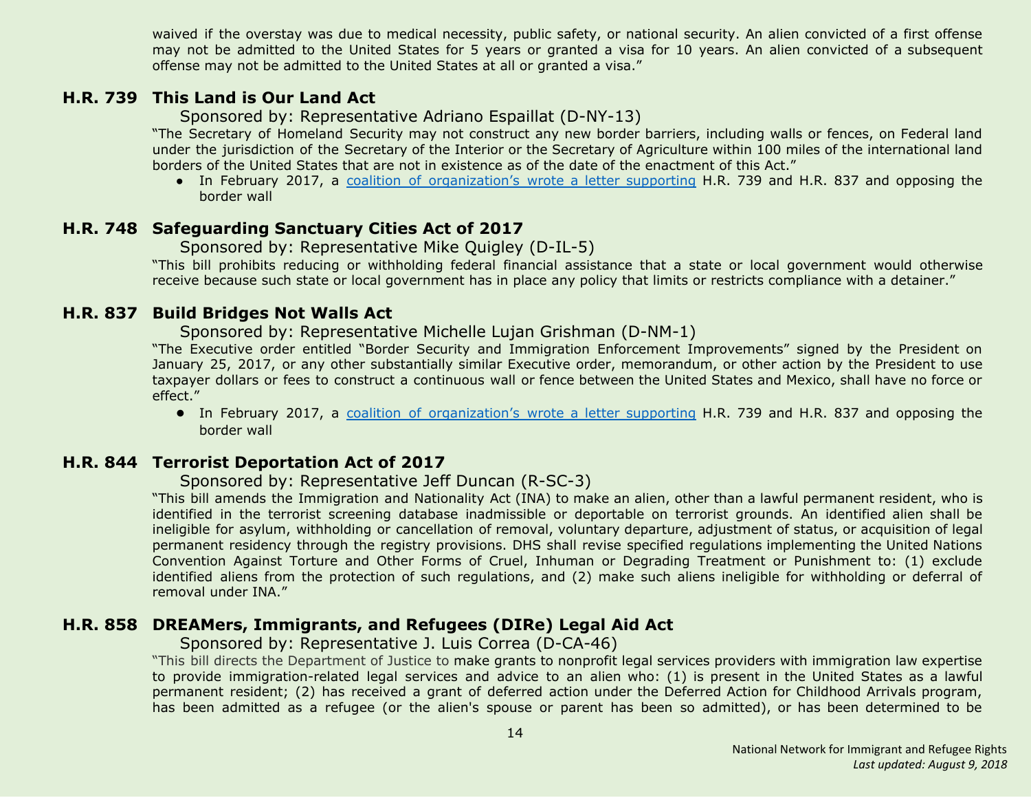waived if the overstay was due to medical necessity, public safety, or national security. An alien convicted of a first offense may not be admitted to the United States for 5 years or granted a visa for 10 years. An alien convicted of a subsequent offense may not be admitted to the United States at all or granted a visa."

### H.R. 739 This Land is Our Land Act

Sponsored by: Representative Adriano Espaillat (D-NY-13)

"The Secretary of Homeland Security may not construct any new border barriers, including walls or fences, on Federal land under the jurisdiction of the Secretary of the Interior or the Secretary of Agriculture within 100 miles of the international land borders of the United States that are not in existence as of the date of the enactment of this Act."

- In February 2017, a coalition of organization's wrote a letter supporting H.R. 739 and H.R. 837 and opposing the border wall

### H.R. 748 Safeguarding Sanctuary Cities Act of 2017

Sponsored by: Representative Mike Quigley (D-IL-5)

"This bill prohibits reducing or withholding federal financial assistance that a state or local government would otherwise receive because such state or local government has in place any policy that limits or restricts compliance with a detainer."

### H.R. 837 Build Bridges Not Walls Act

Sponsored by: Representative Michelle Lujan Grishman (D-NM-1)

"The Executive order entitled "Border Security and Immigration Enforcement Improvements" signed by the President on January 25, 2017, or any other substantially similar Executive order, memorandum, or other action by the President to use taxpayer dollars or fees to construct a continuous wall or fence between the United States and Mexico, shall have no force or effect."

- In February 2017, a coalition of organization's wrote a letter supporting H.R. 739 and H.R. 837 and opposing the border wall

### H.R. 844 Terrorist Deportation Act of 2017

Sponsored by: Representative Jeff Duncan (R-SC-3)

"This bill amends the Immigration and Nationality Act (INA) to make an alien, other than a lawful permanent resident, who is identified in the terrorist screening database inadmissible or deportable on terrorist grounds. An identified alien shall be ineligible for asylum, withholding or cancellation of removal, voluntary departure, adjustment of status, or acquisition of legal permanent residency through the registry provisions. DHS shall revise specified regulations implementing the United Nations Convention Against Torture and Other Forms of Cruel, Inhuman or Degrading Treatment or Punishment to: (1) exclude identified aliens from the protection of such regulations, and (2) make such aliens ineligible for withholding or deferral of removal under INA."

### H.R. 858 DREAMers, Immigrants, and Refugees (DIRe) Legal Aid Act

Sponsored by: Representative J. Luis Correa (D-CA-46)

"This bill directs the Department of Justice to make grants to nonprofit legal services providers with immigration law expertise to provide immigration-related legal services and advice to an alien who: (1) is present in the United States as a lawful permanent resident; (2) has received a grant of deferred action under the Deferred Action for Childhood Arrivals program, has been admitted as a refugee (or the alien's spouse or parent has been so admitted), or has been determined to be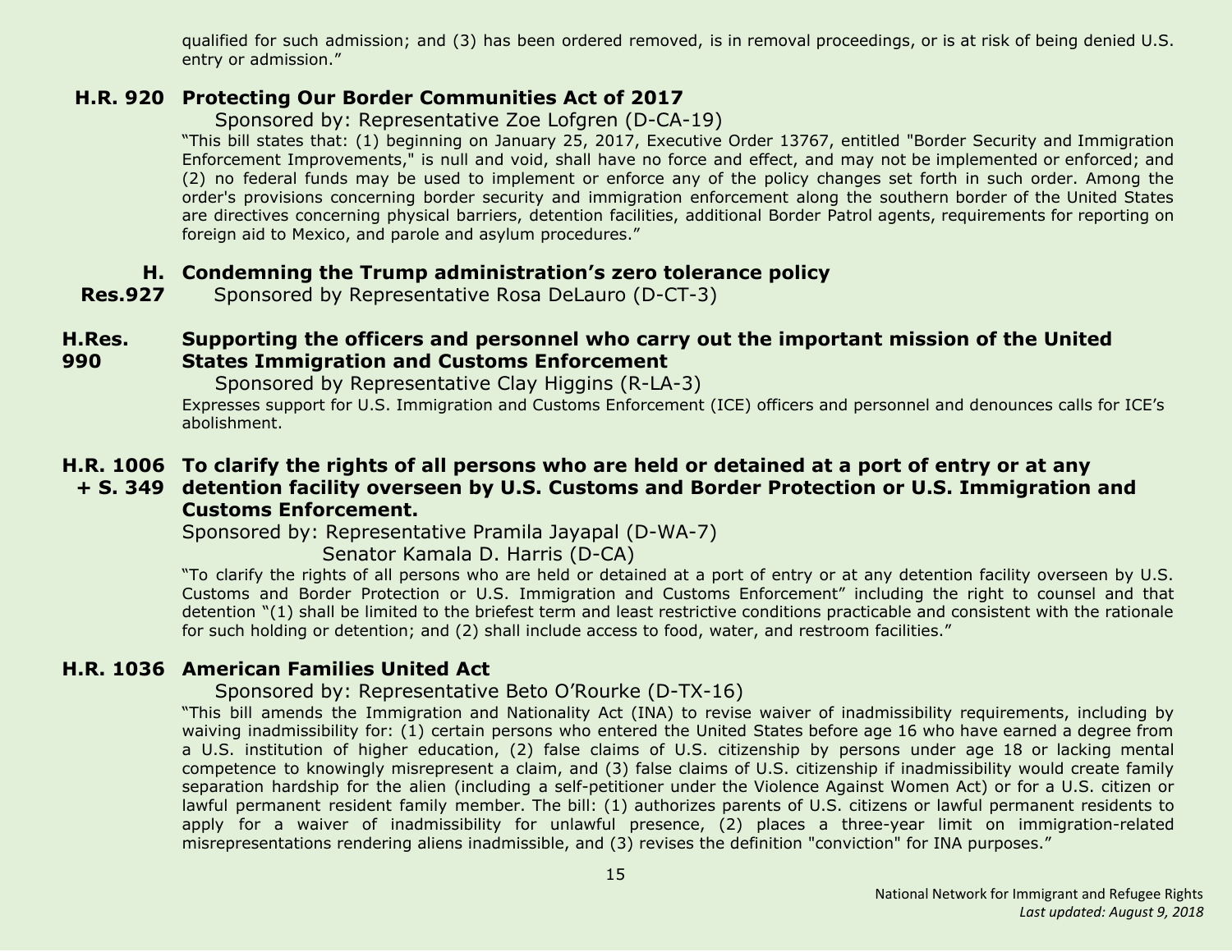qualified for such admission; and (3) has been ordered removed, is in removal proceedings, or is at risk of being denied U.S. entry or admission."

### H.R. 920 Protecting Our Border Communities Act of 2017

Sponsored by: Representative Zoe Lofgren (D-CA-19)

"This bill states that: (1) beginning on January 25, 2017, Executive Order 13767, entitled "Border Security and Immigration Enforcement Improvements," is null and void, shall have no force and effect, and may not be implemented or enforced; and (2) no federal funds may be used to implement or enforce any of the policy changes set forth in such order. Among the order's provisions concerning border security and immigration enforcement along the southern border of the United States are directives concerning physical barriers, detention facilities, additional Border Patrol agents, requirements for reporting on foreign aid to Mexico, and parole and asylum procedures."

### H. Res.927 Condemning the Trump administration's zero tolerance policy

Sponsored by Representative Rosa DeLauro (D-CT-3)

### H.Res. 990 Supporting the officers and personnel who carry out the important mission of the United States Immigration and Customs Enforcement

Sponsored by Representative Clay Higgins (R-LA-3)

Expresses support for U.S. Immigration and Customs Enforcement (ICE) officers and personnel and denounces calls for ICE's abolishment.

### H.R. 1006 + S. 349 To clarify the rights of all persons who are held or detained at a port of entry or at any detention facility overseen by U.S. Customs and Border Protection or U.S. Immigration and Customs Enforcement.

Sponsored by: Representative Pramila Jayapal (D-WA-7)
Senator Kamala D. Harris (D-CA)

"To clarify the rights of all persons who are held or detained at a port of entry or at any detention facility overseen by U.S. Customs and Border Protection or U.S. Immigration and Customs Enforcement" including the right to counsel and that detention "(1) shall be limited to the briefest term and least restrictive conditions practicable and consistent with the rationale for such holding or detention; and (2) shall include access to food, water, and restroom facilities."

### H.R. 1036 American Families United Act

Sponsored by: Representative Beto O'Rourke (D-TX-16)

"This bill amends the Immigration and Nationality Act (INA) to revise waiver of inadmissibility requirements, including by waiving inadmissibility for: (1) certain persons who entered the United States before age 16 who have earned a degree from a U.S. institution of higher education, (2) false claims of U.S. citizenship by persons under age 18 or lacking mental competence to knowingly misrepresent a claim, and (3) false claims of U.S. citizenship if inadmissibility would create family separation hardship for the alien (including a self-petitioner under the Violence Against Women Act) or for a U.S. citizen or lawful permanent resident family member. The bill: (1) authorizes parents of U.S. citizens or lawful permanent residents to apply for a waiver of inadmissibility for unlawful presence, (2) places a three-year limit on immigration-related misrepresentations rendering aliens inadmissible, and (3) revises the definition "conviction" for INA purposes."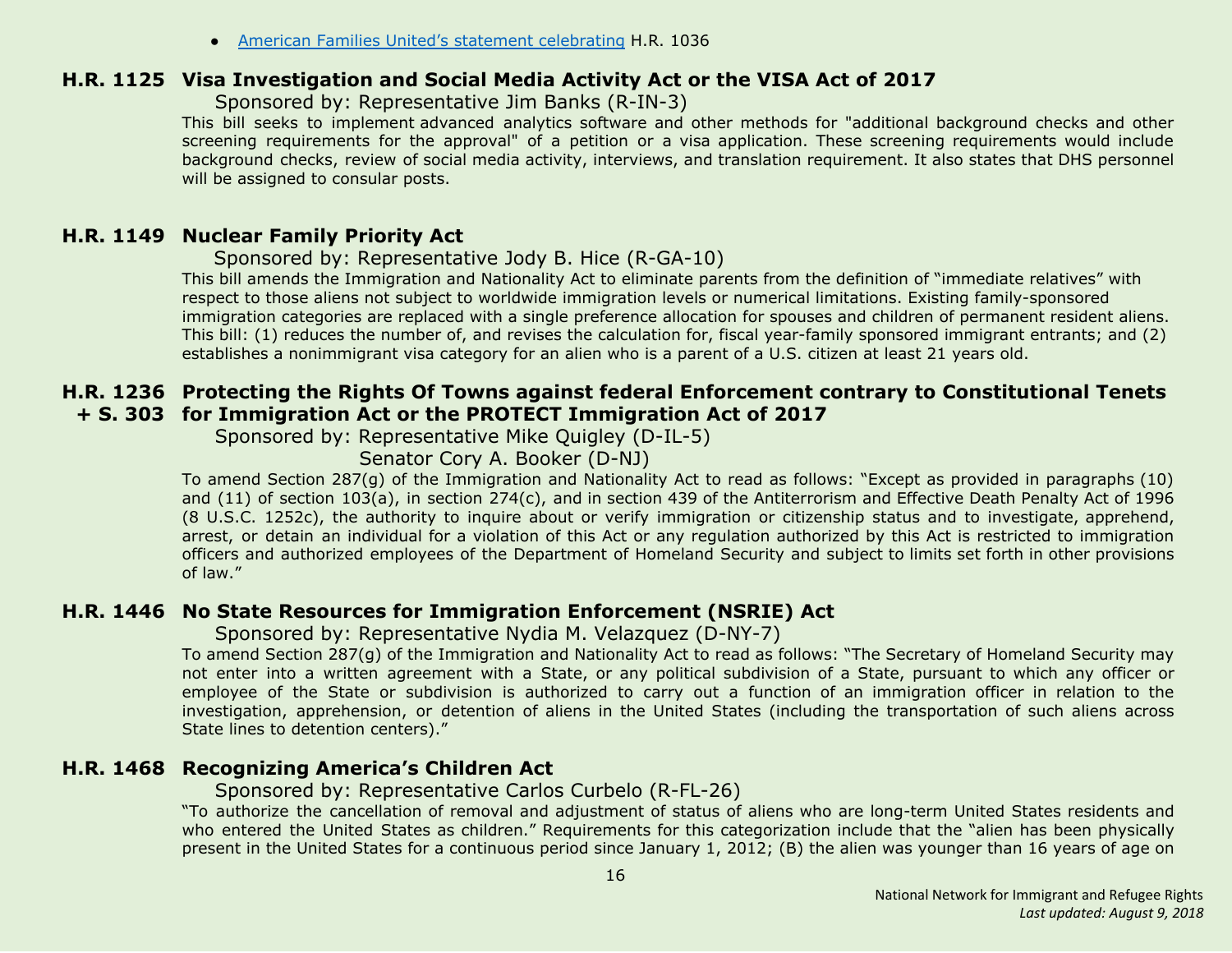- [American Families United's statement celebrating]() H.R. 1036

### H.R. 1125 Visa Investigation and Social Media Activity Act or the VISA Act of 2017

Sponsored by: Representative Jim Banks (R-IN-3)

This bill seeks to implement advanced analytics software and other methods for "additional background checks and other screening requirements for the approval" of a petition or a visa application. These screening requirements would include background checks, review of social media activity, interviews, and translation requirement. It also states that DHS personnel will be assigned to consular posts.

### H.R. 1149 Nuclear Family Priority Act

Sponsored by: Representative Jody B. Hice (R-GA-10)

This bill amends the Immigration and Nationality Act to eliminate parents from the definition of "immediate relatives" with respect to those aliens not subject to worldwide immigration levels or numerical limitations. Existing family-sponsored immigration categories are replaced with a single preference allocation for spouses and children of permanent resident aliens. This bill: (1) reduces the number of, and revises the calculation for, fiscal year-family sponsored immigrant entrants; and (2) establishes a nonimmigrant visa category for an alien who is a parent of a U.S. citizen at least 21 years old.

### H.R. 1236 + S. 303 Protecting the Rights Of Towns against federal Enforcement contrary to Constitutional Tenets for Immigration Act or the PROTECT Immigration Act of 2017

Sponsored by: Representative Mike Quigley (D-IL-5)
Senator Cory A. Booker (D-NJ)

To amend Section 287(g) of the Immigration and Nationality Act to read as follows: "Except as provided in paragraphs (10) and (11) of section 103(a), in section 274(c), and in section 439 of the Antiterrorism and Effective Death Penalty Act of 1996 (8 U.S.C. 1252c), the authority to inquire about or verify immigration or citizenship status and to investigate, apprehend, arrest, or detain an individual for a violation of this Act or any regulation authorized by this Act is restricted to immigration officers and authorized employees of the Department of Homeland Security and subject to limits set forth in other provisions of law."

### H.R. 1446 No State Resources for Immigration Enforcement (NSRIE) Act

Sponsored by: Representative Nydia M. Velazquez (D-NY-7)

To amend Section 287(g) of the Immigration and Nationality Act to read as follows: "The Secretary of Homeland Security may not enter into a written agreement with a State, or any political subdivision of a State, pursuant to which any officer or employee of the State or subdivision is authorized to carry out a function of an immigration officer in relation to the investigation, apprehension, or detention of aliens in the United States (including the transportation of such aliens across State lines to detention centers)."

### H.R. 1468 Recognizing America's Children Act

Sponsored by: Representative Carlos Curbelo (R-FL-26)

"To authorize the cancellation of removal and adjustment of status of aliens who are long-term United States residents and who entered the United States as children." Requirements for this categorization include that the "alien has been physically present in the United States for a continuous period since January 1, 2012; (B) the alien was younger than 16 years of age on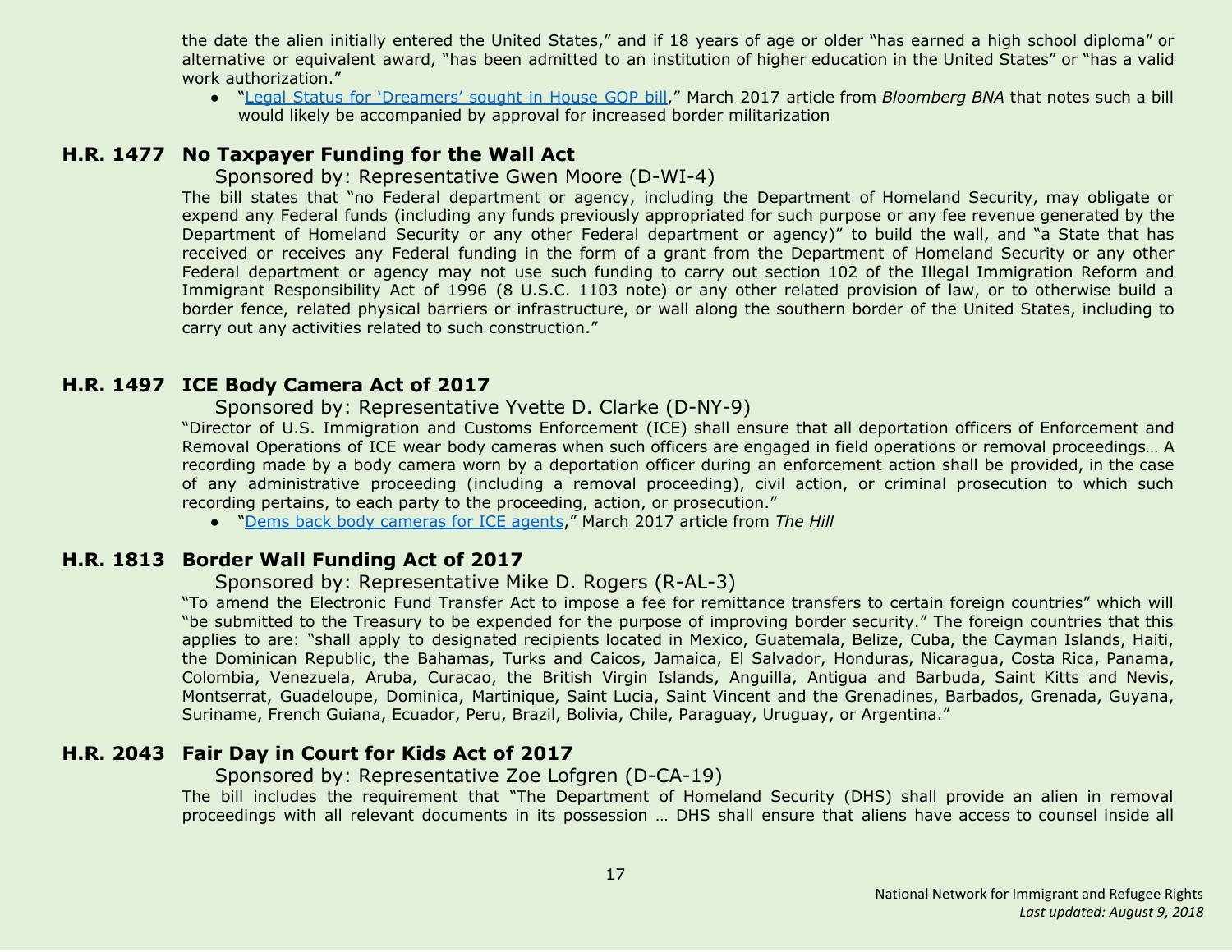the date the alien initially entered the United States," and if 18 years of age or older "has earned a high school diploma" or alternative or equivalent award, "has been admitted to an institution of higher education in the United States" or "has a valid work authorization."

- "Legal Status for 'Dreamers' sought in House GOP bill," March 2017 article from *Bloomberg BNA* that notes such a bill would likely be accompanied by approval for increased border militarization

## H.R. 1477 No Taxpayer Funding for the Wall Act

Sponsored by: Representative Gwen Moore (D-WI-4)

The bill states that "no Federal department or agency, including the Department of Homeland Security, may obligate or expend any Federal funds (including any funds previously appropriated for such purpose or any fee revenue generated by the Department of Homeland Security or any other Federal department or agency)" to build the wall, and "a State that has received or receives any Federal funding in the form of a grant from the Department of Homeland Security or any other Federal department or agency may not use such funding to carry out section 102 of the Illegal Immigration Reform and Immigrant Responsibility Act of 1996 (8 U.S.C. 1103 note) or any other related provision of law, or to otherwise build a border fence, related physical barriers or infrastructure, or wall along the southern border of the United States, including to carry out any activities related to such construction."

## H.R. 1497 ICE Body Camera Act of 2017

Sponsored by: Representative Yvette D. Clarke (D-NY-9)

"Director of U.S. Immigration and Customs Enforcement (ICE) shall ensure that all deportation officers of Enforcement and Removal Operations of ICE wear body cameras when such officers are engaged in field operations or removal proceedings… A recording made by a body camera worn by a deportation officer during an enforcement action shall be provided, in the case of any administrative proceeding (including a removal proceeding), civil action, or criminal prosecution to which such recording pertains, to each party to the proceeding, action, or prosecution."

- "Dems back body cameras for ICE agents," March 2017 article from *The Hill*

## H.R. 1813 Border Wall Funding Act of 2017

Sponsored by: Representative Mike D. Rogers (R-AL-3)

"To amend the Electronic Fund Transfer Act to impose a fee for remittance transfers to certain foreign countries" which will "be submitted to the Treasury to be expended for the purpose of improving border security." The foreign countries that this applies to are: "shall apply to designated recipients located in Mexico, Guatemala, Belize, Cuba, the Cayman Islands, Haiti, the Dominican Republic, the Bahamas, Turks and Caicos, Jamaica, El Salvador, Honduras, Nicaragua, Costa Rica, Panama, Colombia, Venezuela, Aruba, Curacao, the British Virgin Islands, Anguilla, Antigua and Barbuda, Saint Kitts and Nevis, Montserrat, Guadeloupe, Dominica, Martinique, Saint Lucia, Saint Vincent and the Grenadines, Barbados, Grenada, Guyana, Suriname, French Guiana, Ecuador, Peru, Brazil, Bolivia, Chile, Paraguay, Uruguay, or Argentina."

## H.R. 2043 Fair Day in Court for Kids Act of 2017

Sponsored by: Representative Zoe Lofgren (D-CA-19)

The bill includes the requirement that "The Department of Homeland Security (DHS) shall provide an alien in removal proceedings with all relevant documents in its possession … DHS shall ensure that aliens have access to counsel inside all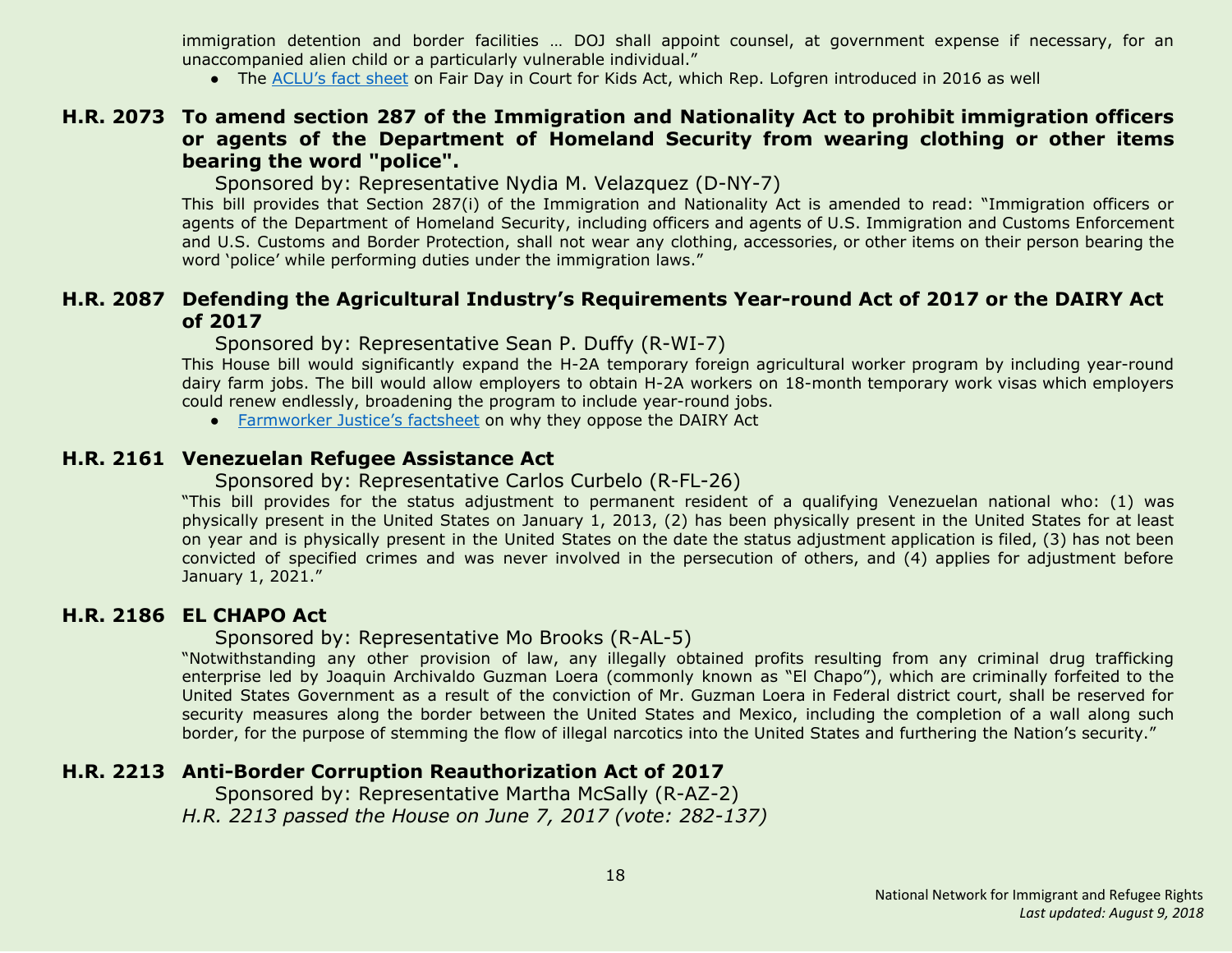immigration detention and border facilities … DOJ shall appoint counsel, at government expense if necessary, for an unaccompanied alien child or a particularly vulnerable individual."

- The ACLU's fact sheet on Fair Day in Court for Kids Act, which Rep. Lofgren introduced in 2016 as well

## H.R. 2073 To amend section 287 of the Immigration and Nationality Act to prohibit immigration officers or agents of the Department of Homeland Security from wearing clothing or other items bearing the word "police".

Sponsored by: Representative Nydia M. Velazquez (D-NY-7)

This bill provides that Section 287(i) of the Immigration and Nationality Act is amended to read: "Immigration officers or agents of the Department of Homeland Security, including officers and agents of U.S. Immigration and Customs Enforcement and U.S. Customs and Border Protection, shall not wear any clothing, accessories, or other items on their person bearing the word 'police' while performing duties under the immigration laws."

## H.R. 2087 Defending the Agricultural Industry's Requirements Year-round Act of 2017 or the DAIRY Act of 2017

Sponsored by: Representative Sean P. Duffy (R-WI-7)

This House bill would significantly expand the H-2A temporary foreign agricultural worker program by including year-round dairy farm jobs. The bill would allow employers to obtain H-2A workers on 18-month temporary work visas which employers could renew endlessly, broadening the program to include year-round jobs.

- Farmworker Justice's factsheet on why they oppose the DAIRY Act

## H.R. 2161 Venezuelan Refugee Assistance Act

Sponsored by: Representative Carlos Curbelo (R-FL-26)

"This bill provides for the status adjustment to permanent resident of a qualifying Venezuelan national who: (1) was physically present in the United States on January 1, 2013, (2) has been physically present in the United States for at least on year and is physically present in the United States on the date the status adjustment application is filed, (3) has not been convicted of specified crimes and was never involved in the persecution of others, and (4) applies for adjustment before January 1, 2021."

## H.R. 2186 EL CHAPO Act

Sponsored by: Representative Mo Brooks (R-AL-5)

"Notwithstanding any other provision of law, any illegally obtained profits resulting from any criminal drug trafficking enterprise led by Joaquin Archivaldo Guzman Loera (commonly known as "El Chapo"), which are criminally forfeited to the United States Government as a result of the conviction of Mr. Guzman Loera in Federal district court, shall be reserved for security measures along the border between the United States and Mexico, including the completion of a wall along such border, for the purpose of stemming the flow of illegal narcotics into the United States and furthering the Nation's security."

## H.R. 2213 Anti-Border Corruption Reauthorization Act of 2017

Sponsored by: Representative Martha McSally (R-AZ-2)

*H.R. 2213 passed the House on June 7, 2017 (vote: 282-137)*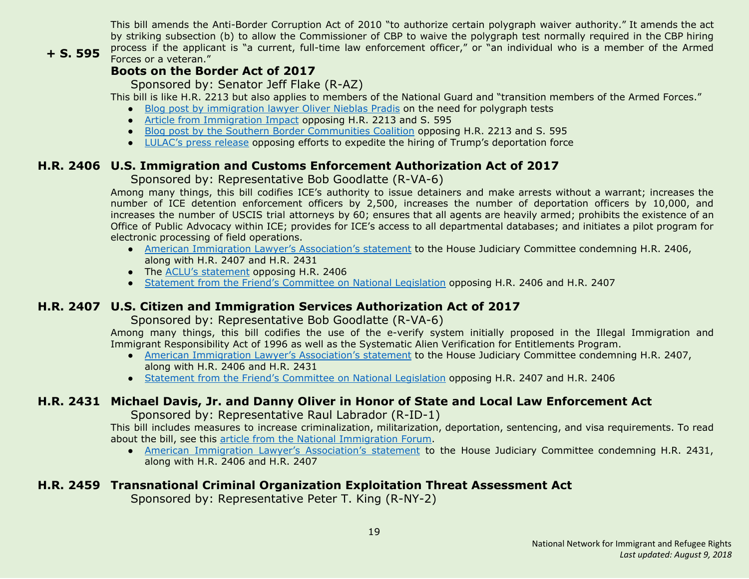This bill amends the Anti-Border Corruption Act of 2010 "to authorize certain polygraph waiver authority." It amends the act by striking subsection (b) to allow the Commissioner of CBP to waive the polygraph test normally required in the CBP hiring process if the applicant is "a current, full-time law enforcement officer," or "an individual who is a member of the Armed Forces or a veteran."

## + S. 595 Boots on the Border Act of 2017

Sponsored by: Senator Jeff Flake (R-AZ)

This bill is like H.R. 2213 but also applies to members of the National Guard and "transition members of the Armed Forces."

- Blog post by immigration lawyer Oliver Nieblas Pradis on the need for polygraph tests
- Article from Immigration Impact opposing H.R. 2213 and S. 595
- Blog post by the Southern Border Communities Coalition opposing H.R. 2213 and S. 595
- LULAC's press release opposing efforts to expedite the hiring of Trump's deportation force

## H.R. 2406 U.S. Immigration and Customs Enforcement Authorization Act of 2017

Sponsored by: Representative Bob Goodlatte (R-VA-6)

Among many things, this bill codifies ICE's authority to issue detainers and make arrests without a warrant; increases the number of ICE detention enforcement officers by 2,500, increases the number of deportation officers by 10,000, and increases the number of USCIS trial attorneys by 60; ensures that all agents are heavily armed; prohibits the existence of an Office of Public Advocacy within ICE; provides for ICE's access to all departmental databases; and initiates a pilot program for electronic processing of field operations.

- American Immigration Lawyer's Association's statement to the House Judiciary Committee condemning H.R. 2406, along with H.R. 2407 and H.R. 2431
- The ACLU's statement opposing H.R. 2406
- Statement from the Friend's Committee on National Legislation opposing H.R. 2406 and H.R. 2407

## H.R. 2407 U.S. Citizen and Immigration Services Authorization Act of 2017

Sponsored by: Representative Bob Goodlatte (R-VA-6)

Among many things, this bill codifies the use of the e-verify system initially proposed in the Illegal Immigration and Immigrant Responsibility Act of 1996 as well as the Systematic Alien Verification for Entitlements Program.

- American Immigration Lawyer's Association's statement to the House Judiciary Committee condemning H.R. 2407, along with H.R. 2406 and H.R. 2431
- Statement from the Friend's Committee on National Legislation opposing H.R. 2407 and H.R. 2406

## H.R. 2431 Michael Davis, Jr. and Danny Oliver in Honor of State and Local Law Enforcement Act

Sponsored by: Representative Raul Labrador (R-ID-1)

This bill includes measures to increase criminalization, militarization, deportation, sentencing, and visa requirements. To read about the bill, see this article from the National Immigration Forum.

- American Immigration Lawyer's Association's statement to the House Judiciary Committee condemning H.R. 2431, along with H.R. 2406 and H.R. 2407

## H.R. 2459 Transnational Criminal Organization Exploitation Threat Assessment Act

Sponsored by: Representative Peter T. King (R-NY-2)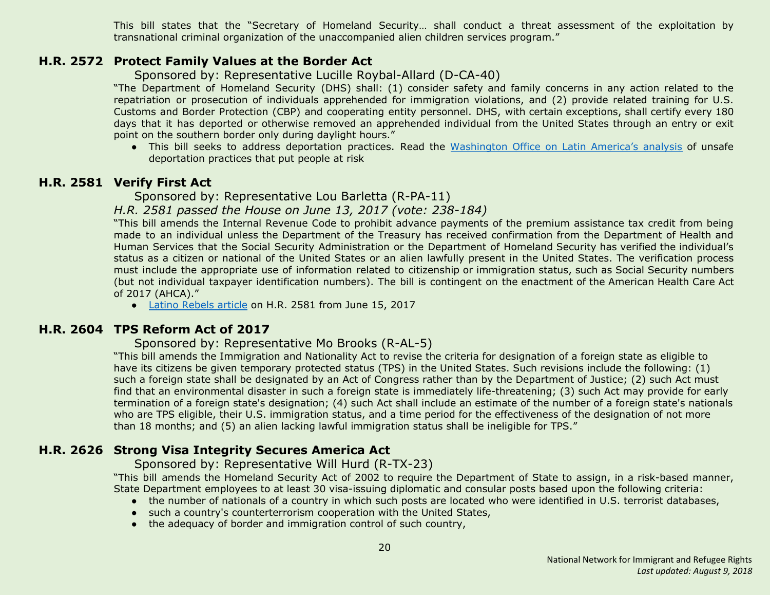This bill states that the "Secretary of Homeland Security… shall conduct a threat assessment of the exploitation by transnational criminal organization of the unaccompanied alien children services program."

## H.R. 2572 Protect Family Values at the Border Act

Sponsored by: Representative Lucille Roybal-Allard (D-CA-40)

"The Department of Homeland Security (DHS) shall: (1) consider safety and family concerns in any action related to the repatriation or prosecution of individuals apprehended for immigration violations, and (2) provide related training for U.S. Customs and Border Protection (CBP) and cooperating entity personnel. DHS, with certain exceptions, shall certify every 180 days that it has deported or otherwise removed an apprehended individual from the United States through an entry or exit point on the southern border only during daylight hours."

- This bill seeks to address deportation practices. Read the Washington Office on Latin America's analysis of unsafe deportation practices that put people at risk

## H.R. 2581 Verify First Act

Sponsored by: Representative Lou Barletta (R-PA-11)

*H.R. 2581 passed the House on June 13, 2017 (vote: 238-184)*

"This bill amends the Internal Revenue Code to prohibit advance payments of the premium assistance tax credit from being made to an individual unless the Department of the Treasury has received confirmation from the Department of Health and Human Services that the Social Security Administration or the Department of Homeland Security has verified the individual's status as a citizen or national of the United States or an alien lawfully present in the United States. The verification process must include the appropriate use of information related to citizenship or immigration status, such as Social Security numbers (but not individual taxpayer identification numbers). The bill is contingent on the enactment of the American Health Care Act of 2017 (AHCA)."

- Latino Rebels article on H.R. 2581 from June 15, 2017

## H.R. 2604 TPS Reform Act of 2017

Sponsored by: Representative Mo Brooks (R-AL-5)

"This bill amends the Immigration and Nationality Act to revise the criteria for designation of a foreign state as eligible to have its citizens be given temporary protected status (TPS) in the United States. Such revisions include the following: (1) such a foreign state shall be designated by an Act of Congress rather than by the Department of Justice; (2) such Act must find that an environmental disaster in such a foreign state is immediately life-threatening; (3) such Act may provide for early termination of a foreign state's designation; (4) such Act shall include an estimate of the number of a foreign state's nationals who are TPS eligible, their U.S. immigration status, and a time period for the effectiveness of the designation of not more than 18 months; and (5) an alien lacking lawful immigration status shall be ineligible for TPS."

## H.R. 2626 Strong Visa Integrity Secures America Act

Sponsored by: Representative Will Hurd (R-TX-23)

"This bill amends the Homeland Security Act of 2002 to require the Department of State to assign, in a risk-based manner, State Department employees to at least 30 visa-issuing diplomatic and consular posts based upon the following criteria:

- the number of nationals of a country in which such posts are located who were identified in U.S. terrorist databases,
- such a country's counterterrorism cooperation with the United States,
- the adequacy of border and immigration control of such country,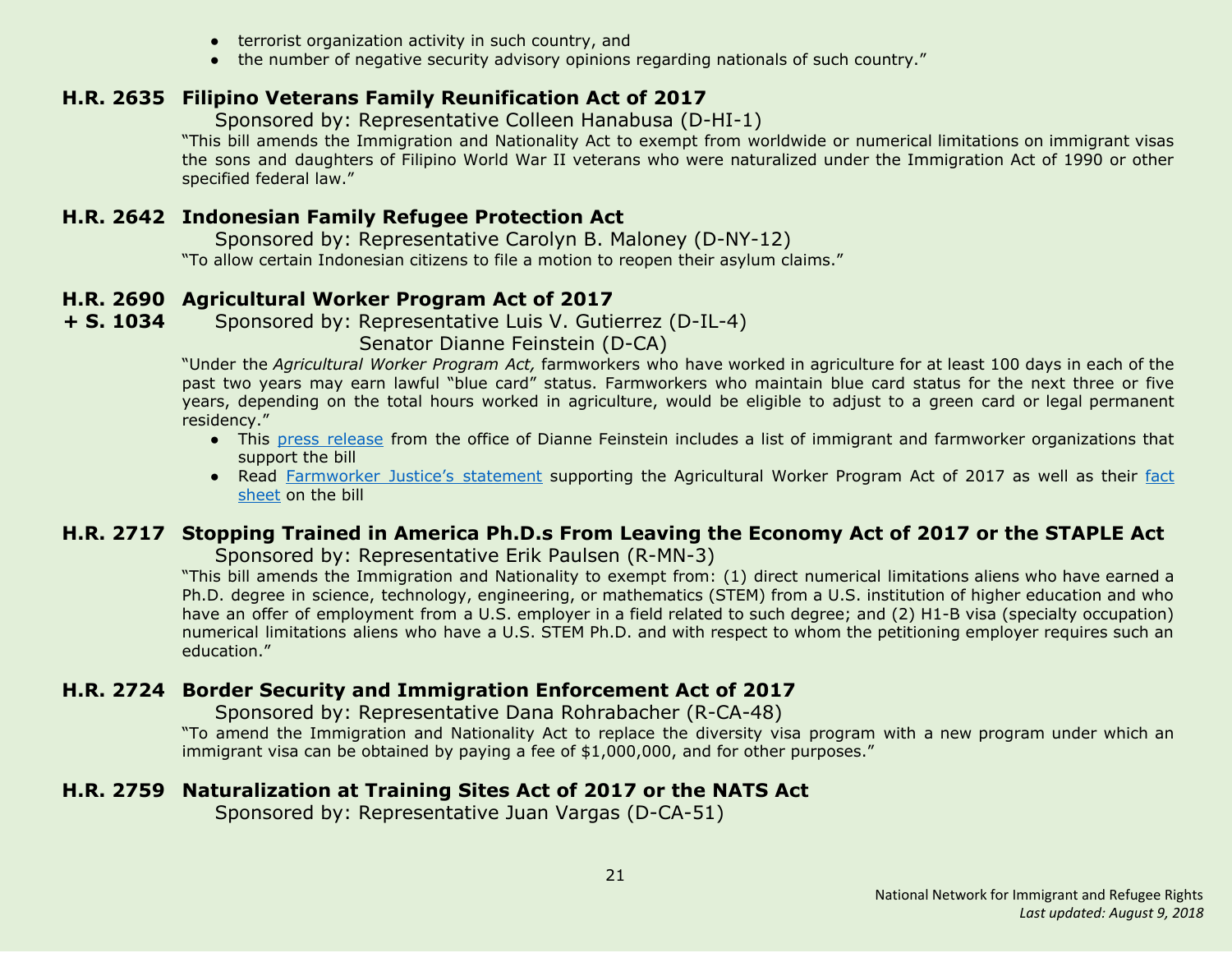- terrorist organization activity in such country, and
- the number of negative security advisory opinions regarding nationals of such country."

### H.R. 2635 Filipino Veterans Family Reunification Act of 2017

Sponsored by: Representative Colleen Hanabusa (D-HI-1)

"This bill amends the Immigration and Nationality Act to exempt from worldwide or numerical limitations on immigrant visas the sons and daughters of Filipino World War II veterans who were naturalized under the Immigration Act of 1990 or other specified federal law."

### H.R. 2642 Indonesian Family Refugee Protection Act

Sponsored by: Representative Carolyn B. Maloney (D-NY-12)

"To allow certain Indonesian citizens to file a motion to reopen their asylum claims."

### H.R. 2690 + S. 1034 Agricultural Worker Program Act of 2017

Sponsored by: Representative Luis V. Gutierrez (D-IL-4)
Senator Dianne Feinstein (D-CA)

"Under the *Agricultural Worker Program Act,* farmworkers who have worked in agriculture for at least 100 days in each of the past two years may earn lawful "blue card" status. Farmworkers who maintain blue card status for the next three or five years, depending on the total hours worked in agriculture, would be eligible to adjust to a green card or legal permanent residency."

- This press release from the office of Dianne Feinstein includes a list of immigrant and farmworker organizations that support the bill
- Read Farmworker Justice's statement supporting the Agricultural Worker Program Act of 2017 as well as their fact sheet on the bill

### H.R. 2717 Stopping Trained in America Ph.D.s From Leaving the Economy Act of 2017 or the STAPLE Act

Sponsored by: Representative Erik Paulsen (R-MN-3)

"This bill amends the Immigration and Nationality to exempt from: (1) direct numerical limitations aliens who have earned a Ph.D. degree in science, technology, engineering, or mathematics (STEM) from a U.S. institution of higher education and who have an offer of employment from a U.S. employer in a field related to such degree; and (2) H1-B visa (specialty occupation) numerical limitations aliens who have a U.S. STEM Ph.D. and with respect to whom the petitioning employer requires such an education."

### H.R. 2724 Border Security and Immigration Enforcement Act of 2017

Sponsored by: Representative Dana Rohrabacher (R-CA-48)

"To amend the Immigration and Nationality Act to replace the diversity visa program with a new program under which an immigrant visa can be obtained by paying a fee of $1,000,000, and for other purposes."

### H.R. 2759 Naturalization at Training Sites Act of 2017 or the NATS Act

Sponsored by: Representative Juan Vargas (D-CA-51)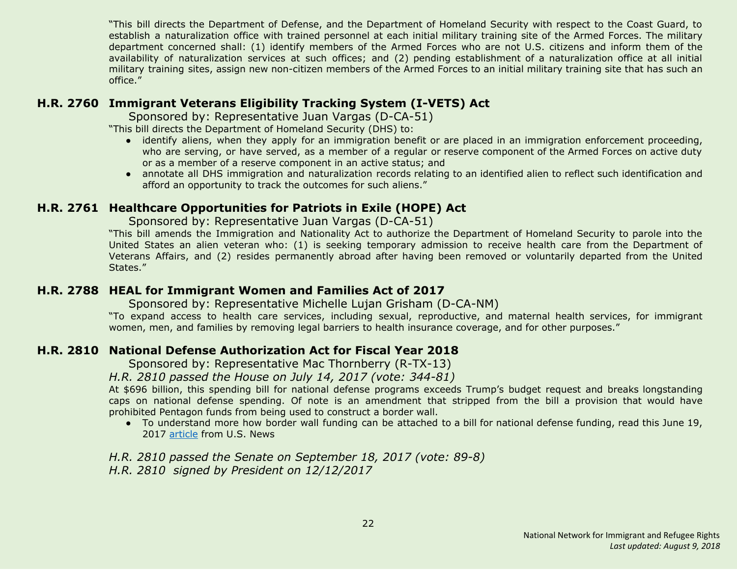"This bill directs the Department of Defense, and the Department of Homeland Security with respect to the Coast Guard, to establish a naturalization office with trained personnel at each initial military training site of the Armed Forces. The military department concerned shall: (1) identify members of the Armed Forces who are not U.S. citizens and inform them of the availability of naturalization services at such offices; and (2) pending establishment of a naturalization office at all initial military training sites, assign new non-citizen members of the Armed Forces to an initial military training site that has such an office."

### H.R. 2760 Immigrant Veterans Eligibility Tracking System (I-VETS) Act

Sponsored by: Representative Juan Vargas (D-CA-51)

"This bill directs the Department of Homeland Security (DHS) to:

- identify aliens, when they apply for an immigration benefit or are placed in an immigration enforcement proceeding, who are serving, or have served, as a member of a regular or reserve component of the Armed Forces on active duty or as a member of a reserve component in an active status; and
- annotate all DHS immigration and naturalization records relating to an identified alien to reflect such identification and afford an opportunity to track the outcomes for such aliens."

### H.R. 2761 Healthcare Opportunities for Patriots in Exile (HOPE) Act

Sponsored by: Representative Juan Vargas (D-CA-51)

"This bill amends the Immigration and Nationality Act to authorize the Department of Homeland Security to parole into the United States an alien veteran who: (1) is seeking temporary admission to receive health care from the Department of Veterans Affairs, and (2) resides permanently abroad after having been removed or voluntarily departed from the United States."

### H.R. 2788 HEAL for Immigrant Women and Families Act of 2017

Sponsored by: Representative Michelle Lujan Grisham (D-CA-NM)

"To expand access to health care services, including sexual, reproductive, and maternal health services, for immigrant women, men, and families by removing legal barriers to health insurance coverage, and for other purposes."

### H.R. 2810 National Defense Authorization Act for Fiscal Year 2018

Sponsored by: Representative Mac Thornberry (R-TX-13)

*H.R. 2810 passed the House on July 14, 2017 (vote: 344-81)*

At $696 billion, this spending bill for national defense programs exceeds Trump's budget request and breaks longstanding caps on national defense spending. Of note is an amendment that stripped from the bill a provision that would have prohibited Pentagon funds from being used to construct a border wall.

- To understand more how border wall funding can be attached to a bill for national defense funding, read this June 19, 2017 article from U.S. News

*H.R. 2810 passed the Senate on September 18, 2017 (vote: 89-8)*
*H.R. 2810 signed by President on 12/12/2017*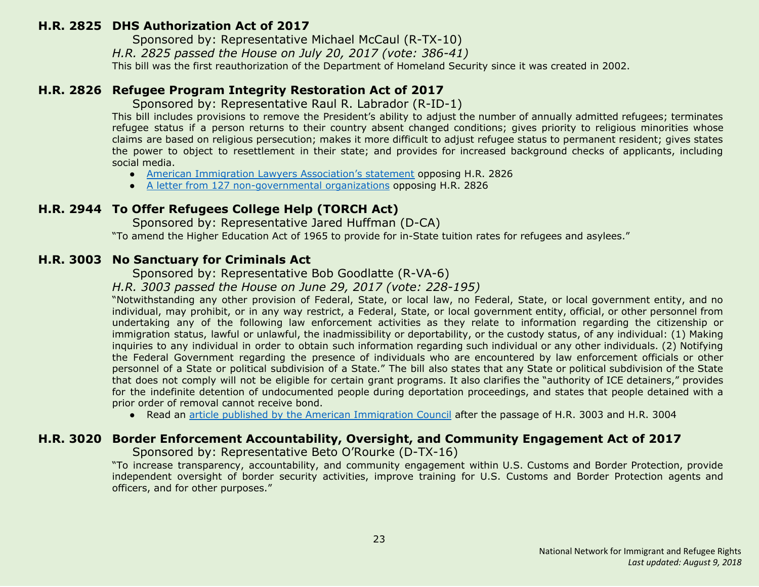### H.R. 2825 DHS Authorization Act of 2017

Sponsored by: Representative Michael McCaul (R-TX-10)

*H.R. 2825 passed the House on July 20, 2017 (vote: 386-41)*

This bill was the first reauthorization of the Department of Homeland Security since it was created in 2002.

### H.R. 2826 Refugee Program Integrity Restoration Act of 2017

Sponsored by: Representative Raul R. Labrador (R-ID-1)

This bill includes provisions to remove the President's ability to adjust the number of annually admitted refugees; terminates refugee status if a person returns to their country absent changed conditions; gives priority to religious minorities whose claims are based on religious persecution; makes it more difficult to adjust refugee status to permanent resident; gives states the power to object to resettlement in their state; and provides for increased background checks of applicants, including social media.

- American Immigration Lawyers Association's statement opposing H.R. 2826
- A letter from 127 non-governmental organizations opposing H.R. 2826

### H.R. 2944 To Offer Refugees College Help (TORCH Act)

Sponsored by: Representative Jared Huffman (D-CA)

"To amend the Higher Education Act of 1965 to provide for in-State tuition rates for refugees and asylees."

### H.R. 3003 No Sanctuary for Criminals Act

Sponsored by: Representative Bob Goodlatte (R-VA-6)

*H.R. 3003 passed the House on June 29, 2017 (vote: 228-195)*

"Notwithstanding any other provision of Federal, State, or local law, no Federal, State, or local government entity, and no individual, may prohibit, or in any way restrict, a Federal, State, or local government entity, official, or other personnel from undertaking any of the following law enforcement activities as they relate to information regarding the citizenship or immigration status, lawful or unlawful, the inadmissibility or deportability, or the custody status, of any individual: (1) Making inquiries to any individual in order to obtain such information regarding such individual or any other individuals. (2) Notifying the Federal Government regarding the presence of individuals who are encountered by law enforcement officials or other personnel of a State or political subdivision of a State." The bill also states that any State or political subdivision of the State that does not comply will not be eligible for certain grant programs. It also clarifies the "authority of ICE detainers," provides for the indefinite detention of undocumented people during deportation proceedings, and states that people detained with a prior order of removal cannot receive bond.

- Read an article published by the American Immigration Council after the passage of H.R. 3003 and H.R. 3004

### H.R. 3020 Border Enforcement Accountability, Oversight, and Community Engagement Act of 2017

Sponsored by: Representative Beto O'Rourke (D-TX-16)

"To increase transparency, accountability, and community engagement within U.S. Customs and Border Protection, provide independent oversight of border security activities, improve training for U.S. Customs and Border Protection agents and officers, and for other purposes."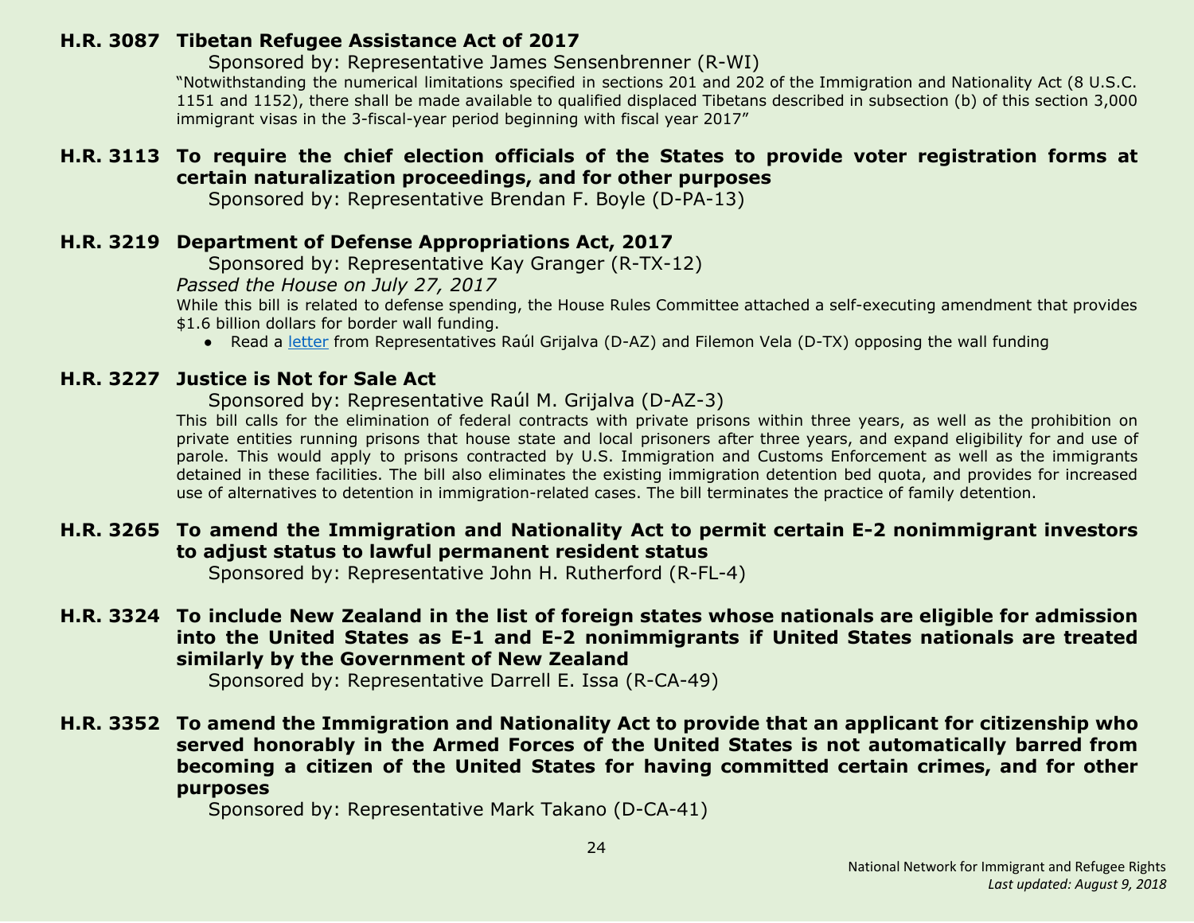### H.R. 3087 Tibetan Refugee Assistance Act of 2017

Sponsored by: Representative James Sensenbrenner (R-WI)

"Notwithstanding the numerical limitations specified in sections 201 and 202 of the Immigration and Nationality Act (8 U.S.C. 1151 and 1152), there shall be made available to qualified displaced Tibetans described in subsection (b) of this section 3,000 immigrant visas in the 3-fiscal-year period beginning with fiscal year 2017"

### H.R. 3113 To require the chief election officials of the States to provide voter registration forms at certain naturalization proceedings, and for other purposes

Sponsored by: Representative Brendan F. Boyle (D-PA-13)

### H.R. 3219 Department of Defense Appropriations Act, 2017

Sponsored by: Representative Kay Granger (R-TX-12)

*Passed the House on July 27, 2017*

While this bill is related to defense spending, the House Rules Committee attached a self-executing amendment that provides $1.6 billion dollars for border wall funding.

- Read a letter from Representatives Raúl Grijalva (D-AZ) and Filemon Vela (D-TX) opposing the wall funding

### H.R. 3227 Justice is Not for Sale Act

Sponsored by: Representative Raúl M. Grijalva (D-AZ-3)

This bill calls for the elimination of federal contracts with private prisons within three years, as well as the prohibition on private entities running prisons that house state and local prisoners after three years, and expand eligibility for and use of parole. This would apply to prisons contracted by U.S. Immigration and Customs Enforcement as well as the immigrants detained in these facilities. The bill also eliminates the existing immigration detention bed quota, and provides for increased use of alternatives to detention in immigration-related cases. The bill terminates the practice of family detention.

### H.R. 3265 To amend the Immigration and Nationality Act to permit certain E-2 nonimmigrant investors to adjust status to lawful permanent resident status

Sponsored by: Representative John H. Rutherford (R-FL-4)

### H.R. 3324 To include New Zealand in the list of foreign states whose nationals are eligible for admission into the United States as E-1 and E-2 nonimmigrants if United States nationals are treated similarly by the Government of New Zealand

Sponsored by: Representative Darrell E. Issa (R-CA-49)

### H.R. 3352 To amend the Immigration and Nationality Act to provide that an applicant for citizenship who served honorably in the Armed Forces of the United States is not automatically barred from becoming a citizen of the United States for having committed certain crimes, and for other purposes

Sponsored by: Representative Mark Takano (D-CA-41)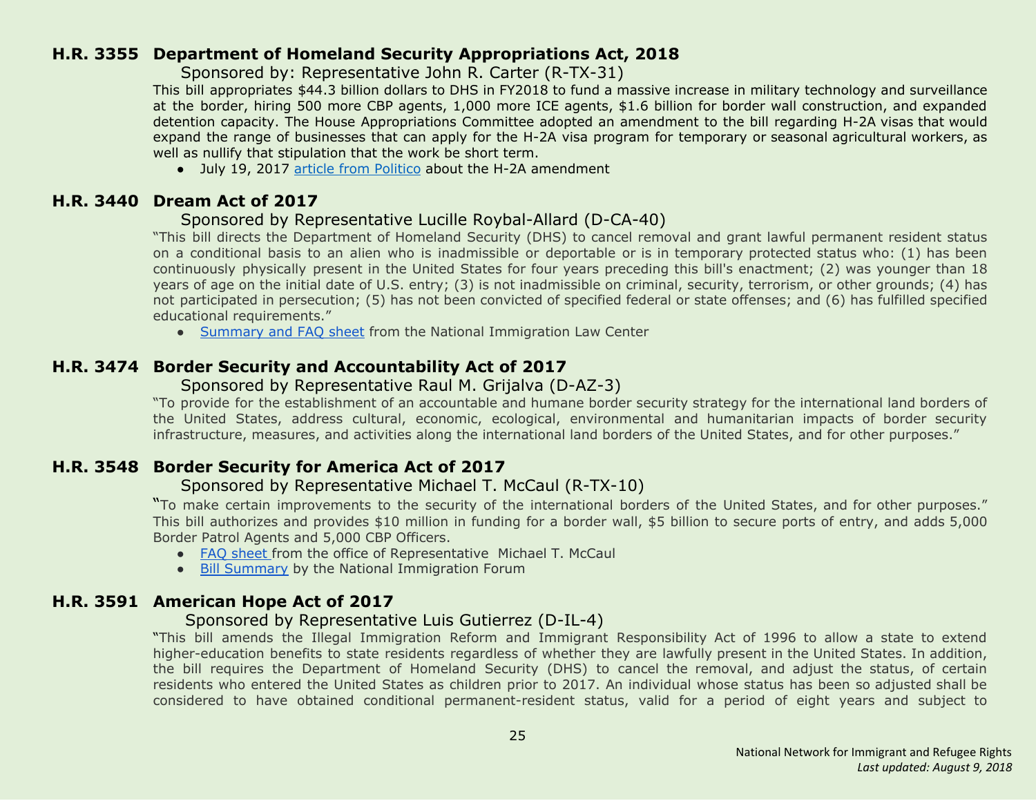## H.R. 3355 Department of Homeland Security Appropriations Act, 2018

Sponsored by: Representative John R. Carter (R-TX-31)

This bill appropriates $44.3 billion dollars to DHS in FY2018 to fund a massive increase in military technology and surveillance at the border, hiring 500 more CBP agents, 1,000 more ICE agents, $1.6 billion for border wall construction, and expanded detention capacity. The House Appropriations Committee adopted an amendment to the bill regarding H-2A visas that would expand the range of businesses that can apply for the H-2A visa program for temporary or seasonal agricultural workers, as well as nullify that stipulation that the work be short term.

- July 19, 2017 article from Politico about the H-2A amendment

## H.R. 3440 Dream Act of 2017

Sponsored by Representative Lucille Roybal-Allard (D-CA-40)

"This bill directs the Department of Homeland Security (DHS) to cancel removal and grant lawful permanent resident status on a conditional basis to an alien who is inadmissible or deportable or is in temporary protected status who: (1) has been continuously physically present in the United States for four years preceding this bill's enactment; (2) was younger than 18 years of age on the initial date of U.S. entry; (3) is not inadmissible on criminal, security, terrorism, or other grounds; (4) has not participated in persecution; (5) has not been convicted of specified federal or state offenses; and (6) has fulfilled specified educational requirements."

- Summary and FAQ sheet from the National Immigration Law Center

## H.R. 3474 Border Security and Accountability Act of 2017

Sponsored by Representative Raul M. Grijalva (D-AZ-3)

"To provide for the establishment of an accountable and humane border security strategy for the international land borders of the United States, address cultural, economic, ecological, environmental and humanitarian impacts of border security infrastructure, measures, and activities along the international land borders of the United States, and for other purposes."

## H.R. 3548 Border Security for America Act of 2017

Sponsored by Representative Michael T. McCaul (R-TX-10)

"To make certain improvements to the security of the international borders of the United States, and for other purposes." This bill authorizes and provides $10 million in funding for a border wall, $5 billion to secure ports of entry, and adds 5,000 Border Patrol Agents and 5,000 CBP Officers.

- FAQ sheet from the office of Representative Michael T. McCaul
- Bill Summary by the National Immigration Forum

## H.R. 3591 American Hope Act of 2017

Sponsored by Representative Luis Gutierrez (D-IL-4)

"This bill amends the Illegal Immigration Reform and Immigrant Responsibility Act of 1996 to allow a state to extend higher-education benefits to state residents regardless of whether they are lawfully present in the United States. In addition, the bill requires the Department of Homeland Security (DHS) to cancel the removal, and adjust the status, of certain residents who entered the United States as children prior to 2017. An individual whose status has been so adjusted shall be considered to have obtained conditional permanent-resident status, valid for a period of eight years and subject to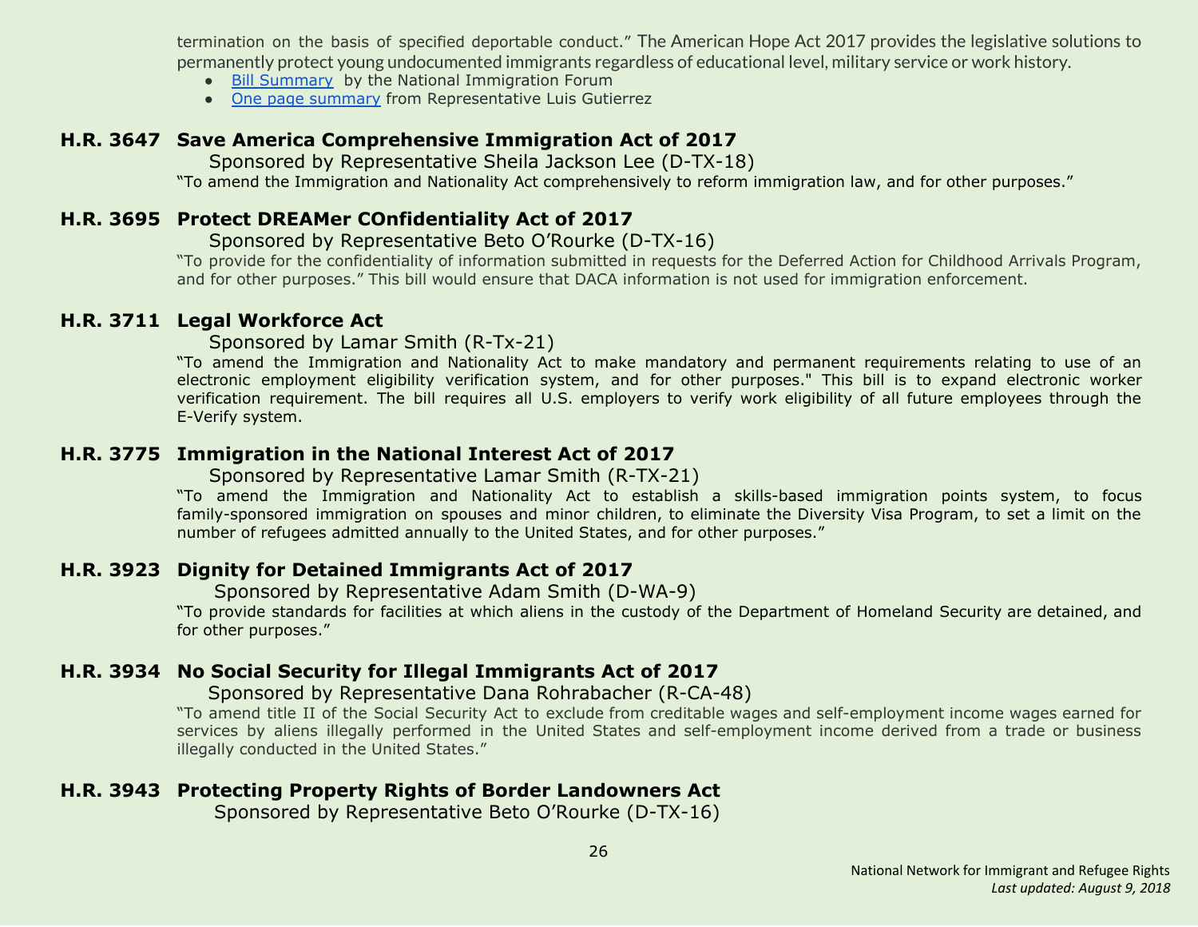termination on the basis of specified deportable conduct." The American Hope Act 2017 provides the legislative solutions to permanently protect young undocumented immigrants regardless of educational level, military service or work history.

- Bill Summary by the National Immigration Forum
- One page summary from Representative Luis Gutierrez

### H.R. 3647 Save America Comprehensive Immigration Act of 2017

Sponsored by Representative Sheila Jackson Lee (D-TX-18)

"To amend the Immigration and Nationality Act comprehensively to reform immigration law, and for other purposes."

### H.R. 3695 Protect DREAMer COnfidentiality Act of 2017

Sponsored by Representative Beto O'Rourke (D-TX-16)

"To provide for the confidentiality of information submitted in requests for the Deferred Action for Childhood Arrivals Program, and for other purposes." This bill would ensure that DACA information is not used for immigration enforcement.

### H.R. 3711 Legal Workforce Act

Sponsored by Lamar Smith (R-Tx-21)

"To amend the Immigration and Nationality Act to make mandatory and permanent requirements relating to use of an electronic employment eligibility verification system, and for other purposes." This bill is to expand electronic worker verification requirement. The bill requires all U.S. employers to verify work eligibility of all future employees through the E-Verify system.

### H.R. 3775 Immigration in the National Interest Act of 2017

Sponsored by Representative Lamar Smith (R-TX-21)

"To amend the Immigration and Nationality Act to establish a skills-based immigration points system, to focus family-sponsored immigration on spouses and minor children, to eliminate the Diversity Visa Program, to set a limit on the number of refugees admitted annually to the United States, and for other purposes."

### H.R. 3923 Dignity for Detained Immigrants Act of 2017

Sponsored by Representative Adam Smith (D-WA-9)

"To provide standards for facilities at which aliens in the custody of the Department of Homeland Security are detained, and for other purposes."

### H.R. 3934 No Social Security for Illegal Immigrants Act of 2017

Sponsored by Representative Dana Rohrabacher (R-CA-48)

"To amend title II of the Social Security Act to exclude from creditable wages and self-employment income wages earned for services by aliens illegally performed in the United States and self-employment income derived from a trade or business illegally conducted in the United States."

### H.R. 3943 Protecting Property Rights of Border Landowners Act

Sponsored by Representative Beto O'Rourke (D-TX-16)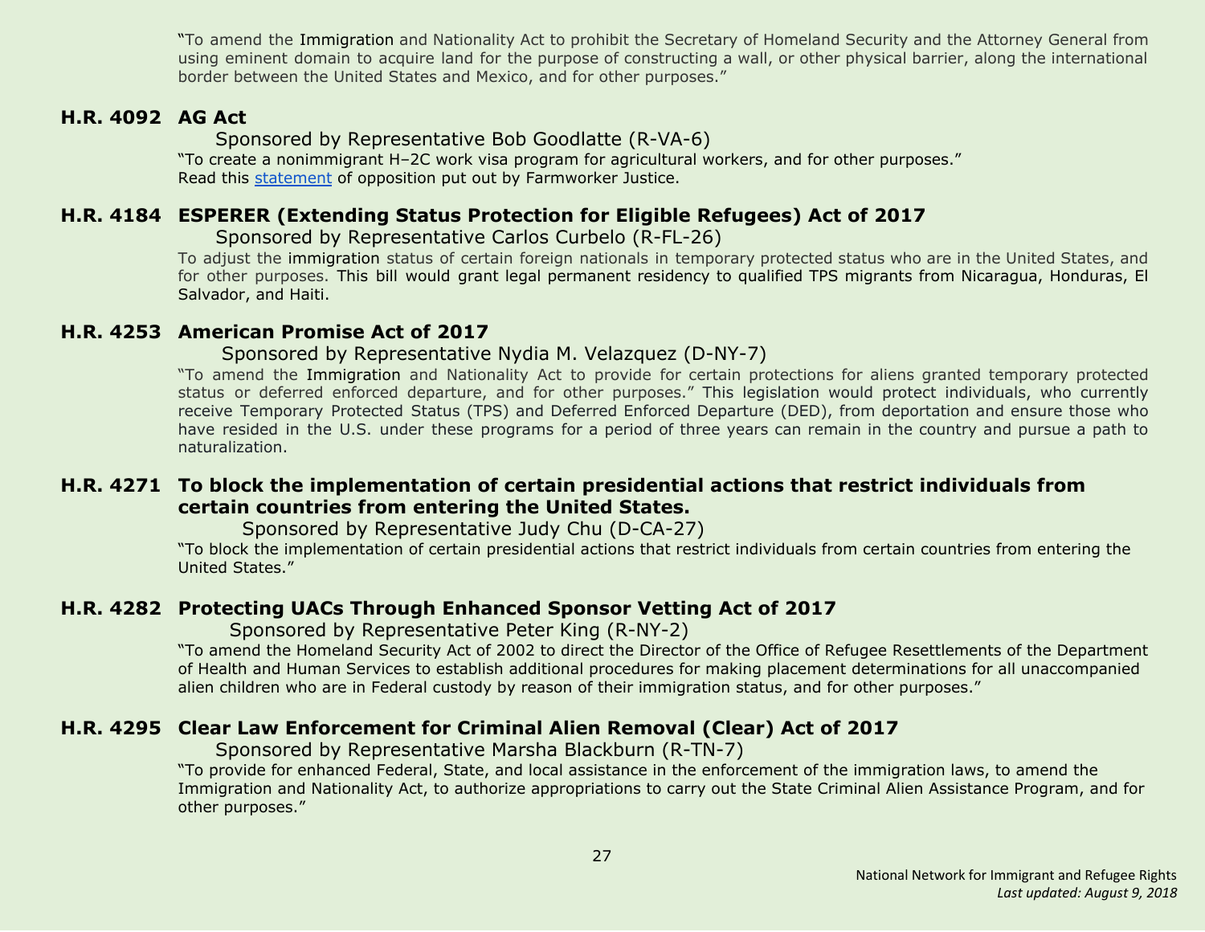"To amend the Immigration and Nationality Act to prohibit the Secretary of Homeland Security and the Attorney General from using eminent domain to acquire land for the purpose of constructing a wall, or other physical barrier, along the international border between the United States and Mexico, and for other purposes."

### H.R. 4092 AG Act

Sponsored by Representative Bob Goodlatte (R-VA-6)

"To create a nonimmigrant H–2C work visa program for agricultural workers, and for other purposes."
Read this statement of opposition put out by Farmworker Justice.

### H.R. 4184 ESPERER (Extending Status Protection for Eligible Refugees) Act of 2017

Sponsored by Representative Carlos Curbelo (R-FL-26)

To adjust the immigration status of certain foreign nationals in temporary protected status who are in the United States, and for other purposes. This bill would grant legal permanent residency to qualified TPS migrants from Nicaragua, Honduras, El Salvador, and Haiti.

### H.R. 4253 American Promise Act of 2017

Sponsored by Representative Nydia M. Velazquez (D-NY-7)

"To amend the Immigration and Nationality Act to provide for certain protections for aliens granted temporary protected status or deferred enforced departure, and for other purposes." This legislation would protect individuals, who currently receive Temporary Protected Status (TPS) and Deferred Enforced Departure (DED), from deportation and ensure those who have resided in the U.S. under these programs for a period of three years can remain in the country and pursue a path to naturalization.

### H.R. 4271 To block the implementation of certain presidential actions that restrict individuals from certain countries from entering the United States.

Sponsored by Representative Judy Chu (D-CA-27)

"To block the implementation of certain presidential actions that restrict individuals from certain countries from entering the United States."

### H.R. 4282 Protecting UACs Through Enhanced Sponsor Vetting Act of 2017

Sponsored by Representative Peter King (R-NY-2)

"To amend the Homeland Security Act of 2002 to direct the Director of the Office of Refugee Resettlements of the Department of Health and Human Services to establish additional procedures for making placement determinations for all unaccompanied alien children who are in Federal custody by reason of their immigration status, and for other purposes."

### H.R. 4295 Clear Law Enforcement for Criminal Alien Removal (Clear) Act of 2017

Sponsored by Representative Marsha Blackburn (R-TN-7)

"To provide for enhanced Federal, State, and local assistance in the enforcement of the immigration laws, to amend the Immigration and Nationality Act, to authorize appropriations to carry out the State Criminal Alien Assistance Program, and for other purposes."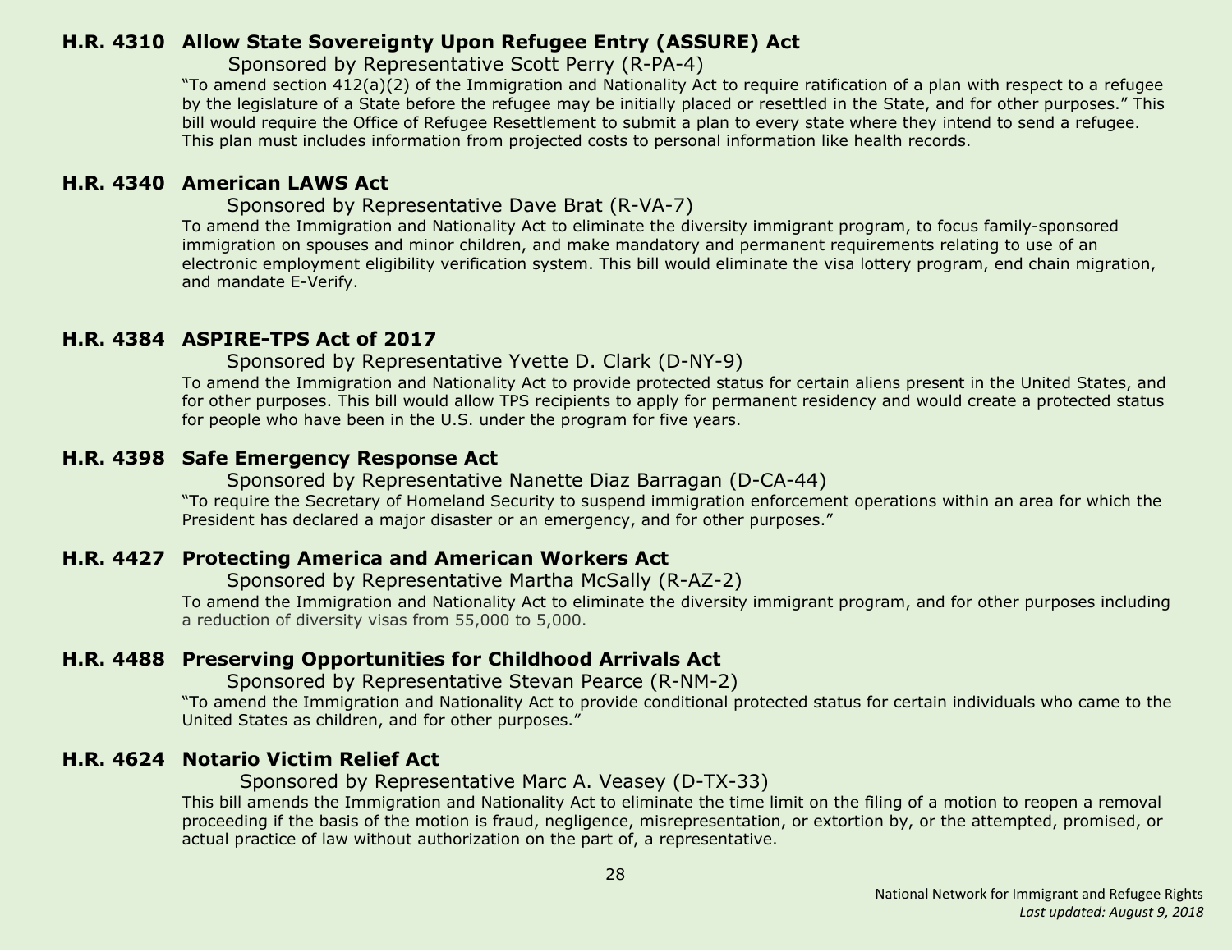## H.R. 4310 Allow State Sovereignty Upon Refugee Entry (ASSURE) Act

Sponsored by Representative Scott Perry (R-PA-4)

"To amend section 412(a)(2) of the Immigration and Nationality Act to require ratification of a plan with respect to a refugee by the legislature of a State before the refugee may be initially placed or resettled in the State, and for other purposes." This bill would require the Office of Refugee Resettlement to submit a plan to every state where they intend to send a refugee. This plan must includes information from projected costs to personal information like health records.

## H.R. 4340 American LAWS Act

Sponsored by Representative Dave Brat (R-VA-7)

To amend the Immigration and Nationality Act to eliminate the diversity immigrant program, to focus family-sponsored immigration on spouses and minor children, and make mandatory and permanent requirements relating to use of an electronic employment eligibility verification system. This bill would eliminate the visa lottery program, end chain migration, and mandate E-Verify.

## H.R. 4384 ASPIRE-TPS Act of 2017

Sponsored by Representative Yvette D. Clark (D-NY-9)

To amend the Immigration and Nationality Act to provide protected status for certain aliens present in the United States, and for other purposes. This bill would allow TPS recipients to apply for permanent residency and would create a protected status for people who have been in the U.S. under the program for five years.

## H.R. 4398 Safe Emergency Response Act

Sponsored by Representative Nanette Diaz Barragan (D-CA-44)

"To require the Secretary of Homeland Security to suspend immigration enforcement operations within an area for which the President has declared a major disaster or an emergency, and for other purposes."

## H.R. 4427 Protecting America and American Workers Act

Sponsored by Representative Martha McSally (R-AZ-2)

To amend the Immigration and Nationality Act to eliminate the diversity immigrant program, and for other purposes including a reduction of diversity visas from 55,000 to 5,000.

## H.R. 4488 Preserving Opportunities for Childhood Arrivals Act

Sponsored by Representative Stevan Pearce (R-NM-2)

"To amend the Immigration and Nationality Act to provide conditional protected status for certain individuals who came to the United States as children, and for other purposes."

## H.R. 4624 Notario Victim Relief Act

Sponsored by Representative Marc A. Veasey (D-TX-33)

This bill amends the Immigration and Nationality Act to eliminate the time limit on the filing of a motion to reopen a removal proceeding if the basis of the motion is fraud, negligence, misrepresentation, or extortion by, or the attempted, promised, or actual practice of law without authorization on the part of, a representative.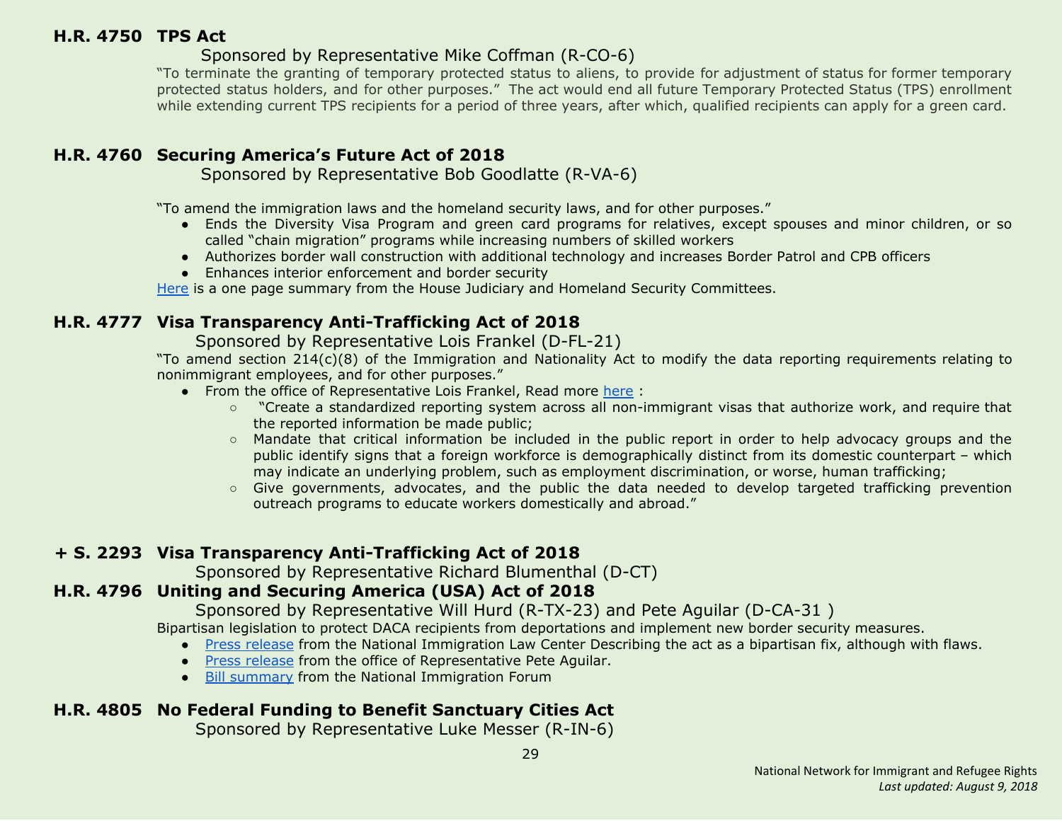### H.R. 4750 TPS Act

Sponsored by Representative Mike Coffman (R-CO-6)

"To terminate the granting of temporary protected status to aliens, to provide for adjustment of status for former temporary protected status holders, and for other purposes." The act would end all future Temporary Protected Status (TPS) enrollment while extending current TPS recipients for a period of three years, after which, qualified recipients can apply for a green card.

### H.R. 4760 Securing America's Future Act of 2018

Sponsored by Representative Bob Goodlatte (R-VA-6)

"To amend the immigration laws and the homeland security laws, and for other purposes."

- Ends the Diversity Visa Program and green card programs for relatives, except spouses and minor children, or so called "chain migration" programs while increasing numbers of skilled workers
- Authorizes border wall construction with additional technology and increases Border Patrol and CPB officers
- Enhances interior enforcement and border security

Here is a one page summary from the House Judiciary and Homeland Security Committees.

### H.R. 4777 Visa Transparency Anti-Trafficking Act of 2018

Sponsored by Representative Lois Frankel (D-FL-21)

"To amend section 214(c)(8) of the Immigration and Nationality Act to modify the data reporting requirements relating to nonimmigrant employees, and for other purposes."

- From the office of Representative Lois Frankel, Read more here :
  - "Create a standardized reporting system across all non-immigrant visas that authorize work, and require that the reported information be made public;
  - Mandate that critical information be included in the public report in order to help advocacy groups and the public identify signs that a foreign workforce is demographically distinct from its domestic counterpart – which may indicate an underlying problem, such as employment discrimination, or worse, human trafficking;
  - Give governments, advocates, and the public the data needed to develop targeted trafficking prevention outreach programs to educate workers domestically and abroad."

### + S. 2293 Visa Transparency Anti-Trafficking Act of 2018

Sponsored by Representative Richard Blumenthal (D-CT)

### H.R. 4796 Uniting and Securing America (USA) Act of 2018

Sponsored by Representative Will Hurd (R-TX-23) and Pete Aguilar (D-CA-31 )

Bipartisan legislation to protect DACA recipients from deportations and implement new border security measures.

- Press release from the National Immigration Law Center Describing the act as a bipartisan fix, although with flaws.
- Press release from the office of Representative Pete Aguilar.
- Bill summary from the National Immigration Forum

### H.R. 4805 No Federal Funding to Benefit Sanctuary Cities Act

Sponsored by Representative Luke Messer (R-IN-6)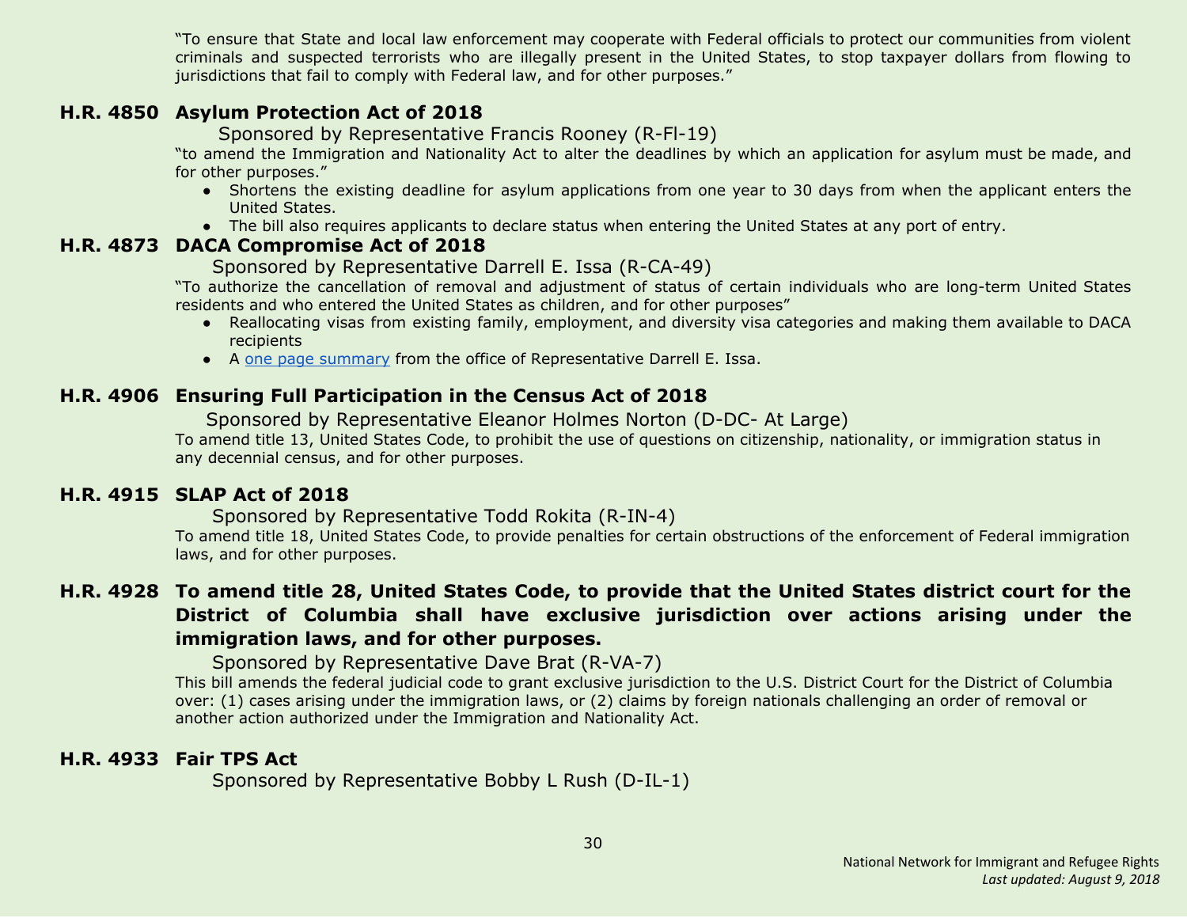"To ensure that State and local law enforcement may cooperate with Federal officials to protect our communities from violent criminals and suspected terrorists who are illegally present in the United States, to stop taxpayer dollars from flowing to jurisdictions that fail to comply with Federal law, and for other purposes."

### H.R. 4850 Asylum Protection Act of 2018

Sponsored by Representative Francis Rooney (R-Fl-19)

"to amend the Immigration and Nationality Act to alter the deadlines by which an application for asylum must be made, and for other purposes."

- Shortens the existing deadline for asylum applications from one year to 30 days from when the applicant enters the United States.
- The bill also requires applicants to declare status when entering the United States at any port of entry.

### H.R. 4873 DACA Compromise Act of 2018

Sponsored by Representative Darrell E. Issa (R-CA-49)

"To authorize the cancellation of removal and adjustment of status of certain individuals who are long-term United States residents and who entered the United States as children, and for other purposes"

- Reallocating visas from existing family, employment, and diversity visa categories and making them available to DACA recipients
- A one page summary from the office of Representative Darrell E. Issa.

### H.R. 4906 Ensuring Full Participation in the Census Act of 2018

Sponsored by Representative Eleanor Holmes Norton (D-DC- At Large)

To amend title 13, United States Code, to prohibit the use of questions on citizenship, nationality, or immigration status in any decennial census, and for other purposes.

### H.R. 4915 SLAP Act of 2018

Sponsored by Representative Todd Rokita (R-IN-4)

To amend title 18, United States Code, to provide penalties for certain obstructions of the enforcement of Federal immigration laws, and for other purposes.

### H.R. 4928 To amend title 28, United States Code, to provide that the United States district court for the District of Columbia shall have exclusive jurisdiction over actions arising under the immigration laws, and for other purposes.

Sponsored by Representative Dave Brat (R-VA-7)

This bill amends the federal judicial code to grant exclusive jurisdiction to the U.S. District Court for the District of Columbia over: (1) cases arising under the immigration laws, or (2) claims by foreign nationals challenging an order of removal or another action authorized under the Immigration and Nationality Act.

### H.R. 4933 Fair TPS Act

Sponsored by Representative Bobby L Rush (D-IL-1)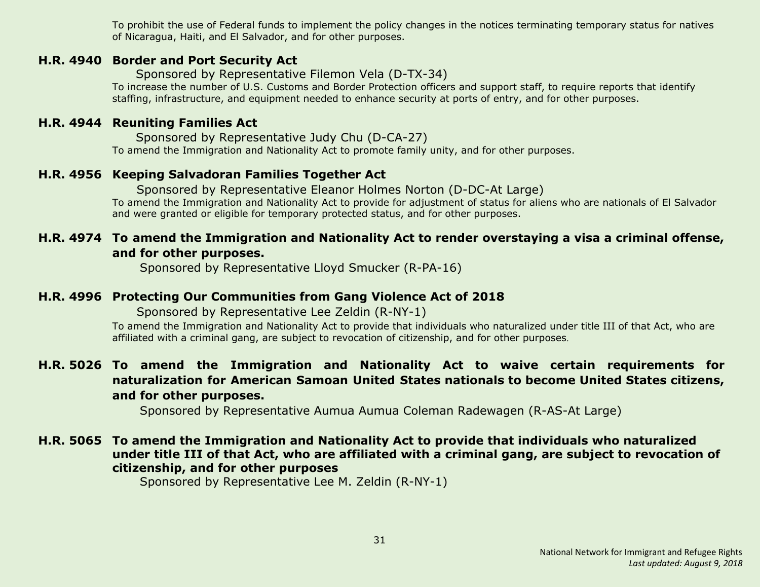To prohibit the use of Federal funds to implement the policy changes in the notices terminating temporary status for natives of Nicaragua, Haiti, and El Salvador, and for other purposes.

**H.R. 4940 Border and Port Security Act**

Sponsored by Representative Filemon Vela (D-TX-34)

To increase the number of U.S. Customs and Border Protection officers and support staff, to require reports that identify staffing, infrastructure, and equipment needed to enhance security at ports of entry, and for other purposes.

**H.R. 4944 Reuniting Families Act**

Sponsored by Representative Judy Chu (D-CA-27)

To amend the Immigration and Nationality Act to promote family unity, and for other purposes.

**H.R. 4956 Keeping Salvadoran Families Together Act**

Sponsored by Representative Eleanor Holmes Norton (D-DC-At Large)

To amend the Immigration and Nationality Act to provide for adjustment of status for aliens who are nationals of El Salvador and were granted or eligible for temporary protected status, and for other purposes.

**H.R. 4974 To amend the Immigration and Nationality Act to render overstaying a visa a criminal offense, and for other purposes.**

Sponsored by Representative Lloyd Smucker (R-PA-16)

**H.R. 4996 Protecting Our Communities from Gang Violence Act of 2018**

Sponsored by Representative Lee Zeldin (R-NY-1)

To amend the Immigration and Nationality Act to provide that individuals who naturalized under title III of that Act, who are affiliated with a criminal gang, are subject to revocation of citizenship, and for other purposes.

**H.R. 5026 To amend the Immigration and Nationality Act to waive certain requirements for naturalization for American Samoan United States nationals to become United States citizens, and for other purposes.**

Sponsored by Representative Aumua Aumua Coleman Radewagen (R-AS-At Large)

**H.R. 5065 To amend the Immigration and Nationality Act to provide that individuals who naturalized under title III of that Act, who are affiliated with a criminal gang, are subject to revocation of citizenship, and for other purposes**

Sponsored by Representative Lee M. Zeldin (R-NY-1)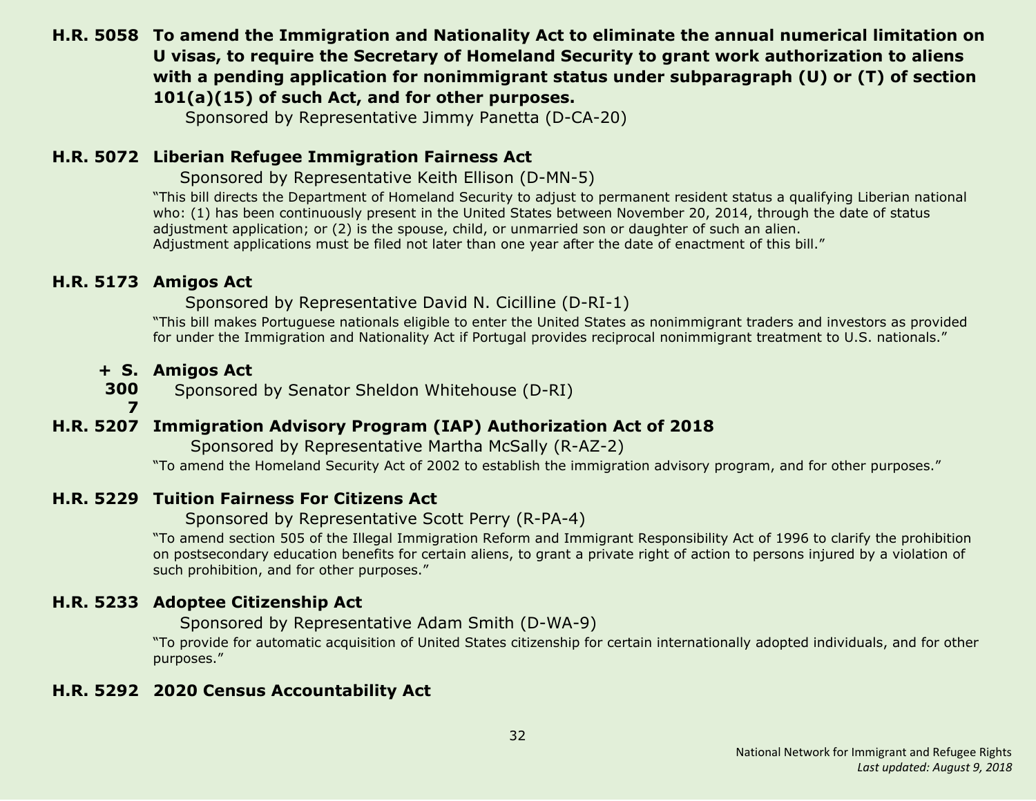**H.R. 5058 To amend the Immigration and Nationality Act to eliminate the annual numerical limitation on U visas, to require the Secretary of Homeland Security to grant work authorization to aliens with a pending application for nonimmigrant status under subparagraph (U) or (T) of section 101(a)(15) of such Act, and for other purposes.**

Sponsored by Representative Jimmy Panetta (D-CA-20)

**H.R. 5072 Liberian Refugee Immigration Fairness Act**

Sponsored by Representative Keith Ellison (D-MN-5)

"This bill directs the Department of Homeland Security to adjust to permanent resident status a qualifying Liberian national who: (1) has been continuously present in the United States between November 20, 2014, through the date of status adjustment application; or (2) is the spouse, child, or unmarried son or daughter of such an alien. Adjustment applications must be filed not later than one year after the date of enactment of this bill."

**H.R. 5173 Amigos Act**

Sponsored by Representative David N. Cicilline (D-RI-1)

"This bill makes Portuguese nationals eligible to enter the United States as nonimmigrant traders and investors as provided for under the Immigration and Nationality Act if Portugal provides reciprocal nonimmigrant treatment to U.S. nationals."

**+ S. 3007 Amigos Act**

Sponsored by Senator Sheldon Whitehouse (D-RI)

**H.R. 5207 Immigration Advisory Program (IAP) Authorization Act of 2018**

Sponsored by Representative Martha McSally (R-AZ-2)

"To amend the Homeland Security Act of 2002 to establish the immigration advisory program, and for other purposes."

**H.R. 5229 Tuition Fairness For Citizens Act**

Sponsored by Representative Scott Perry (R-PA-4)

"To amend section 505 of the Illegal Immigration Reform and Immigrant Responsibility Act of 1996 to clarify the prohibition on postsecondary education benefits for certain aliens, to grant a private right of action to persons injured by a violation of such prohibition, and for other purposes."

**H.R. 5233 Adoptee Citizenship Act**

Sponsored by Representative Adam Smith (D-WA-9)

"To provide for automatic acquisition of United States citizenship for certain internationally adopted individuals, and for other purposes."

**H.R. 5292 2020 Census Accountability Act**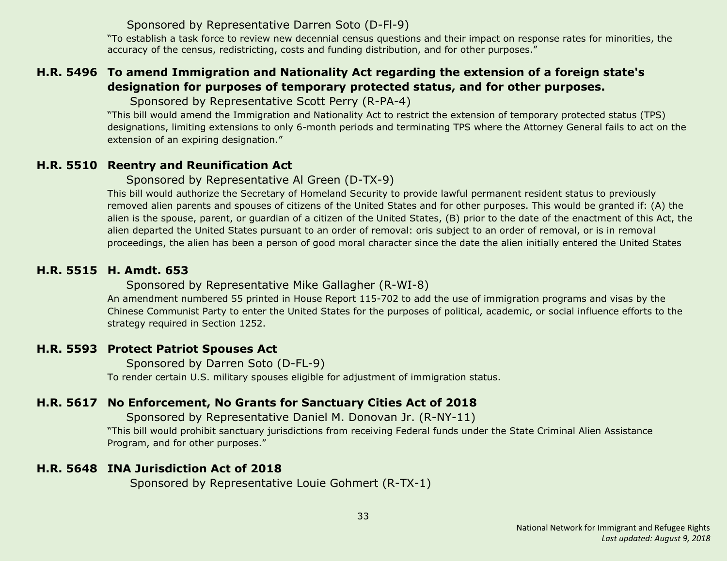Sponsored by Representative Darren Soto (D-Fl-9)

"To establish a task force to review new decennial census questions and their impact on response rates for minorities, the accuracy of the census, redistricting, costs and funding distribution, and for other purposes."

### H.R. 5496 To amend Immigration and Nationality Act regarding the extension of a foreign state's designation for purposes of temporary protected status, and for other purposes.

Sponsored by Representative Scott Perry (R-PA-4)

"This bill would amend the Immigration and Nationality Act to restrict the extension of temporary protected status (TPS) designations, limiting extensions to only 6-month periods and terminating TPS where the Attorney General fails to act on the extension of an expiring designation."

### H.R. 5510 Reentry and Reunification Act

Sponsored by Representative Al Green (D-TX-9)

This bill would authorize the Secretary of Homeland Security to provide lawful permanent resident status to previously removed alien parents and spouses of citizens of the United States and for other purposes. This would be granted if: (A) the alien is the spouse, parent, or guardian of a citizen of the United States, (B) prior to the date of the enactment of this Act, the alien departed the United States pursuant to an order of removal: oris subject to an order of removal, or is in removal proceedings, the alien has been a person of good moral character since the date the alien initially entered the United States

### H.R. 5515 H. Amdt. 653

Sponsored by Representative Mike Gallagher (R-WI-8)

An amendment numbered 55 printed in House Report 115-702 to add the use of immigration programs and visas by the Chinese Communist Party to enter the United States for the purposes of political, academic, or social influence efforts to the strategy required in Section 1252.

### H.R. 5593 Protect Patriot Spouses Act

Sponsored by Darren Soto (D-FL-9)

To render certain U.S. military spouses eligible for adjustment of immigration status.

### H.R. 5617 No Enforcement, No Grants for Sanctuary Cities Act of 2018

Sponsored by Representative Daniel M. Donovan Jr. (R-NY-11)

"This bill would prohibit sanctuary jurisdictions from receiving Federal funds under the State Criminal Alien Assistance Program, and for other purposes."

### H.R. 5648 INA Jurisdiction Act of 2018

Sponsored by Representative Louie Gohmert (R-TX-1)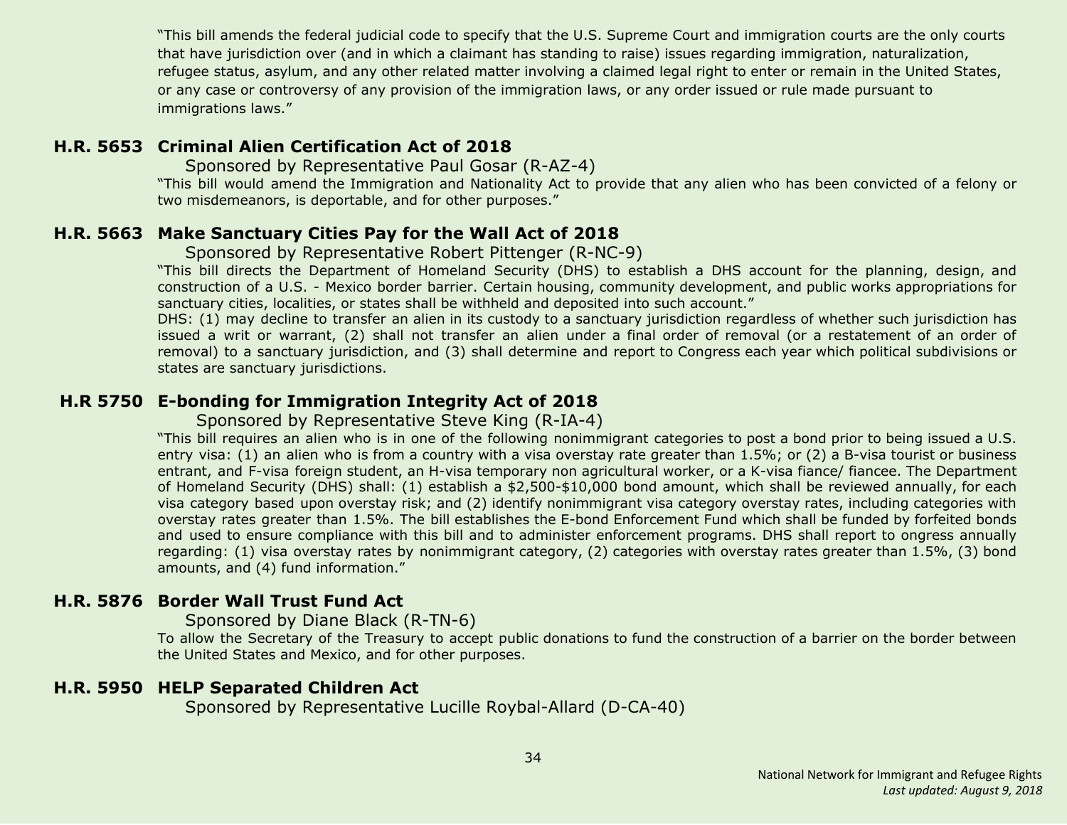"This bill amends the federal judicial code to specify that the U.S. Supreme Court and immigration courts are the only courts that have jurisdiction over (and in which a claimant has standing to raise) issues regarding immigration, naturalization, refugee status, asylum, and any other related matter involving a claimed legal right to enter or remain in the United States, or any case or controversy of any provision of the immigration laws, or any order issued or rule made pursuant to immigrations laws."

### H.R. 5653 Criminal Alien Certification Act of 2018

Sponsored by Representative Paul Gosar (R-AZ-4)

"This bill would amend the Immigration and Nationality Act to provide that any alien who has been convicted of a felony or two misdemeanors, is deportable, and for other purposes."

### H.R. 5663 Make Sanctuary Cities Pay for the Wall Act of 2018

Sponsored by Representative Robert Pittenger (R-NC-9)

"This bill directs the Department of Homeland Security (DHS) to establish a DHS account for the planning, design, and construction of a U.S. - Mexico border barrier. Certain housing, community development, and public works appropriations for sanctuary cities, localities, or states shall be withheld and deposited into such account."

DHS: (1) may decline to transfer an alien in its custody to a sanctuary jurisdiction regardless of whether such jurisdiction has issued a writ or warrant, (2) shall not transfer an alien under a final order of removal (or a restatement of an order of removal) to a sanctuary jurisdiction, and (3) shall determine and report to Congress each year which political subdivisions or states are sanctuary jurisdictions.

### H.R 5750 E-bonding for Immigration Integrity Act of 2018

Sponsored by Representative Steve King (R-IA-4)

"This bill requires an alien who is in one of the following nonimmigrant categories to post a bond prior to being issued a U.S. entry visa: (1) an alien who is from a country with a visa overstay rate greater than 1.5%; or (2) a B-visa tourist or business entrant, and F-visa foreign student, an H-visa temporary non agricultural worker, or a K-visa fiance/ fiancee. The Department of Homeland Security (DHS) shall: (1) establish a $2,500-$10,000 bond amount, which shall be reviewed annually, for each visa category based upon overstay risk; and (2) identify nonimmigrant visa category overstay rates, including categories with overstay rates greater than 1.5%. The bill establishes the E-bond Enforcement Fund which shall be funded by forfeited bonds and used to ensure compliance with this bill and to administer enforcement programs. DHS shall report to ongress annually regarding: (1) visa overstay rates by nonimmigrant category, (2) categories with overstay rates greater than 1.5%, (3) bond amounts, and (4) fund information."

### H.R. 5876 Border Wall Trust Fund Act

Sponsored by Diane Black (R-TN-6)

To allow the Secretary of the Treasury to accept public donations to fund the construction of a barrier on the border between the United States and Mexico, and for other purposes.

### H.R. 5950 HELP Separated Children Act

Sponsored by Representative Lucille Roybal-Allard (D-CA-40)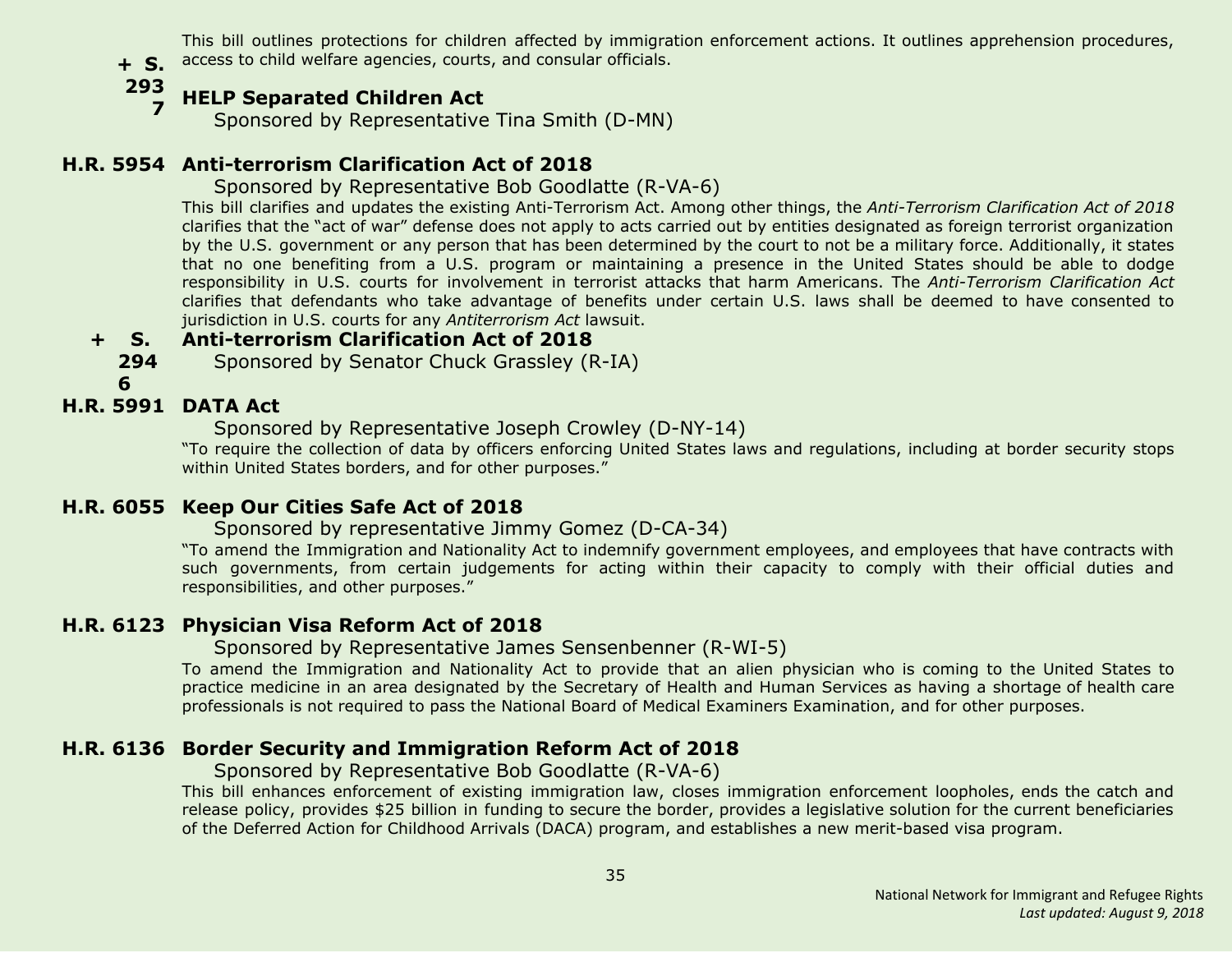This bill outlines protections for children affected by immigration enforcement actions. It outlines apprehension procedures, access to child welfare agencies, courts, and consular officials.

**+ S. 2937** **HELP Separated Children Act**

Sponsored by Representative Tina Smith (D-MN)

**H.R. 5954** **Anti-terrorism Clarification Act of 2018**

Sponsored by Representative Bob Goodlatte (R-VA-6)

This bill clarifies and updates the existing Anti-Terrorism Act. Among other things, the *Anti-Terrorism Clarification Act of 2018* clarifies that the "act of war" defense does not apply to acts carried out by entities designated as foreign terrorist organization by the U.S. government or any person that has been determined by the court to not be a military force. Additionally, it states that no one benefiting from a U.S. program or maintaining a presence in the United States should be able to dodge responsibility in U.S. courts for involvement in terrorist attacks that harm Americans. The *Anti-Terrorism Clarification Act* clarifies that defendants who take advantage of benefits under certain U.S. laws shall be deemed to have consented to jurisdiction in U.S. courts for any *Antiterrorism Act* lawsuit.

**+ S. 2946** **Anti-terrorism Clarification Act of 2018**

Sponsored by Senator Chuck Grassley (R-IA)

**H.R. 5991** **DATA Act**

Sponsored by Representative Joseph Crowley (D-NY-14)

"To require the collection of data by officers enforcing United States laws and regulations, including at border security stops within United States borders, and for other purposes."

**H.R. 6055** **Keep Our Cities Safe Act of 2018**

Sponsored by representative Jimmy Gomez (D-CA-34)

"To amend the Immigration and Nationality Act to indemnify government employees, and employees that have contracts with such governments, from certain judgements for acting within their capacity to comply with their official duties and responsibilities, and other purposes."

**H.R. 6123** **Physician Visa Reform Act of 2018**

Sponsored by Representative James Sensenbenner (R-WI-5)

To amend the Immigration and Nationality Act to provide that an alien physician who is coming to the United States to practice medicine in an area designated by the Secretary of Health and Human Services as having a shortage of health care professionals is not required to pass the National Board of Medical Examiners Examination, and for other purposes.

**H.R. 6136** **Border Security and Immigration Reform Act of 2018**

Sponsored by Representative Bob Goodlatte (R-VA-6)

This bill enhances enforcement of existing immigration law, closes immigration enforcement loopholes, ends the catch and release policy, provides $25 billion in funding to secure the border, provides a legislative solution for the current beneficiaries of the Deferred Action for Childhood Arrivals (DACA) program, and establishes a new merit-based visa program.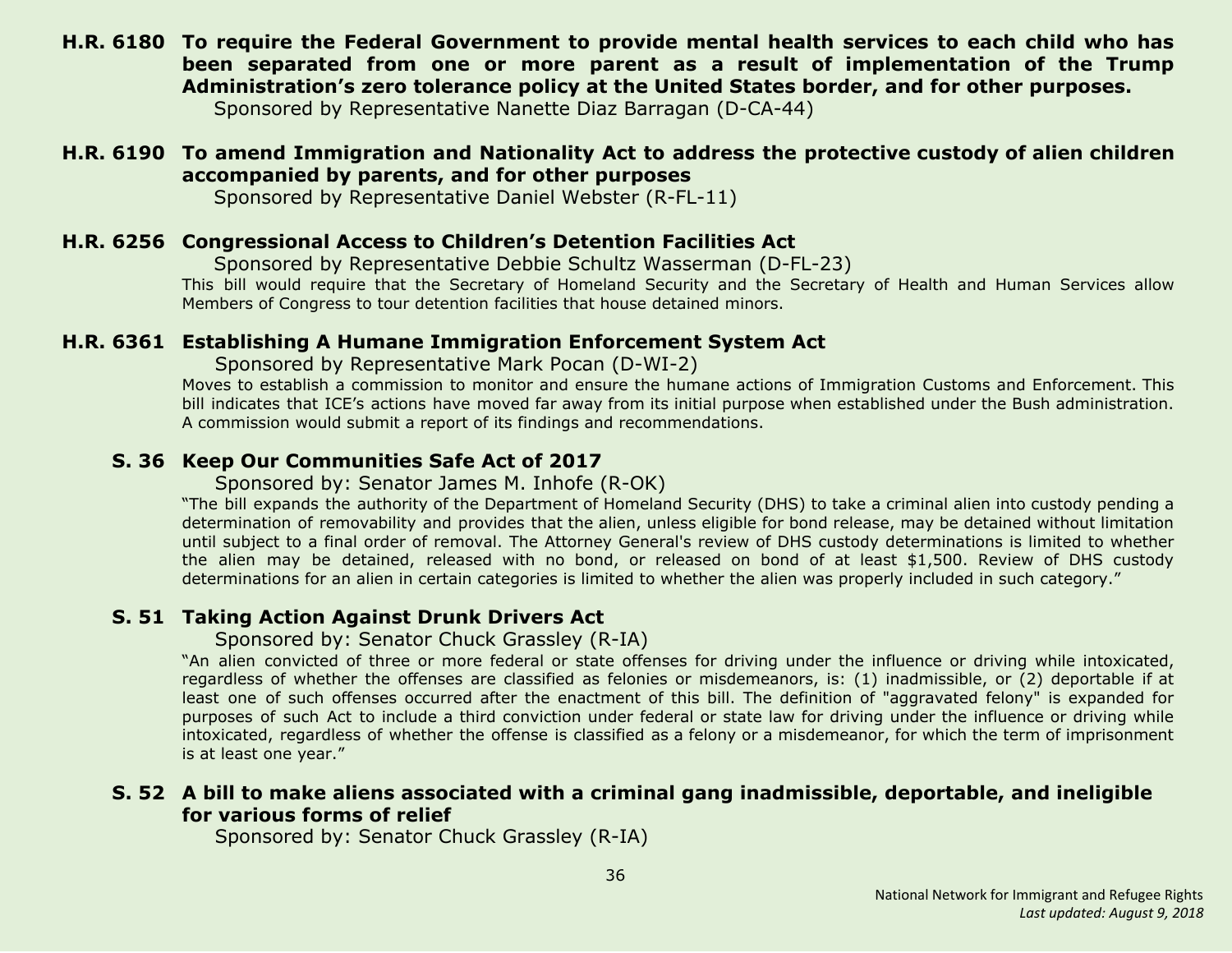**H.R. 6180 To require the Federal Government to provide mental health services to each child who has been separated from one or more parent as a result of implementation of the Trump Administration's zero tolerance policy at the United States border, and for other purposes.**

Sponsored by Representative Nanette Diaz Barragan (D-CA-44)

**H.R. 6190 To amend Immigration and Nationality Act to address the protective custody of alien children accompanied by parents, and for other purposes**

Sponsored by Representative Daniel Webster (R-FL-11)

**H.R. 6256 Congressional Access to Children's Detention Facilities Act**

Sponsored by Representative Debbie Schultz Wasserman (D-FL-23)

This bill would require that the Secretary of Homeland Security and the Secretary of Health and Human Services allow Members of Congress to tour detention facilities that house detained minors.

**H.R. 6361 Establishing A Humane Immigration Enforcement System Act**

Sponsored by Representative Mark Pocan (D-WI-2)

Moves to establish a commission to monitor and ensure the humane actions of Immigration Customs and Enforcement. This bill indicates that ICE's actions have moved far away from its initial purpose when established under the Bush administration. A commission would submit a report of its findings and recommendations.

**S. 36 Keep Our Communities Safe Act of 2017**

Sponsored by: Senator James M. Inhofe (R-OK)

"The bill expands the authority of the Department of Homeland Security (DHS) to take a criminal alien into custody pending a determination of removability and provides that the alien, unless eligible for bond release, may be detained without limitation until subject to a final order of removal. The Attorney General's review of DHS custody determinations is limited to whether the alien may be detained, released with no bond, or released on bond of at least $1,500. Review of DHS custody determinations for an alien in certain categories is limited to whether the alien was properly included in such category."

**S. 51 Taking Action Against Drunk Drivers Act**

Sponsored by: Senator Chuck Grassley (R-IA)

"An alien convicted of three or more federal or state offenses for driving under the influence or driving while intoxicated, regardless of whether the offenses are classified as felonies or misdemeanors, is: (1) inadmissible, or (2) deportable if at least one of such offenses occurred after the enactment of this bill. The definition of "aggravated felony" is expanded for purposes of such Act to include a third conviction under federal or state law for driving under the influence or driving while intoxicated, regardless of whether the offense is classified as a felony or a misdemeanor, for which the term of imprisonment is at least one year."

**S. 52 A bill to make aliens associated with a criminal gang inadmissible, deportable, and ineligible for various forms of relief**

Sponsored by: Senator Chuck Grassley (R-IA)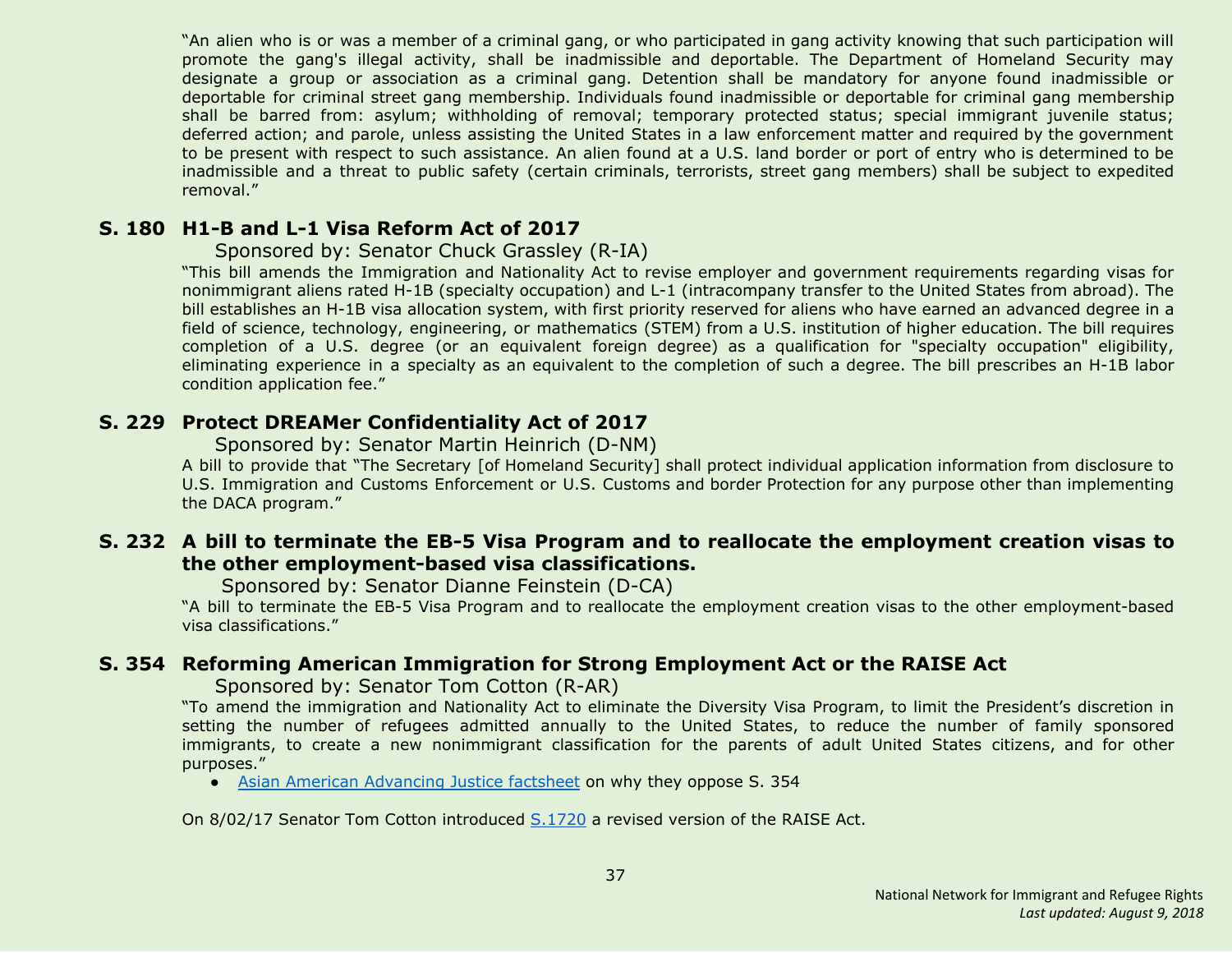"An alien who is or was a member of a criminal gang, or who participated in gang activity knowing that such participation will promote the gang's illegal activity, shall be inadmissible and deportable. The Department of Homeland Security may designate a group or association as a criminal gang. Detention shall be mandatory for anyone found inadmissible or deportable for criminal street gang membership. Individuals found inadmissible or deportable for criminal gang membership shall be barred from: asylum; withholding of removal; temporary protected status; special immigrant juvenile status; deferred action; and parole, unless assisting the United States in a law enforcement matter and required by the government to be present with respect to such assistance. An alien found at a U.S. land border or port of entry who is determined to be inadmissible and a threat to public safety (certain criminals, terrorists, street gang members) shall be subject to expedited removal."

### S. 180 H1-B and L-1 Visa Reform Act of 2017

Sponsored by: Senator Chuck Grassley (R-IA)

"This bill amends the Immigration and Nationality Act to revise employer and government requirements regarding visas for nonimmigrant aliens rated H-1B (specialty occupation) and L-1 (intracompany transfer to the United States from abroad). The bill establishes an H-1B visa allocation system, with first priority reserved for aliens who have earned an advanced degree in a field of science, technology, engineering, or mathematics (STEM) from a U.S. institution of higher education. The bill requires completion of a U.S. degree (or an equivalent foreign degree) as a qualification for "specialty occupation" eligibility, eliminating experience in a specialty as an equivalent to the completion of such a degree. The bill prescribes an H-1B labor condition application fee."

### S. 229 Protect DREAMer Confidentiality Act of 2017

Sponsored by: Senator Martin Heinrich (D-NM)

A bill to provide that "The Secretary [of Homeland Security] shall protect individual application information from disclosure to U.S. Immigration and Customs Enforcement or U.S. Customs and border Protection for any purpose other than implementing the DACA program."

### S. 232 A bill to terminate the EB-5 Visa Program and to reallocate the employment creation visas to the other employment-based visa classifications.

Sponsored by: Senator Dianne Feinstein (D-CA)

"A bill to terminate the EB-5 Visa Program and to reallocate the employment creation visas to the other employment-based visa classifications."

### S. 354 Reforming American Immigration for Strong Employment Act or the RAISE Act

Sponsored by: Senator Tom Cotton (R-AR)

"To amend the immigration and Nationality Act to eliminate the Diversity Visa Program, to limit the President's discretion in setting the number of refugees admitted annually to the United States, to reduce the number of family sponsored immigrants, to create a new nonimmigrant classification for the parents of adult United States citizens, and for other purposes."

- Asian American Advancing Justice factsheet on why they oppose S. 354

On 8/02/17 Senator Tom Cotton introduced S.1720 a revised version of the RAISE Act.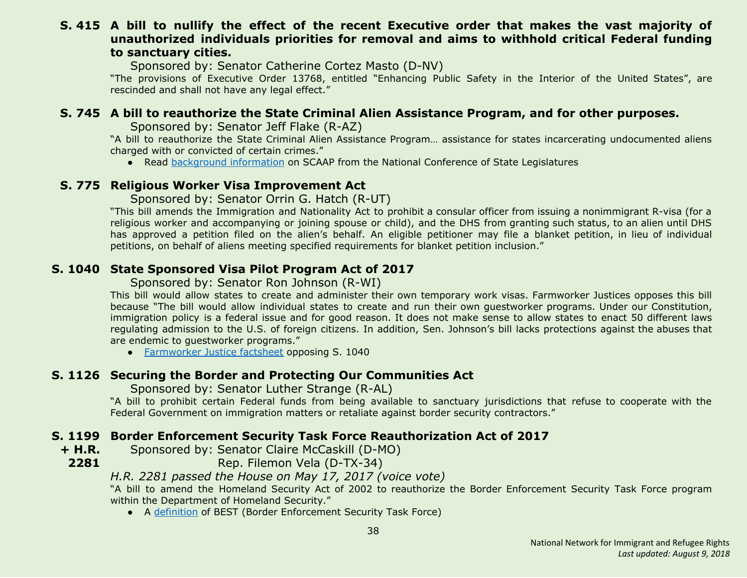**S. 415 A bill to nullify the effect of the recent Executive order that makes the vast majority of unauthorized individuals priorities for removal and aims to withhold critical Federal funding to sanctuary cities.**

Sponsored by: Senator Catherine Cortez Masto (D-NV)

"The provisions of Executive Order 13768, entitled "Enhancing Public Safety in the Interior of the United States", are rescinded and shall not have any legal effect."

**S. 745 A bill to reauthorize the State Criminal Alien Assistance Program, and for other purposes.**

Sponsored by: Senator Jeff Flake (R-AZ)

"A bill to reauthorize the State Criminal Alien Assistance Program… assistance for states incarcerating undocumented aliens charged with or convicted of certain crimes."

- Read background information on SCAAP from the National Conference of State Legislatures

**S. 775 Religious Worker Visa Improvement Act**

Sponsored by: Senator Orrin G. Hatch (R-UT)

"This bill amends the Immigration and Nationality Act to prohibit a consular officer from issuing a nonimmigrant R-visa (for a religious worker and accompanying or joining spouse or child), and the DHS from granting such status, to an alien until DHS has approved a petition filed on the alien's behalf. An eligible petitioner may file a blanket petition, in lieu of individual petitions, on behalf of aliens meeting specified requirements for blanket petition inclusion."

**S. 1040 State Sponsored Visa Pilot Program Act of 2017**

Sponsored by: Senator Ron Johnson (R-WI)

This bill would allow states to create and administer their own temporary work visas. Farmworker Justices opposes this bill because "The bill would allow individual states to create and run their own guestworker programs. Under our Constitution, immigration policy is a federal issue and for good reason. It does not make sense to allow states to enact 50 different laws regulating admission to the U.S. of foreign citizens. In addition, Sen. Johnson's bill lacks protections against the abuses that are endemic to guestworker programs."

- Farmworker Justice factsheet opposing S. 1040

**S. 1126 Securing the Border and Protecting Our Communities Act**

Sponsored by: Senator Luther Strange (R-AL)

"A bill to prohibit certain Federal funds from being available to sanctuary jurisdictions that refuse to cooperate with the Federal Government on immigration matters or retaliate against border security contractors."

**S. 1199 + H.R. 2281 Border Enforcement Security Task Force Reauthorization Act of 2017**

Sponsored by: Senator Claire McCaskill (D-MO)
Rep. Filemon Vela (D-TX-34)

*H.R. 2281 passed the House on May 17, 2017 (voice vote)*

"A bill to amend the Homeland Security Act of 2002 to reauthorize the Border Enforcement Security Task Force program within the Department of Homeland Security."

- A definition of BEST (Border Enforcement Security Task Force)

National Network for Immigrant and Refugee Rights
*Last updated: August 9, 2018*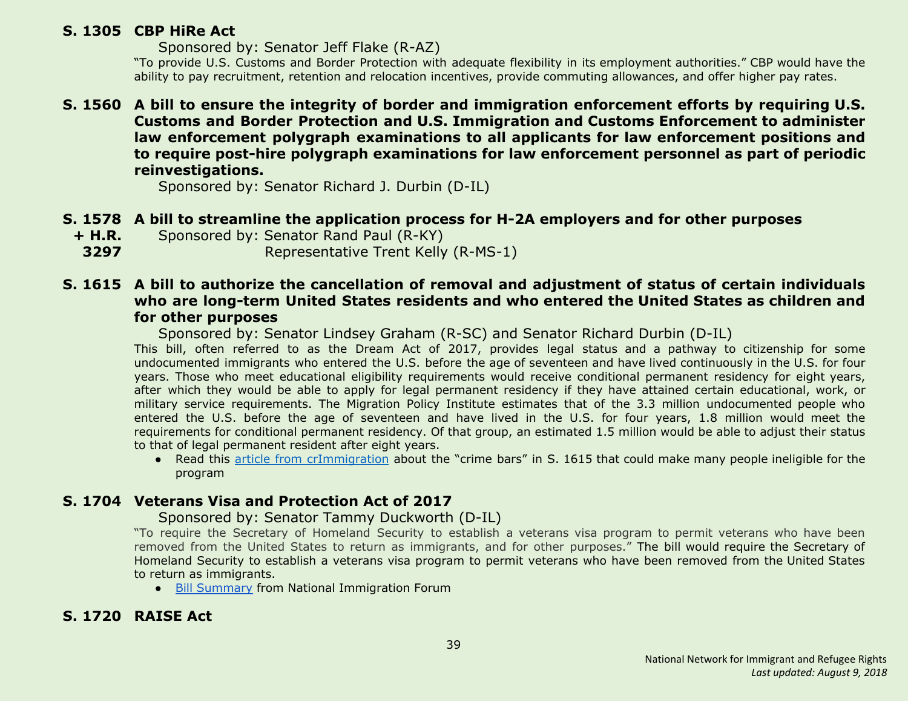**S. 1305 CBP HiRe Act**

Sponsored by: Senator Jeff Flake (R-AZ)

"To provide U.S. Customs and Border Protection with adequate flexibility in its employment authorities." CBP would have the ability to pay recruitment, retention and relocation incentives, provide commuting allowances, and offer higher pay rates.

**S. 1560 A bill to ensure the integrity of border and immigration enforcement efforts by requiring U.S. Customs and Border Protection and U.S. Immigration and Customs Enforcement to administer law enforcement polygraph examinations to all applicants for law enforcement positions and to require post-hire polygraph examinations for law enforcement personnel as part of periodic reinvestigations.**

Sponsored by: Senator Richard J. Durbin (D-IL)

**S. 1578 + H.R. 3297 A bill to streamline the application process for H-2A employers and for other purposes**

Sponsored by: Senator Rand Paul (R-KY)

Representative Trent Kelly (R-MS-1)

**S. 1615 A bill to authorize the cancellation of removal and adjustment of status of certain individuals who are long-term United States residents and who entered the United States as children and for other purposes**

Sponsored by: Senator Lindsey Graham (R-SC) and Senator Richard Durbin (D-IL)

This bill, often referred to as the Dream Act of 2017, provides legal status and a pathway to citizenship for some undocumented immigrants who entered the U.S. before the age of seventeen and have lived continuously in the U.S. for four years. Those who meet educational eligibility requirements would receive conditional permanent residency for eight years, after which they would be able to apply for legal permanent residency if they have attained certain educational, work, or military service requirements. The Migration Policy Institute estimates that of the 3.3 million undocumented people who entered the U.S. before the age of seventeen and have lived in the U.S. for four years, 1.8 million would meet the requirements for conditional permanent residency. Of that group, an estimated 1.5 million would be able to adjust their status to that of legal permanent resident after eight years.

- Read this article from crImmigration about the "crime bars" in S. 1615 that could make many people ineligible for the program

**S. 1704 Veterans Visa and Protection Act of 2017**

Sponsored by: Senator Tammy Duckworth (D-IL)

"To require the Secretary of Homeland Security to establish a veterans visa program to permit veterans who have been removed from the United States to return as immigrants, and for other purposes." The bill would require the Secretary of Homeland Security to establish a veterans visa program to permit veterans who have been removed from the United States to return as immigrants.

- Bill Summary from National Immigration Forum

**S. 1720 RAISE Act**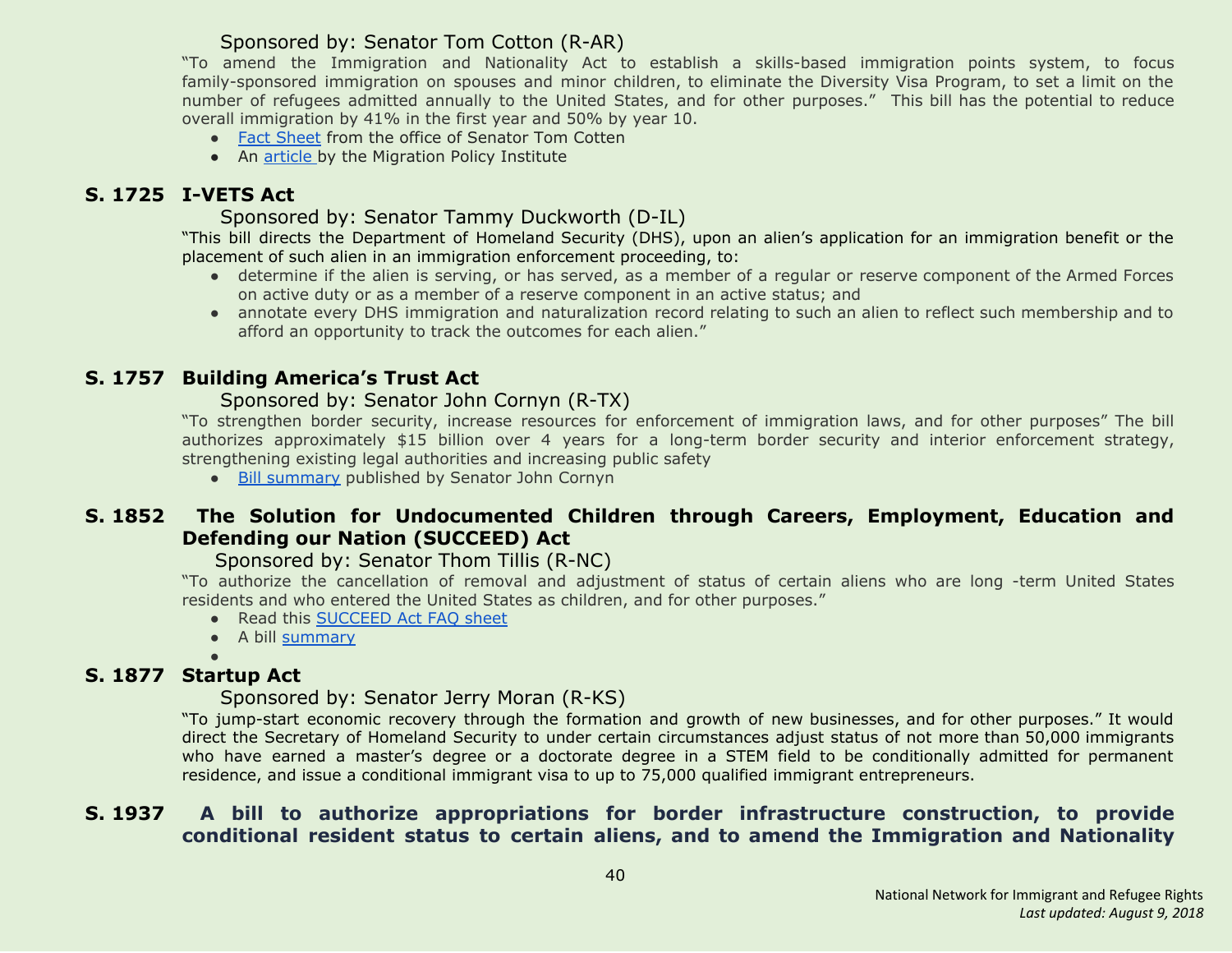Sponsored by: Senator Tom Cotton (R-AR)

"To amend the Immigration and Nationality Act to establish a skills-based immigration points system, to focus family-sponsored immigration on spouses and minor children, to eliminate the Diversity Visa Program, to set a limit on the number of refugees admitted annually to the United States, and for other purposes." This bill has the potential to reduce overall immigration by 41% in the first year and 50% by year 10.

- Fact Sheet from the office of Senator Tom Cotten
- An article by the Migration Policy Institute

### S. 1725 I-VETS Act

Sponsored by: Senator Tammy Duckworth (D-IL)

"This bill directs the Department of Homeland Security (DHS), upon an alien's application for an immigration benefit or the placement of such alien in an immigration enforcement proceeding, to:

- determine if the alien is serving, or has served, as a member of a regular or reserve component of the Armed Forces on active duty or as a member of a reserve component in an active status; and
- annotate every DHS immigration and naturalization record relating to such an alien to reflect such membership and to afford an opportunity to track the outcomes for each alien."

### S. 1757 Building America's Trust Act

Sponsored by: Senator John Cornyn (R-TX)

"To strengthen border security, increase resources for enforcement of immigration laws, and for other purposes" The bill authorizes approximately $15 billion over 4 years for a long-term border security and interior enforcement strategy, strengthening existing legal authorities and increasing public safety

- Bill summary published by Senator John Cornyn

### S. 1852 The Solution for Undocumented Children through Careers, Employment, Education and Defending our Nation (SUCCEED) Act

Sponsored by: Senator Thom Tillis (R-NC)

"To authorize the cancellation of removal and adjustment of status of certain aliens who are long -term United States residents and who entered the United States as children, and for other purposes."

- Read this SUCCEED Act FAQ sheet
- A bill summary

### S. 1877 Startup Act

Sponsored by: Senator Jerry Moran (R-KS)

"To jump-start economic recovery through the formation and growth of new businesses, and for other purposes." It would direct the Secretary of Homeland Security to under certain circumstances adjust status of not more than 50,000 immigrants who have earned a master's degree or a doctorate degree in a STEM field to be conditionally admitted for permanent residence, and issue a conditional immigrant visa to up to 75,000 qualified immigrant entrepreneurs.

### S. 1937 A bill to authorize appropriations for border infrastructure construction, to provide conditional resident status to certain aliens, and to amend the Immigration and Nationality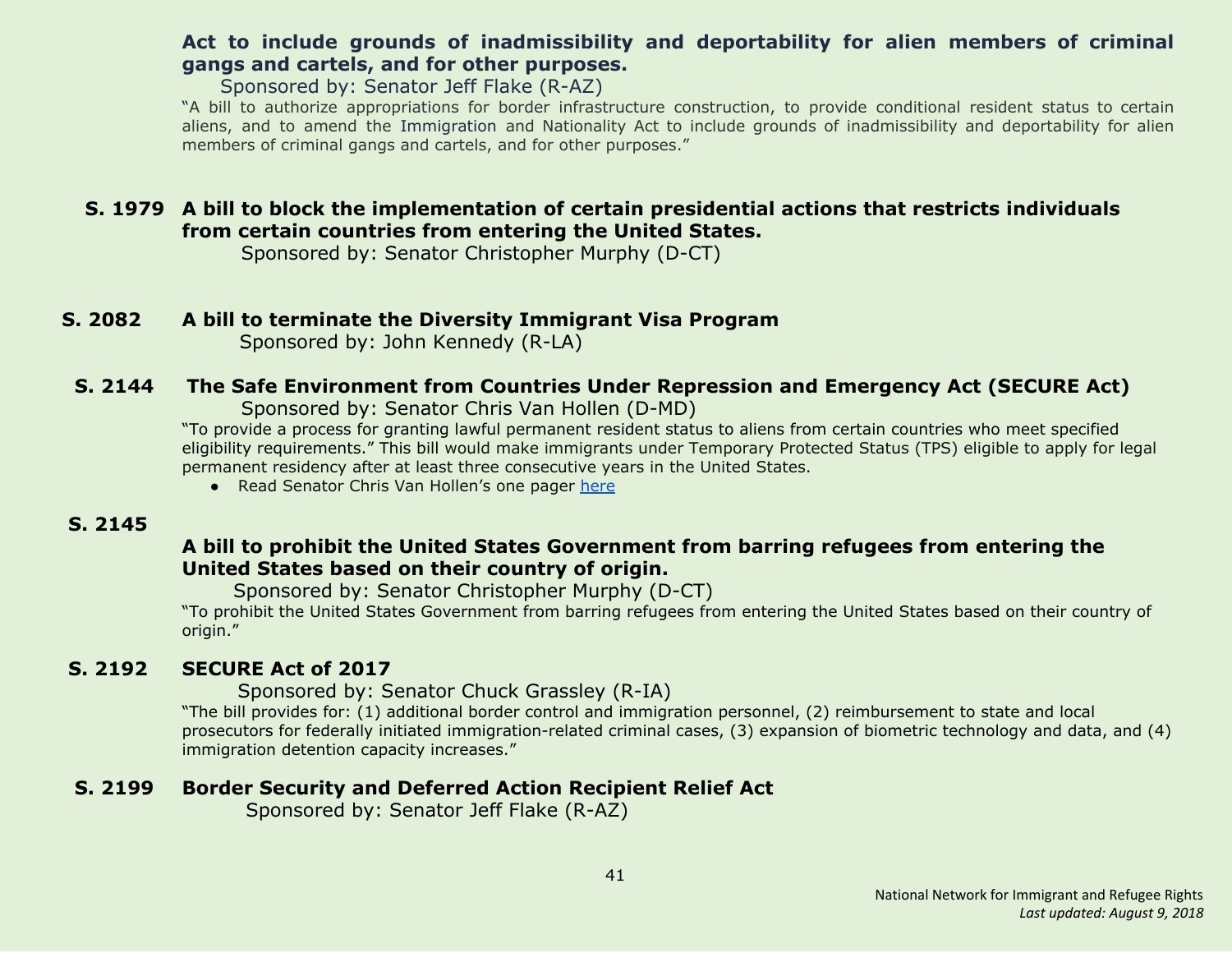**Act to include grounds of inadmissibility and deportability for alien members of criminal gangs and cartels, and for other purposes.**

Sponsored by: Senator Jeff Flake (R-AZ)

"A bill to authorize appropriations for border infrastructure construction, to provide conditional resident status to certain aliens, and to amend the Immigration and Nationality Act to include grounds of inadmissibility and deportability for alien members of criminal gangs and cartels, and for other purposes."

**S. 1979 A bill to block the implementation of certain presidential actions that restricts individuals from certain countries from entering the United States.**

Sponsored by: Senator Christopher Murphy (D-CT)

**S. 2082 A bill to terminate the Diversity Immigrant Visa Program**

Sponsored by: John Kennedy (R-LA)

**S. 2144 The Safe Environment from Countries Under Repression and Emergency Act (SECURE Act)**

Sponsored by: Senator Chris Van Hollen (D-MD)

"To provide a process for granting lawful permanent resident status to aliens from certain countries who meet specified eligibility requirements." This bill would make immigrants under Temporary Protected Status (TPS) eligible to apply for legal permanent residency after at least three consecutive years in the United States.

- Read Senator Chris Van Hollen's one pager here

**S. 2145**

**A bill to prohibit the United States Government from barring refugees from entering the United States based on their country of origin.**

Sponsored by: Senator Christopher Murphy (D-CT)

"To prohibit the United States Government from barring refugees from entering the United States based on their country of origin."

**S. 2192 SECURE Act of 2017**

Sponsored by: Senator Chuck Grassley (R-IA)

"The bill provides for: (1) additional border control and immigration personnel, (2) reimbursement to state and local prosecutors for federally initiated immigration-related criminal cases, (3) expansion of biometric technology and data, and (4) immigration detention capacity increases."

**S. 2199 Border Security and Deferred Action Recipient Relief Act**

Sponsored by: Senator Jeff Flake (R-AZ)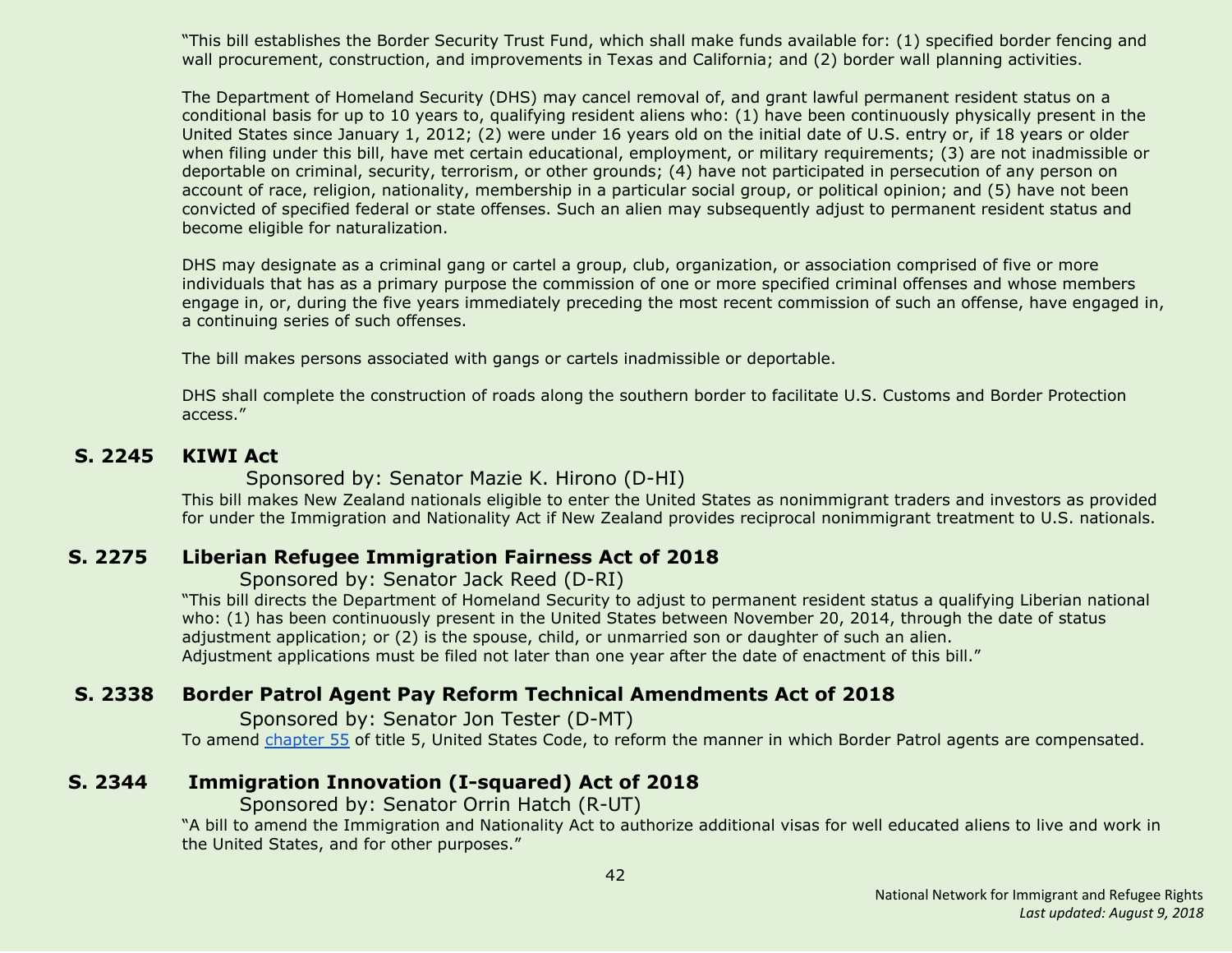"This bill establishes the Border Security Trust Fund, which shall make funds available for: (1) specified border fencing and wall procurement, construction, and improvements in Texas and California; and (2) border wall planning activities.

The Department of Homeland Security (DHS) may cancel removal of, and grant lawful permanent resident status on a conditional basis for up to 10 years to, qualifying resident aliens who: (1) have been continuously physically present in the United States since January 1, 2012; (2) were under 16 years old on the initial date of U.S. entry or, if 18 years or older when filing under this bill, have met certain educational, employment, or military requirements; (3) are not inadmissible or deportable on criminal, security, terrorism, or other grounds; (4) have not participated in persecution of any person on account of race, religion, nationality, membership in a particular social group, or political opinion; and (5) have not been convicted of specified federal or state offenses. Such an alien may subsequently adjust to permanent resident status and become eligible for naturalization.

DHS may designate as a criminal gang or cartel a group, club, organization, or association comprised of five or more individuals that has as a primary purpose the commission of one or more specified criminal offenses and whose members engage in, or, during the five years immediately preceding the most recent commission of such an offense, have engaged in, a continuing series of such offenses.

The bill makes persons associated with gangs or cartels inadmissible or deportable.

DHS shall complete the construction of roads along the southern border to facilitate U.S. Customs and Border Protection access."

### S. 2245 KIWI Act

Sponsored by: Senator Mazie K. Hirono (D-HI)

This bill makes New Zealand nationals eligible to enter the United States as nonimmigrant traders and investors as provided for under the Immigration and Nationality Act if New Zealand provides reciprocal nonimmigrant treatment to U.S. nationals.

### S. 2275 Liberian Refugee Immigration Fairness Act of 2018

Sponsored by: Senator Jack Reed (D-RI)

"This bill directs the Department of Homeland Security to adjust to permanent resident status a qualifying Liberian national who: (1) has been continuously present in the United States between November 20, 2014, through the date of status adjustment application; or (2) is the spouse, child, or unmarried son or daughter of such an alien.
Adjustment applications must be filed not later than one year after the date of enactment of this bill."

### S. 2338 Border Patrol Agent Pay Reform Technical Amendments Act of 2018

Sponsored by: Senator Jon Tester (D-MT)

To amend chapter 55 of title 5, United States Code, to reform the manner in which Border Patrol agents are compensated.

### S. 2344 Immigration Innovation (I-squared) Act of 2018

Sponsored by: Senator Orrin Hatch (R-UT)

"A bill to amend the Immigration and Nationality Act to authorize additional visas for well educated aliens to live and work in the United States, and for other purposes."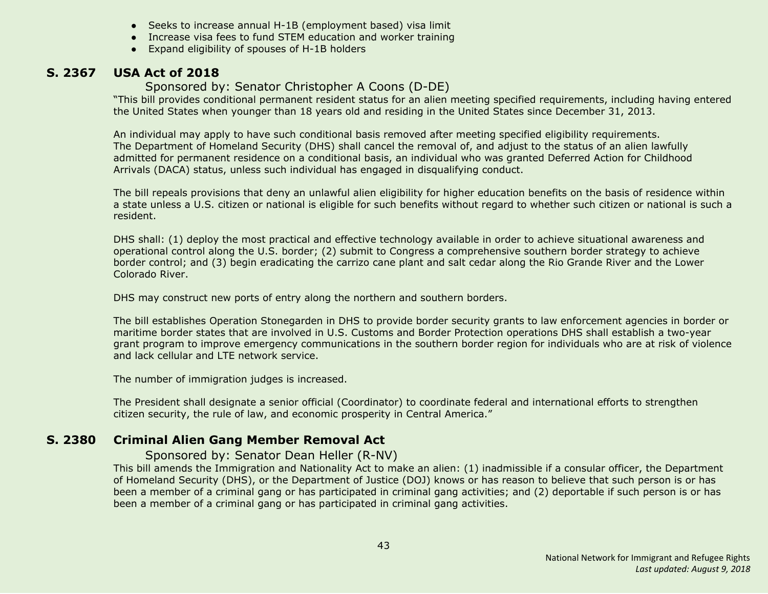- Seeks to increase annual H-1B (employment based) visa limit
- Increase visa fees to fund STEM education and worker training
- Expand eligibility of spouses of H-1B holders

## S. 2367 USA Act of 2018

Sponsored by: Senator Christopher A Coons (D-DE)

"This bill provides conditional permanent resident status for an alien meeting specified requirements, including having entered the United States when younger than 18 years old and residing in the United States since December 31, 2013.

An individual may apply to have such conditional basis removed after meeting specified eligibility requirements. The Department of Homeland Security (DHS) shall cancel the removal of, and adjust to the status of an alien lawfully admitted for permanent residence on a conditional basis, an individual who was granted Deferred Action for Childhood Arrivals (DACA) status, unless such individual has engaged in disqualifying conduct.

The bill repeals provisions that deny an unlawful alien eligibility for higher education benefits on the basis of residence within a state unless a U.S. citizen or national is eligible for such benefits without regard to whether such citizen or national is such a resident.

DHS shall: (1) deploy the most practical and effective technology available in order to achieve situational awareness and operational control along the U.S. border; (2) submit to Congress a comprehensive southern border strategy to achieve border control; and (3) begin eradicating the carrizo cane plant and salt cedar along the Rio Grande River and the Lower Colorado River.

DHS may construct new ports of entry along the northern and southern borders.

The bill establishes Operation Stonegarden in DHS to provide border security grants to law enforcement agencies in border or maritime border states that are involved in U.S. Customs and Border Protection operations DHS shall establish a two-year grant program to improve emergency communications in the southern border region for individuals who are at risk of violence and lack cellular and LTE network service.

The number of immigration judges is increased.

The President shall designate a senior official (Coordinator) to coordinate federal and international efforts to strengthen citizen security, the rule of law, and economic prosperity in Central America."

## S. 2380 Criminal Alien Gang Member Removal Act

Sponsored by: Senator Dean Heller (R-NV)

This bill amends the Immigration and Nationality Act to make an alien: (1) inadmissible if a consular officer, the Department of Homeland Security (DHS), or the Department of Justice (DOJ) knows or has reason to believe that such person is or has been a member of a criminal gang or has participated in criminal gang activities; and (2) deportable if such person is or has been a member of a criminal gang or has participated in criminal gang activities.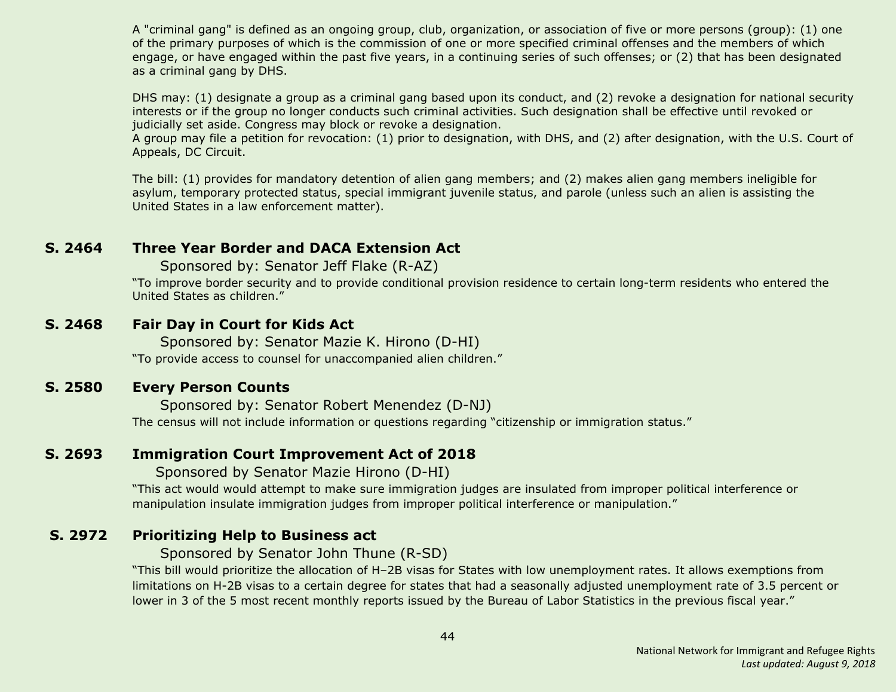A "criminal gang" is defined as an ongoing group, club, organization, or association of five or more persons (group): (1) one of the primary purposes of which is the commission of one or more specified criminal offenses and the members of which engage, or have engaged within the past five years, in a continuing series of such offenses; or (2) that has been designated as a criminal gang by DHS.

DHS may: (1) designate a group as a criminal gang based upon its conduct, and (2) revoke a designation for national security interests or if the group no longer conducts such criminal activities. Such designation shall be effective until revoked or judicially set aside. Congress may block or revoke a designation.
A group may file a petition for revocation: (1) prior to designation, with DHS, and (2) after designation, with the U.S. Court of Appeals, DC Circuit.

The bill: (1) provides for mandatory detention of alien gang members; and (2) makes alien gang members ineligible for asylum, temporary protected status, special immigrant juvenile status, and parole (unless such an alien is assisting the United States in a law enforcement matter).

**S. 2464 Three Year Border and DACA Extension Act**

Sponsored by: Senator Jeff Flake (R-AZ)

"To improve border security and to provide conditional provision residence to certain long-term residents who entered the United States as children."

**S. 2468 Fair Day in Court for Kids Act**

Sponsored by: Senator Mazie K. Hirono (D-HI)

"To provide access to counsel for unaccompanied alien children."

**S. 2580 Every Person Counts**

Sponsored by: Senator Robert Menendez (D-NJ)

The census will not include information or questions regarding "citizenship or immigration status."

**S. 2693 Immigration Court Improvement Act of 2018**

Sponsored by Senator Mazie Hirono (D-HI)

"This act would would attempt to make sure immigration judges are insulated from improper political interference or manipulation insulate immigration judges from improper political interference or manipulation."

**S. 2972 Prioritizing Help to Business act**

Sponsored by Senator John Thune (R-SD)

"This bill would prioritize the allocation of H–2B visas for States with low unemployment rates. It allows exemptions from limitations on H-2B visas to a certain degree for states that had a seasonally adjusted unemployment rate of 3.5 percent or lower in 3 of the 5 most recent monthly reports issued by the Bureau of Labor Statistics in the previous fiscal year."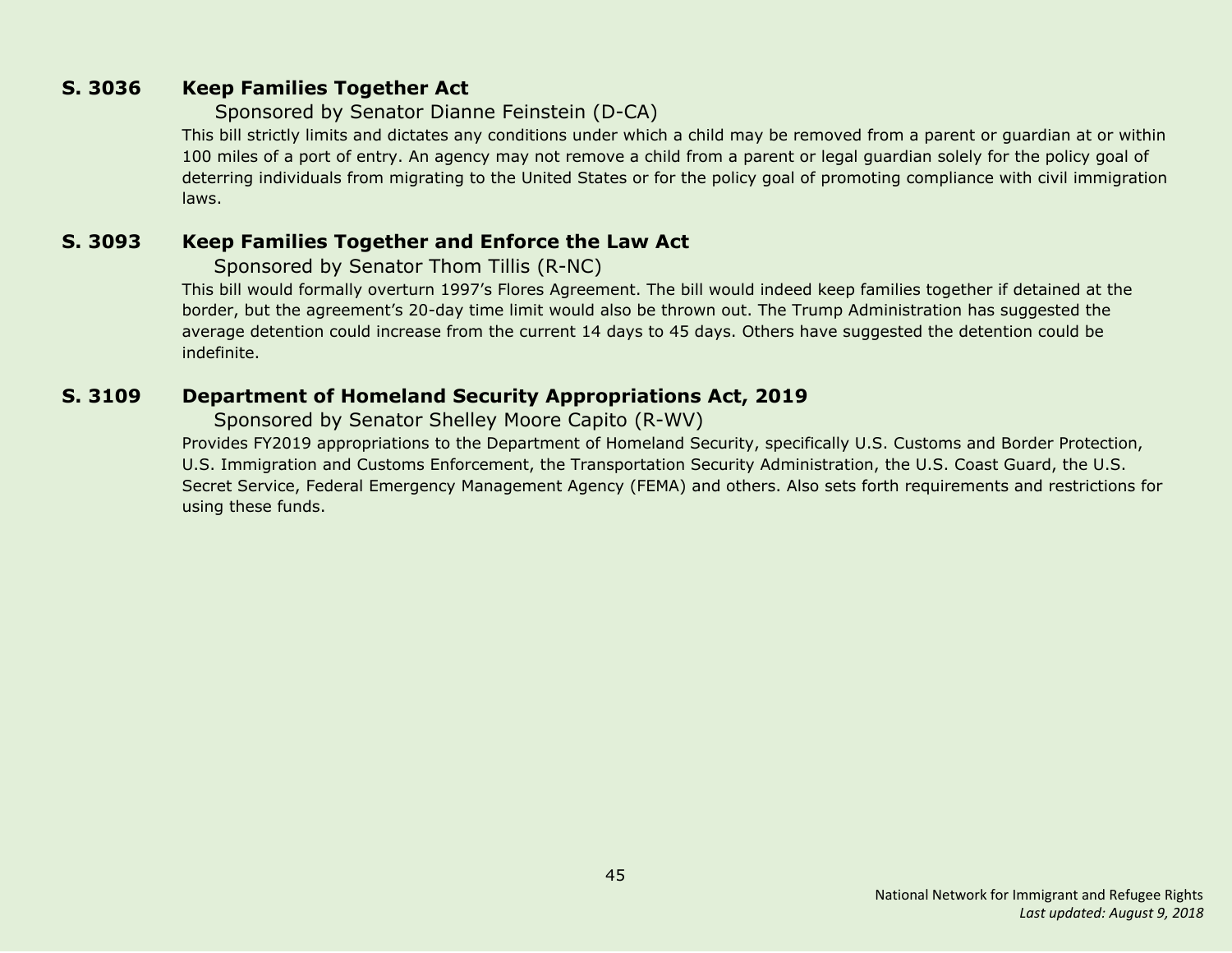**S. 3036 Keep Families Together Act**

Sponsored by Senator Dianne Feinstein (D-CA)

This bill strictly limits and dictates any conditions under which a child may be removed from a parent or guardian at or within 100 miles of a port of entry. An agency may not remove a child from a parent or legal guardian solely for the policy goal of deterring individuals from migrating to the United States or for the policy goal of promoting compliance with civil immigration laws.

**S. 3093 Keep Families Together and Enforce the Law Act**

Sponsored by Senator Thom Tillis (R-NC)

This bill would formally overturn 1997's Flores Agreement. The bill would indeed keep families together if detained at the border, but the agreement's 20-day time limit would also be thrown out. The Trump Administration has suggested the average detention could increase from the current 14 days to 45 days. Others have suggested the detention could be indefinite.

**S. 3109 Department of Homeland Security Appropriations Act, 2019**

Sponsored by Senator Shelley Moore Capito (R-WV)

Provides FY2019 appropriations to the Department of Homeland Security, specifically U.S. Customs and Border Protection, U.S. Immigration and Customs Enforcement, the Transportation Security Administration, the U.S. Coast Guard, the U.S. Secret Service, Federal Emergency Management Agency (FEMA) and others. Also sets forth requirements and restrictions for using these funds.